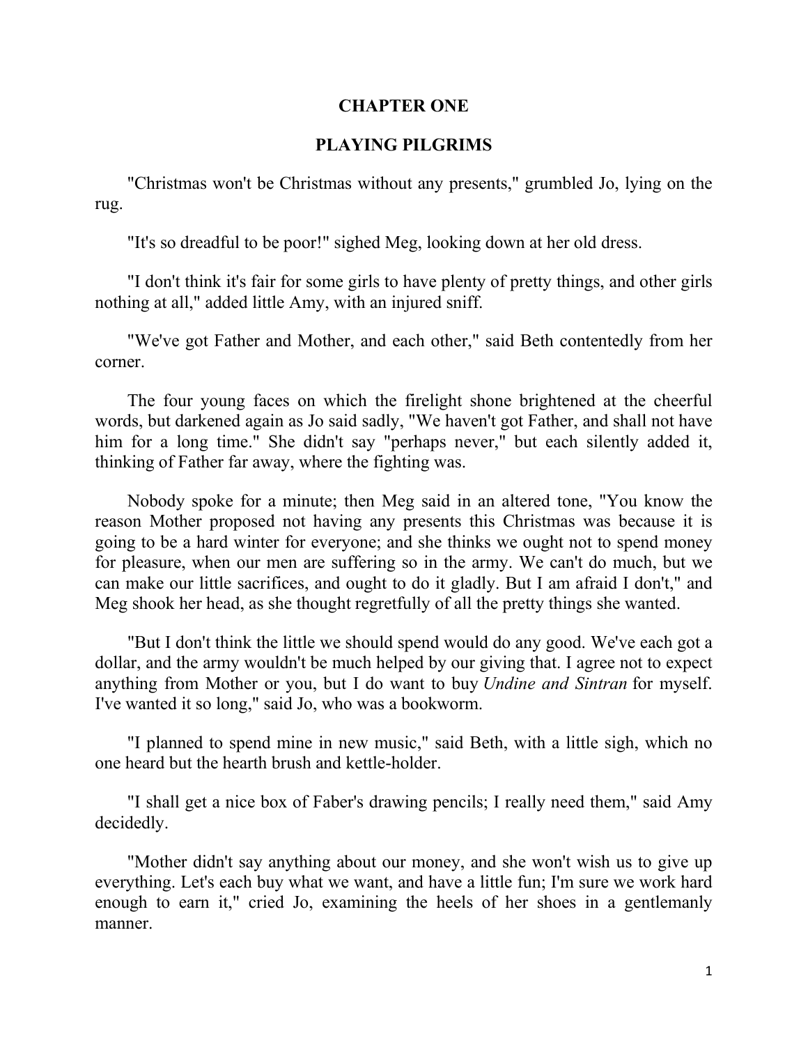# CHAPTER ONE

## PLAYING PILGRIMS

"Christmas won't be Christmas without any presents," grumbled Jo, lying on the rug.

"It's so dreadful to be poor!" sighed Meg, looking down at her old dress.

"I don't think it's fair for some girls to have plenty of pretty things, and other girls nothing at all," added little Amy, with an injured sniff.

"We've got Father and Mother, and each other," said Beth contentedly from her corner.

The four young faces on which the firelight shone brightened at the cheerful words, but darkened again as Jo said sadly, "We haven't got Father, and shall not have him for a long time." She didn't say "perhaps never," but each silently added it, thinking of Father far away, where the fighting was.

Nobody spoke for a minute; then Meg said in an altered tone, "You know the reason Mother proposed not having any presents this Christmas was because it is going to be a hard winter for everyone; and she thinks we ought not to spend money for pleasure, when our men are suffering so in the army. We can't do much, but we can make our little sacrifices, and ought to do it gladly. But I am afraid I don't," and Meg shook her head, as she thought regretfully of all the pretty things she wanted.

"But I don't think the little we should spend would do any good. We've each got a dollar, and the army wouldn't be much helped by our giving that. I agree not to expect anything from Mother or you, but I do want to buy *Undine and Sintran* for myself. I've wanted it so long," said Jo, who was a bookworm.

"I planned to spend mine in new music," said Beth, with a little sigh, which no one heard but the hearth brush and kettle-holder.

"I shall get a nice box of Faber's drawing pencils; I really need them," said Amy decidedly.

"Mother didn't say anything about our money, and she won't wish us to give up everything. Let's each buy what we want, and have a little fun; I'm sure we work hard enough to earn it," cried Jo, examining the heels of her shoes in a gentlemanly manner.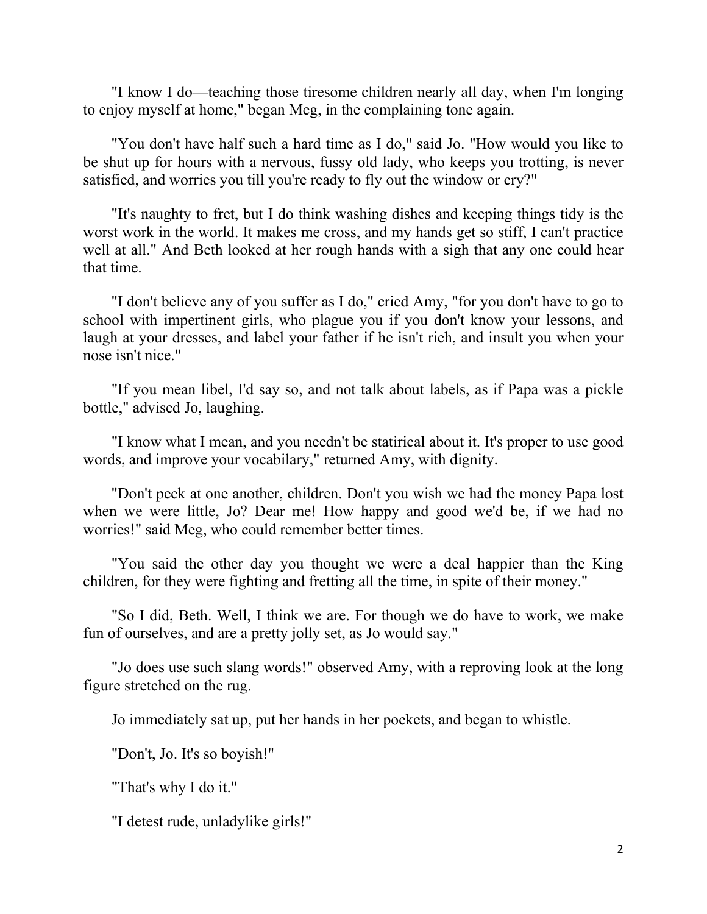"I know I do—teaching those tiresome children nearly all day, when I'm longing to enjoy myself at home," began Meg, in the complaining tone again.

"You don't have half such a hard time as I do," said Jo. "How would you like to be shut up for hours with a nervous, fussy old lady, who keeps you trotting, is never satisfied, and worries you till you're ready to fly out the window or cry?"

"It's naughty to fret, but I do think washing dishes and keeping things tidy is the worst work in the world. It makes me cross, and my hands get so stiff, I can't practice well at all." And Beth looked at her rough hands with a sigh that any one could hear that time.

"I don't believe any of you suffer as I do," cried Amy, "for you don't have to go to school with impertinent girls, who plague you if you don't know your lessons, and laugh at your dresses, and label your father if he isn't rich, and insult you when your nose isn't nice."

"If you mean libel, I'd say so, and not talk about labels, as if Papa was a pickle bottle," advised Jo, laughing.

"I know what I mean, and you needn't be statirical about it. It's proper to use good words, and improve your vocabilary," returned Amy, with dignity.

"Don't peck at one another, children. Don't you wish we had the money Papa lost when we were little, Jo? Dear me! How happy and good we'd be, if we had no worries!" said Meg, who could remember better times.

"You said the other day you thought we were a deal happier than the King children, for they were fighting and fretting all the time, in spite of their money."

"So I did, Beth. Well, I think we are. For though we do have to work, we make fun of ourselves, and are a pretty jolly set, as Jo would say."

"Jo does use such slang words!" observed Amy, with a reproving look at the long figure stretched on the rug.

Jo immediately sat up, put her hands in her pockets, and began to whistle.

"Don't, Jo. It's so boyish!"

"That's why I do it."

"I detest rude, unladylike girls!"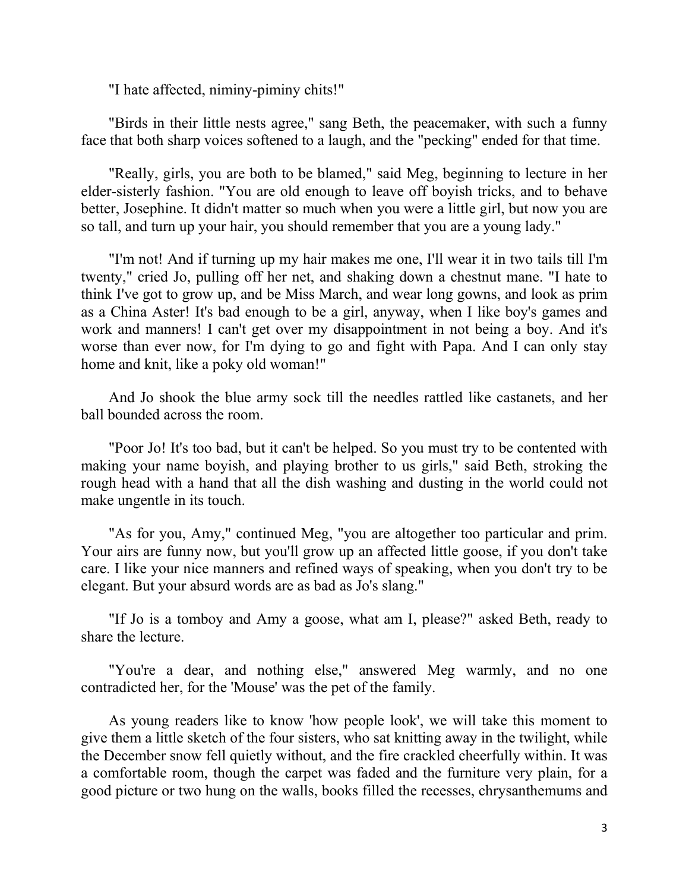"I hate affected, niminy-piminy chits!"

"Birds in their little nests agree," sang Beth, the peacemaker, with such a funny face that both sharp voices softened to a laugh, and the "pecking" ended for that time.

"Really, girls, you are both to be blamed," said Meg, beginning to lecture in her elder-sisterly fashion. "You are old enough to leave off boyish tricks, and to behave better, Josephine. It didn't matter so much when you were a little girl, but now you are so tall, and turn up your hair, you should remember that you are a young lady."

"I'm not! And if turning up my hair makes me one, I'll wear it in two tails till I'm twenty," cried Jo, pulling off her net, and shaking down a chestnut mane. "I hate to think I've got to grow up, and be Miss March, and wear long gowns, and look as prim as a China Aster! It's bad enough to be a girl, anyway, when I like boy's games and work and manners! I can't get over my disappointment in not being a boy. And it's worse than ever now, for I'm dying to go and fight with Papa. And I can only stay home and knit, like a poky old woman!"

And Jo shook the blue army sock till the needles rattled like castanets, and her ball bounded across the room.

"Poor Jo! It's too bad, but it can't be helped. So you must try to be contented with making your name boyish, and playing brother to us girls," said Beth, stroking the rough head with a hand that all the dish washing and dusting in the world could not make ungentle in its touch.

"As for you, Amy," continued Meg, "you are altogether too particular and prim. Your airs are funny now, but you'll grow up an affected little goose, if you don't take care. I like your nice manners and refined ways of speaking, when you don't try to be elegant. But your absurd words are as bad as Jo's slang."

"If Jo is a tomboy and Amy a goose, what am I, please?" asked Beth, ready to share the lecture.

"You're a dear, and nothing else," answered Meg warmly, and no one contradicted her, for the 'Mouse' was the pet of the family.

As young readers like to know 'how people look', we will take this moment to give them a little sketch of the four sisters, who sat knitting away in the twilight, while the December snow fell quietly without, and the fire crackled cheerfully within. It was a comfortable room, though the carpet was faded and the furniture very plain, for a good picture or two hung on the walls, books filled the recesses, chrysanthemums and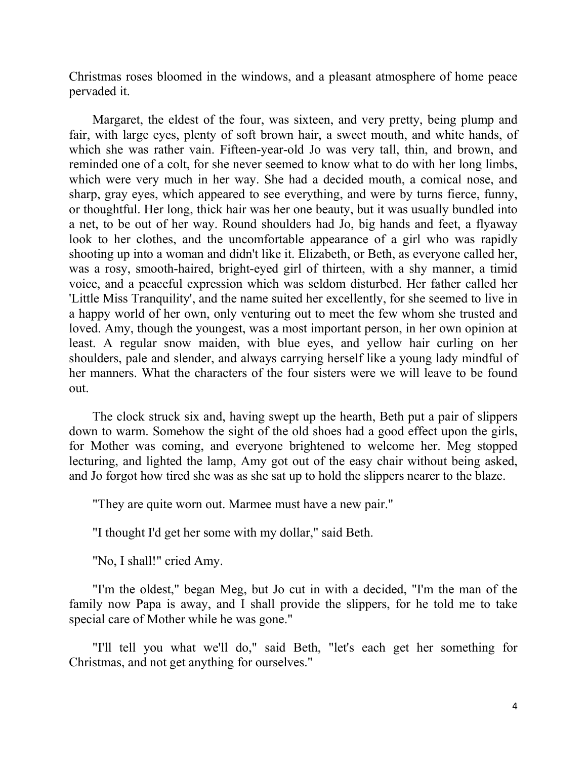Christmas roses bloomed in the windows, and a pleasant atmosphere of home peace pervaded it.

Margaret, the eldest of the four, was sixteen, and very pretty, being plump and fair, with large eyes, plenty of soft brown hair, a sweet mouth, and white hands, of which she was rather vain. Fifteen-year-old Jo was very tall, thin, and brown, and reminded one of a colt, for she never seemed to know what to do with her long limbs, which were very much in her way. She had a decided mouth, a comical nose, and sharp, gray eyes, which appeared to see everything, and were by turns fierce, funny, or thoughtful. Her long, thick hair was her one beauty, but it was usually bundled into a net, to be out of her way. Round shoulders had Jo, big hands and feet, a flyaway look to her clothes, and the uncomfortable appearance of a girl who was rapidly shooting up into a woman and didn't like it. Elizabeth, or Beth, as everyone called her, was a rosy, smooth-haired, bright-eyed girl of thirteen, with a shy manner, a timid voice, and a peaceful expression which was seldom disturbed. Her father called her 'Little Miss Tranquility', and the name suited her excellently, for she seemed to live in a happy world of her own, only venturing out to meet the few whom she trusted and loved. Amy, though the youngest, was a most important person, in her own opinion at least. A regular snow maiden, with blue eyes, and yellow hair curling on her shoulders, pale and slender, and always carrying herself like a young lady mindful of her manners. What the characters of the four sisters were we will leave to be found out.

The clock struck six and, having swept up the hearth, Beth put a pair of slippers down to warm. Somehow the sight of the old shoes had a good effect upon the girls, for Mother was coming, and everyone brightened to welcome her. Meg stopped lecturing, and lighted the lamp, Amy got out of the easy chair without being asked, and Jo forgot how tired she was as she sat up to hold the slippers nearer to the blaze.

"They are quite worn out. Marmee must have a new pair."

"I thought I'd get her some with my dollar," said Beth.

"No, I shall!" cried Amy.

"I'm the oldest," began Meg, but Jo cut in with a decided, "I'm the man of the family now Papa is away, and I shall provide the slippers, for he told me to take special care of Mother while he was gone."

"I'll tell you what we'll do," said Beth, "let's each get her something for Christmas, and not get anything for ourselves."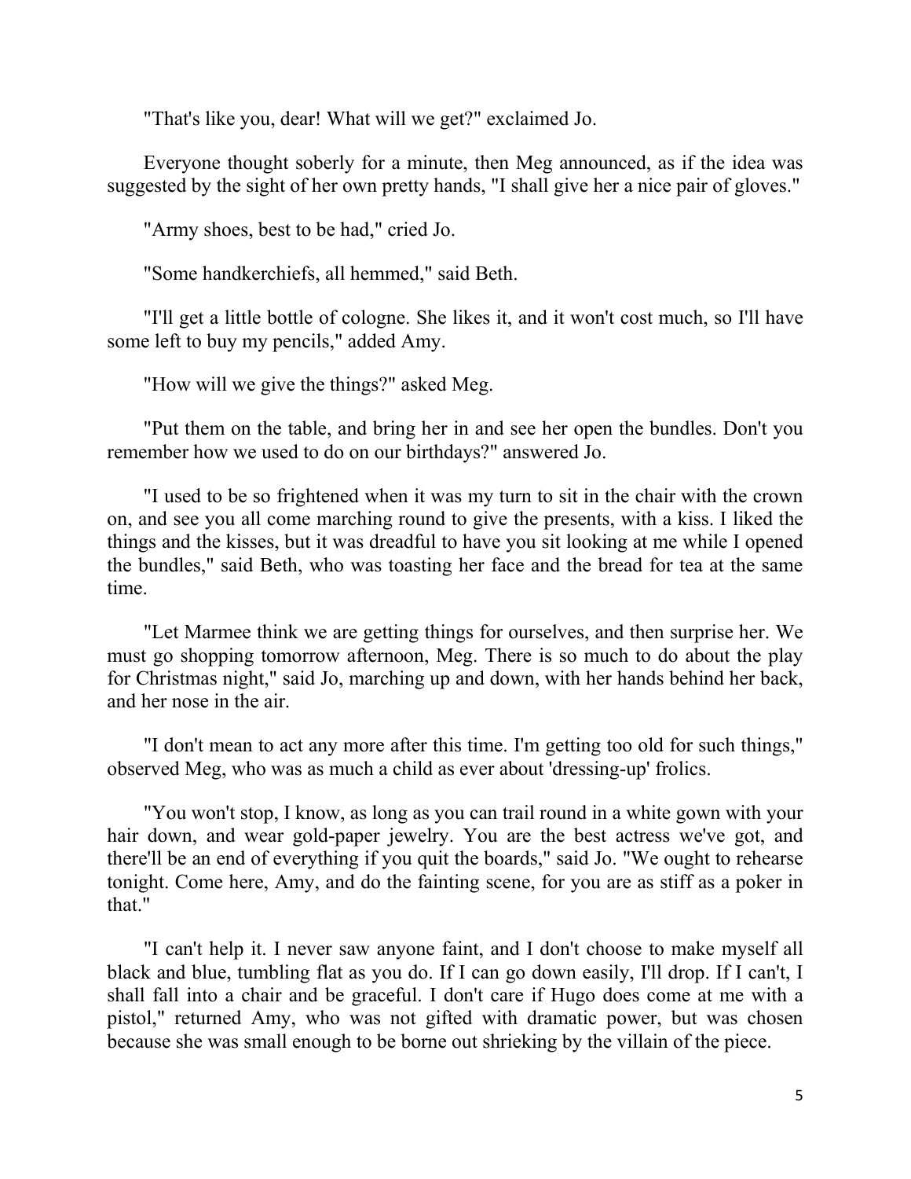"That's like you, dear! What will we get?" exclaimed Jo.

Everyone thought soberly for a minute, then Meg announced, as if the idea was suggested by the sight of her own pretty hands, "I shall give her a nice pair of gloves."

"Army shoes, best to be had," cried Jo.

"Some handkerchiefs, all hemmed," said Beth.

"I'll get a little bottle of cologne. She likes it, and it won't cost much, so I'll have some left to buy my pencils," added Amy.

"How will we give the things?" asked Meg.

"Put them on the table, and bring her in and see her open the bundles. Don't you remember how we used to do on our birthdays?" answered Jo.

"I used to be so frightened when it was my turn to sit in the chair with the crown on, and see you all come marching round to give the presents, with a kiss. I liked the things and the kisses, but it was dreadful to have you sit looking at me while I opened the bundles," said Beth, who was toasting her face and the bread for tea at the same time.

"Let Marmee think we are getting things for ourselves, and then surprise her. We must go shopping tomorrow afternoon, Meg. There is so much to do about the play for Christmas night," said Jo, marching up and down, with her hands behind her back, and her nose in the air.

"I don't mean to act any more after this time. I'm getting too old for such things," observed Meg, who was as much a child as ever about 'dressing-up' frolics.

"You won't stop, I know, as long as you can trail round in a white gown with your hair down, and wear gold-paper jewelry. You are the best actress we've got, and there'll be an end of everything if you quit the boards," said Jo. "We ought to rehearse tonight. Come here, Amy, and do the fainting scene, for you are as stiff as a poker in that."

"I can't help it. I never saw anyone faint, and I don't choose to make myself all black and blue, tumbling flat as you do. If I can go down easily, I'll drop. If I can't, I shall fall into a chair and be graceful. I don't care if Hugo does come at me with a pistol," returned Amy, who was not gifted with dramatic power, but was chosen because she was small enough to be borne out shrieking by the villain of the piece.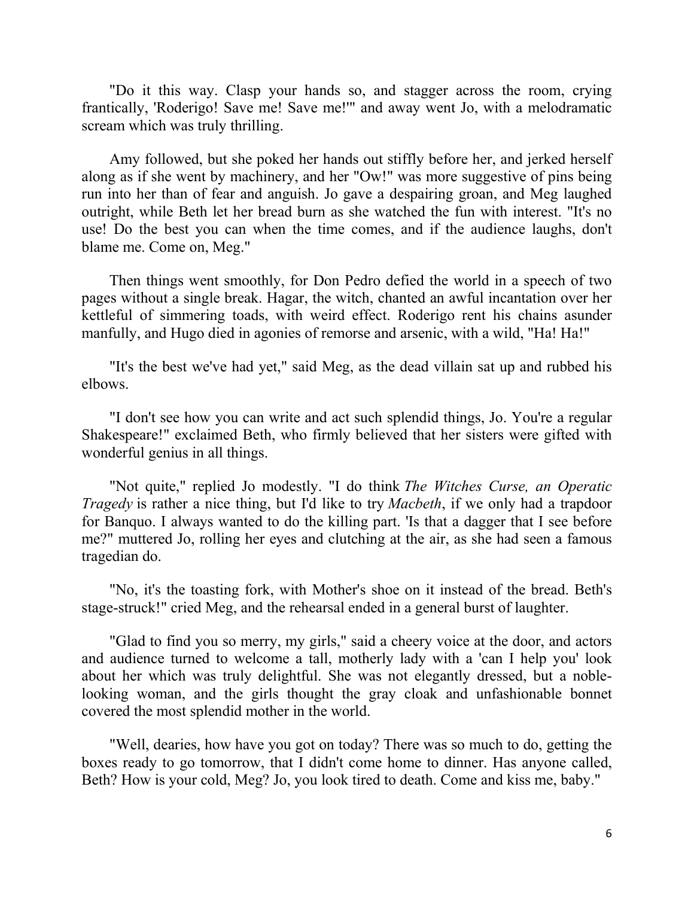"Do it this way. Clasp your hands so, and stagger across the room, crying frantically, 'Roderigo! Save me! Save me!'" and away went Jo, with a melodramatic scream which was truly thrilling.

Amy followed, but she poked her hands out stiffly before her, and jerked herself along as if she went by machinery, and her "Ow!" was more suggestive of pins being run into her than of fear and anguish. Jo gave a despairing groan, and Meg laughed outright, while Beth let her bread burn as she watched the fun with interest. "It's no use! Do the best you can when the time comes, and if the audience laughs, don't blame me. Come on, Meg."

Then things went smoothly, for Don Pedro defied the world in a speech of two pages without a single break. Hagar, the witch, chanted an awful incantation over her kettleful of simmering toads, with weird effect. Roderigo rent his chains asunder manfully, and Hugo died in agonies of remorse and arsenic, with a wild, "Ha! Ha!"

"It's the best we've had yet," said Meg, as the dead villain sat up and rubbed his elbows.

"I don't see how you can write and act such splendid things, Jo. You're a regular Shakespeare!" exclaimed Beth, who firmly believed that her sisters were gifted with wonderful genius in all things.

"Not quite," replied Jo modestly. "I do think *The Witches Curse, an Operatic Tragedy* is rather a nice thing, but I'd like to try *Macbeth*, if we only had a trapdoor for Banquo. I always wanted to do the killing part. 'Is that a dagger that I see before me?" muttered Jo, rolling her eyes and clutching at the air, as she had seen a famous tragedian do.

"No, it's the toasting fork, with Mother's shoe on it instead of the bread. Beth's stage-struck!" cried Meg, and the rehearsal ended in a general burst of laughter.

"Glad to find you so merry, my girls," said a cheery voice at the door, and actors and audience turned to welcome a tall, motherly lady with a 'can I help you' look about her which was truly delightful. She was not elegantly dressed, but a noble-looking woman, and the girls thought the gray cloak and unfashionable bonnet covered the most splendid mother in the world.

"Well, dearies, how have you got on today? There was so much to do, getting the boxes ready to go tomorrow, that I didn't come home to dinner. Has anyone called, Beth? How is your cold, Meg? Jo, you look tired to death. Come and kiss me, baby."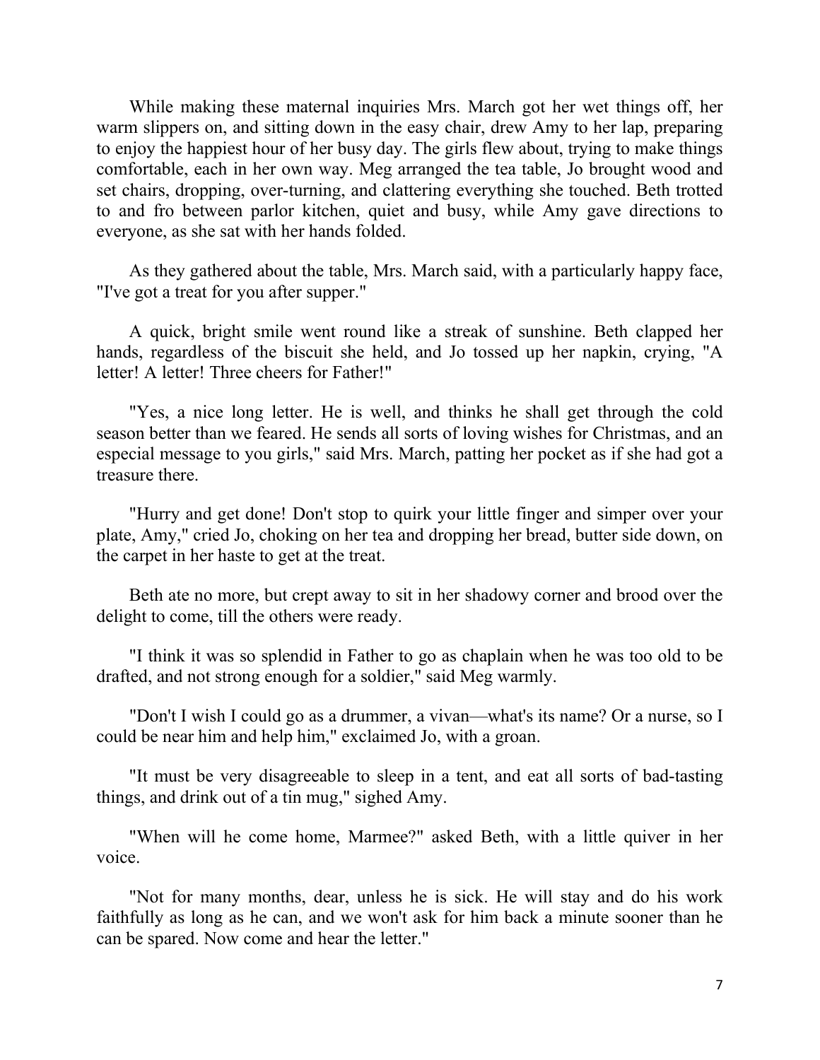While making these maternal inquiries Mrs. March got her wet things off, her warm slippers on, and sitting down in the easy chair, drew Amy to her lap, preparing to enjoy the happiest hour of her busy day. The girls flew about, trying to make things comfortable, each in her own way. Meg arranged the tea table, Jo brought wood and set chairs, dropping, over-turning, and clattering everything she touched. Beth trotted to and fro between parlor kitchen, quiet and busy, while Amy gave directions to everyone, as she sat with her hands folded.

As they gathered about the table, Mrs. March said, with a particularly happy face, "I've got a treat for you after supper."

A quick, bright smile went round like a streak of sunshine. Beth clapped her hands, regardless of the biscuit she held, and Jo tossed up her napkin, crying, "A letter! A letter! Three cheers for Father!"

"Yes, a nice long letter. He is well, and thinks he shall get through the cold season better than we feared. He sends all sorts of loving wishes for Christmas, and an especial message to you girls," said Mrs. March, patting her pocket as if she had got a treasure there.

"Hurry and get done! Don't stop to quirk your little finger and simper over your plate, Amy," cried Jo, choking on her tea and dropping her bread, butter side down, on the carpet in her haste to get at the treat.

Beth ate no more, but crept away to sit in her shadowy corner and brood over the delight to come, till the others were ready.

"I think it was so splendid in Father to go as chaplain when he was too old to be drafted, and not strong enough for a soldier," said Meg warmly.

"Don't I wish I could go as a drummer, a vivan—what's its name? Or a nurse, so I could be near him and help him," exclaimed Jo, with a groan.

"It must be very disagreeable to sleep in a tent, and eat all sorts of bad-tasting things, and drink out of a tin mug," sighed Amy.

"When will he come home, Marmee?" asked Beth, with a little quiver in her voice.

"Not for many months, dear, unless he is sick. He will stay and do his work faithfully as long as he can, and we won't ask for him back a minute sooner than he can be spared. Now come and hear the letter."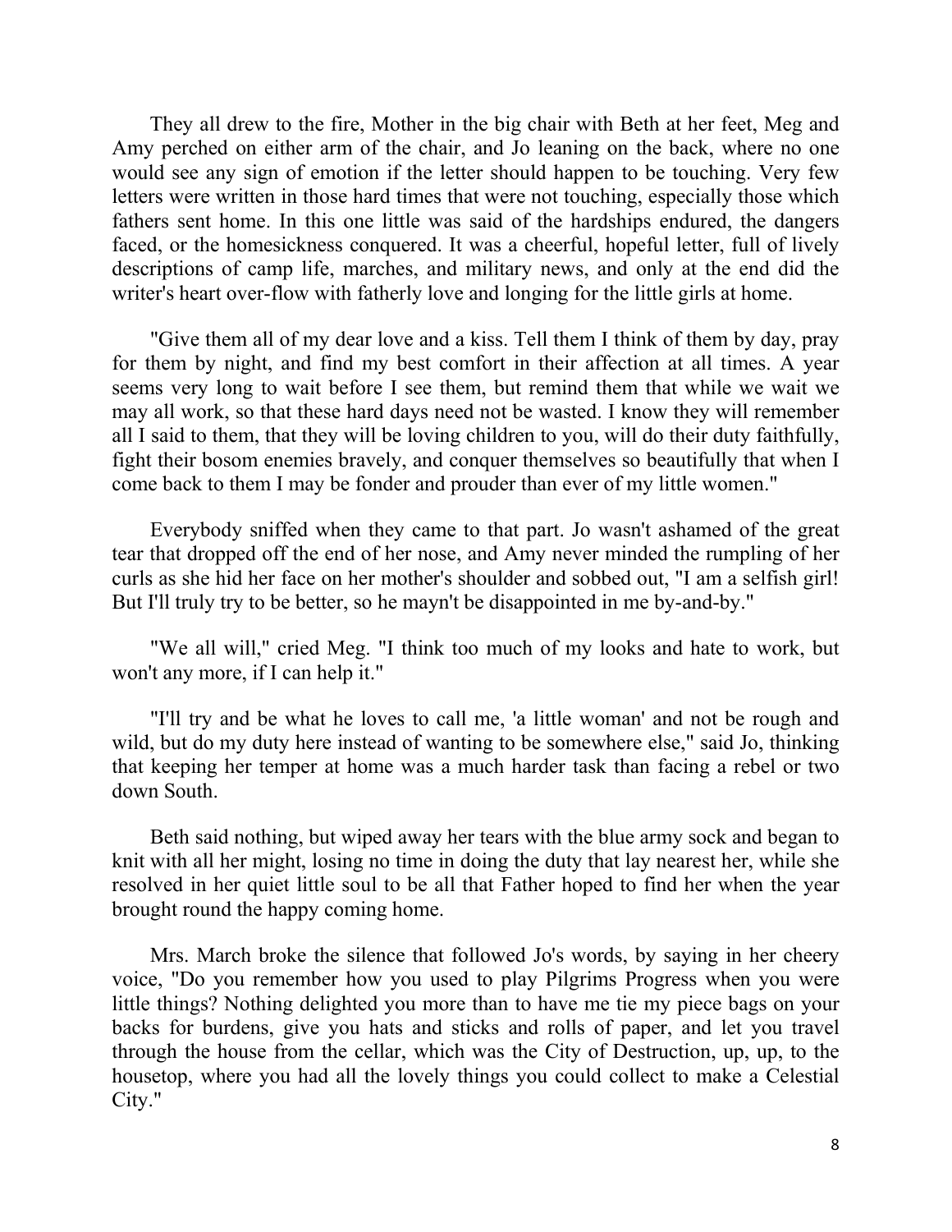They all drew to the fire, Mother in the big chair with Beth at her feet, Meg and Amy perched on either arm of the chair, and Jo leaning on the back, where no one would see any sign of emotion if the letter should happen to be touching. Very few letters were written in those hard times that were not touching, especially those which fathers sent home. In this one little was said of the hardships endured, the dangers faced, or the homesickness conquered. It was a cheerful, hopeful letter, full of lively descriptions of camp life, marches, and military news, and only at the end did the writer's heart over-flow with fatherly love and longing for the little girls at home.

"Give them all of my dear love and a kiss. Tell them I think of them by day, pray for them by night, and find my best comfort in their affection at all times. A year seems very long to wait before I see them, but remind them that while we wait we may all work, so that these hard days need not be wasted. I know they will remember all I said to them, that they will be loving children to you, will do their duty faithfully, fight their bosom enemies bravely, and conquer themselves so beautifully that when I come back to them I may be fonder and prouder than ever of my little women."

Everybody sniffed when they came to that part. Jo wasn't ashamed of the great tear that dropped off the end of her nose, and Amy never minded the rumpling of her curls as she hid her face on her mother's shoulder and sobbed out, "I am a selfish girl! But I'll truly try to be better, so he mayn't be disappointed in me by-and-by."

"We all will," cried Meg. "I think too much of my looks and hate to work, but won't any more, if I can help it."

"I'll try and be what he loves to call me, 'a little woman' and not be rough and wild, but do my duty here instead of wanting to be somewhere else," said Jo, thinking that keeping her temper at home was a much harder task than facing a rebel or two down South.

Beth said nothing, but wiped away her tears with the blue army sock and began to knit with all her might, losing no time in doing the duty that lay nearest her, while she resolved in her quiet little soul to be all that Father hoped to find her when the year brought round the happy coming home.

Mrs. March broke the silence that followed Jo's words, by saying in her cheery voice, "Do you remember how you used to play Pilgrims Progress when you were little things? Nothing delighted you more than to have me tie my piece bags on your backs for burdens, give you hats and sticks and rolls of paper, and let you travel through the house from the cellar, which was the City of Destruction, up, up, to the housetop, where you had all the lovely things you could collect to make a Celestial City."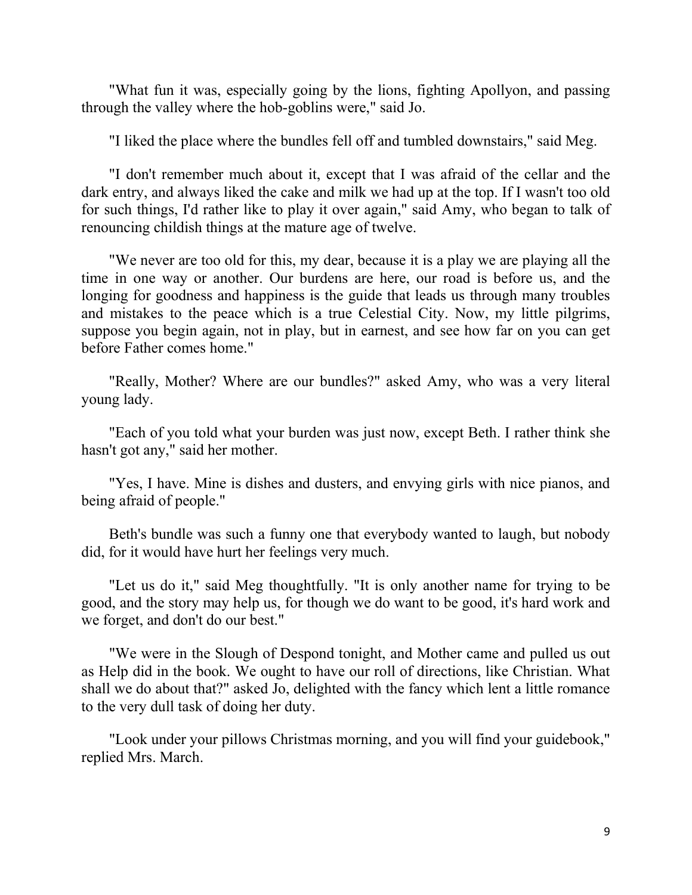"What fun it was, especially going by the lions, fighting Apollyon, and passing through the valley where the hob-goblins were," said Jo.

"I liked the place where the bundles fell off and tumbled downstairs," said Meg.

"I don't remember much about it, except that I was afraid of the cellar and the dark entry, and always liked the cake and milk we had up at the top. If I wasn't too old for such things, I'd rather like to play it over again," said Amy, who began to talk of renouncing childish things at the mature age of twelve.

"We never are too old for this, my dear, because it is a play we are playing all the time in one way or another. Our burdens are here, our road is before us, and the longing for goodness and happiness is the guide that leads us through many troubles and mistakes to the peace which is a true Celestial City. Now, my little pilgrims, suppose you begin again, not in play, but in earnest, and see how far on you can get before Father comes home."

"Really, Mother? Where are our bundles?" asked Amy, who was a very literal young lady.

"Each of you told what your burden was just now, except Beth. I rather think she hasn't got any," said her mother.

"Yes, I have. Mine is dishes and dusters, and envying girls with nice pianos, and being afraid of people."

Beth's bundle was such a funny one that everybody wanted to laugh, but nobody did, for it would have hurt her feelings very much.

"Let us do it," said Meg thoughtfully. "It is only another name for trying to be good, and the story may help us, for though we do want to be good, it's hard work and we forget, and don't do our best."

"We were in the Slough of Despond tonight, and Mother came and pulled us out as Help did in the book. We ought to have our roll of directions, like Christian. What shall we do about that?" asked Jo, delighted with the fancy which lent a little romance to the very dull task of doing her duty.

"Look under your pillows Christmas morning, and you will find your guidebook," replied Mrs. March.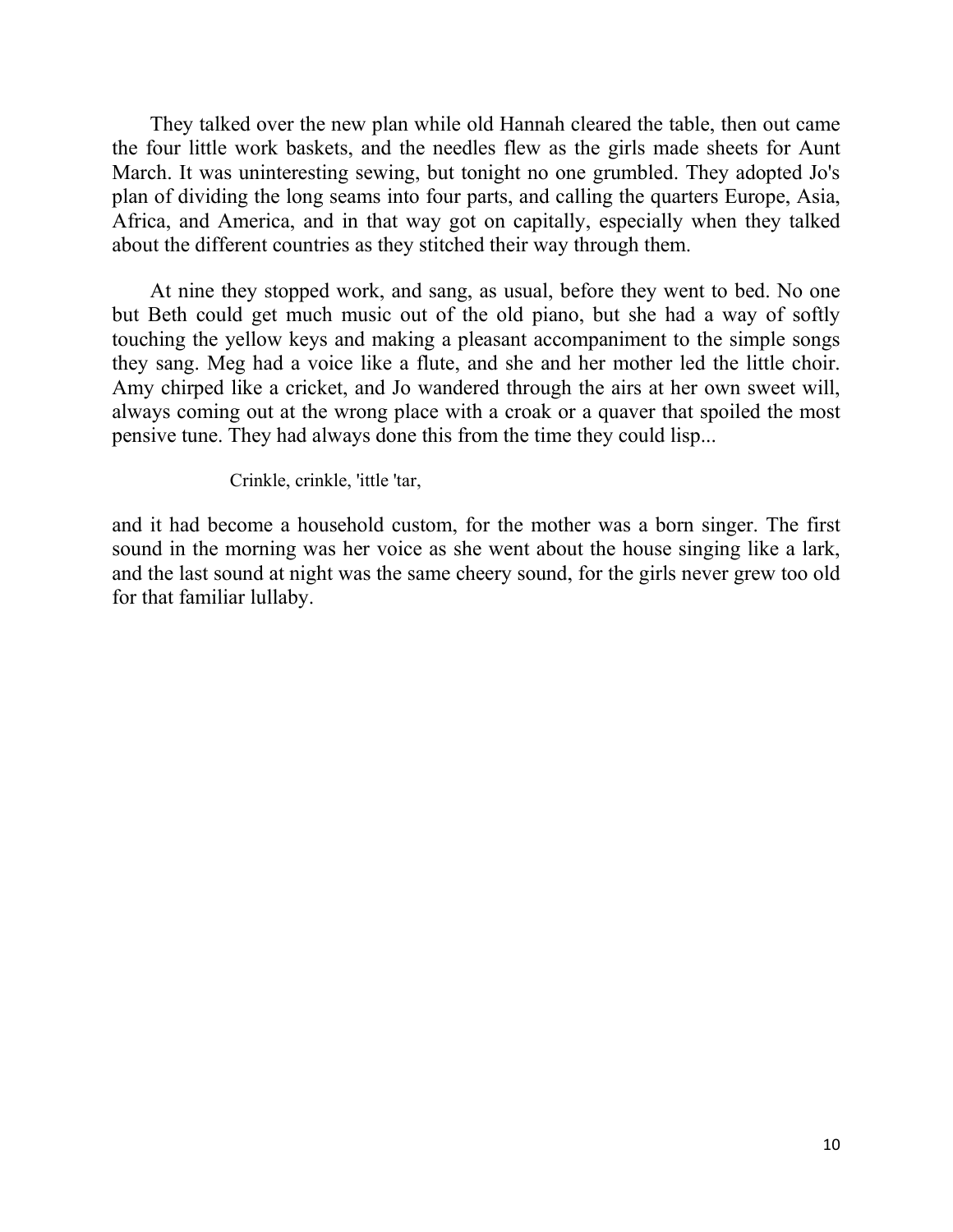They talked over the new plan while old Hannah cleared the table, then out came the four little work baskets, and the needles flew as the girls made sheets for Aunt March. It was uninteresting sewing, but tonight no one grumbled. They adopted Jo's plan of dividing the long seams into four parts, and calling the quarters Europe, Asia, Africa, and America, and in that way got on capitally, especially when they talked about the different countries as they stitched their way through them.

At nine they stopped work, and sang, as usual, before they went to bed. No one but Beth could get much music out of the old piano, but she had a way of softly touching the yellow keys and making a pleasant accompaniment to the simple songs they sang. Meg had a voice like a flute, and she and her mother led the little choir. Amy chirped like a cricket, and Jo wandered through the airs at her own sweet will, always coming out at the wrong place with a croak or a quaver that spoiled the most pensive tune. They had always done this from the time they could lisp...

> Crinkle, crinkle, 'ittle 'tar,

and it had become a household custom, for the mother was a born singer. The first sound in the morning was her voice as she went about the house singing like a lark, and the last sound at night was the same cheery sound, for the girls never grew too old for that familiar lullaby.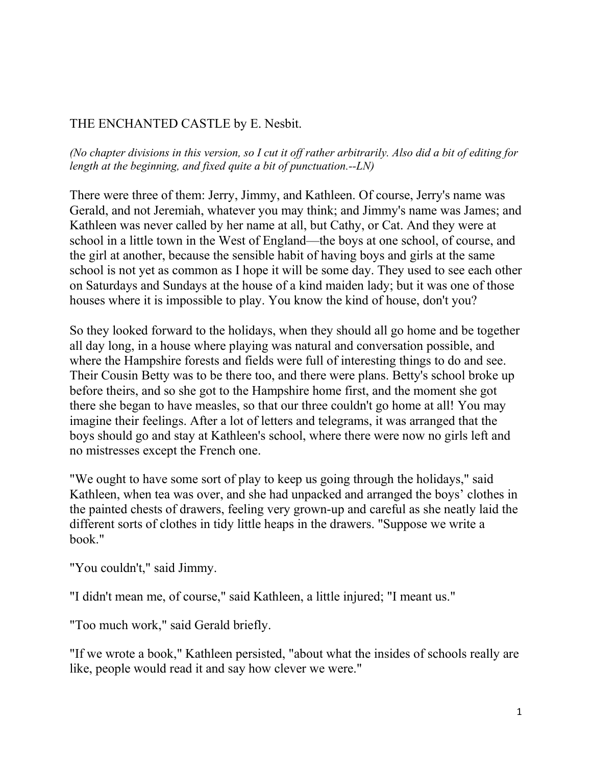THE ENCHANTED CASTLE by E. Nesbit.

*(No chapter divisions in this version, so I cut it off rather arbitrarily. Also did a bit of editing for length at the beginning, and fixed quite a bit of punctuation.--LN)*

There were three of them: Jerry, Jimmy, and Kathleen. Of course, Jerry's name was Gerald, and not Jeremiah, whatever you may think; and Jimmy's name was James; and Kathleen was never called by her name at all, but Cathy, or Cat. And they were at school in a little town in the West of England—the boys at one school, of course, and the girl at another, because the sensible habit of having boys and girls at the same school is not yet as common as I hope it will be some day. They used to see each other on Saturdays and Sundays at the house of a kind maiden lady; but it was one of those houses where it is impossible to play. You know the kind of house, don't you?

So they looked forward to the holidays, when they should all go home and be together all day long, in a house where playing was natural and conversation possible, and where the Hampshire forests and fields were full of interesting things to do and see. Their Cousin Betty was to be there too, and there were plans. Betty's school broke up before theirs, and so she got to the Hampshire home first, and the moment she got there she began to have measles, so that our three couldn't go home at all! You may imagine their feelings. After a lot of letters and telegrams, it was arranged that the boys should go and stay at Kathleen's school, where there were now no girls left and no mistresses except the French one.

"We ought to have some sort of play to keep us going through the holidays," said Kathleen, when tea was over, and she had unpacked and arranged the boys' clothes in the painted chests of drawers, feeling very grown-up and careful as she neatly laid the different sorts of clothes in tidy little heaps in the drawers. "Suppose we write a book."

"You couldn't," said Jimmy.

"I didn't mean me, of course," said Kathleen, a little injured; "I meant us."

"Too much work," said Gerald briefly.

"If we wrote a book," Kathleen persisted, "about what the insides of schools really are like, people would read it and say how clever we were."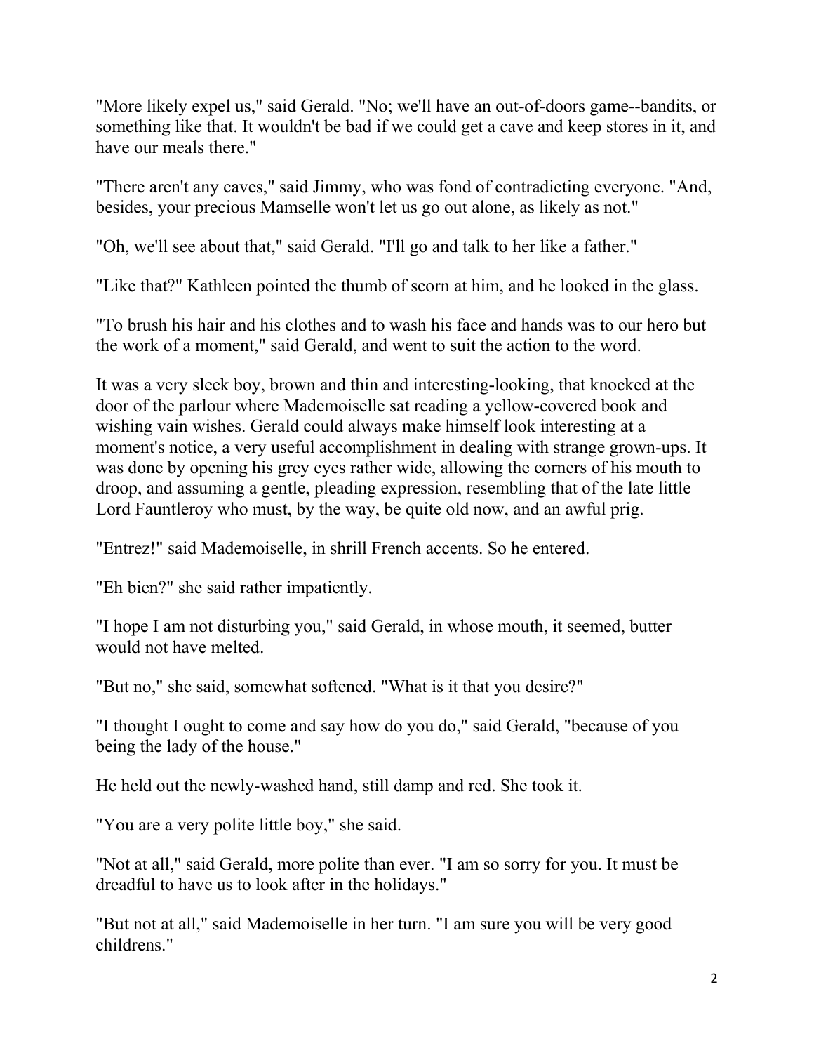"More likely expel us," said Gerald. "No; we'll have an out-of-doors game--bandits, or something like that. It wouldn't be bad if we could get a cave and keep stores in it, and have our meals there."

"There aren't any caves," said Jimmy, who was fond of contradicting everyone. "And, besides, your precious Mamselle won't let us go out alone, as likely as not."

"Oh, we'll see about that," said Gerald. "I'll go and talk to her like a father."

"Like that?" Kathleen pointed the thumb of scorn at him, and he looked in the glass.

"To brush his hair and his clothes and to wash his face and hands was to our hero but the work of a moment," said Gerald, and went to suit the action to the word.

It was a very sleek boy, brown and thin and interesting-looking, that knocked at the door of the parlour where Mademoiselle sat reading a yellow-covered book and wishing vain wishes. Gerald could always make himself look interesting at a moment's notice, a very useful accomplishment in dealing with strange grown-ups. It was done by opening his grey eyes rather wide, allowing the corners of his mouth to droop, and assuming a gentle, pleading expression, resembling that of the late little Lord Fauntleroy who must, by the way, be quite old now, and an awful prig.

"Entrez!" said Mademoiselle, in shrill French accents. So he entered.

"Eh bien?" she said rather impatiently.

"I hope I am not disturbing you," said Gerald, in whose mouth, it seemed, butter would not have melted.

"But no," she said, somewhat softened. "What is it that you desire?"

"I thought I ought to come and say how do you do," said Gerald, "because of you being the lady of the house."

He held out the newly-washed hand, still damp and red. She took it.

"You are a very polite little boy," she said.

"Not at all," said Gerald, more polite than ever. "I am so sorry for you. It must be dreadful to have us to look after in the holidays."

"But not at all," said Mademoiselle in her turn. "I am sure you will be very good childrens."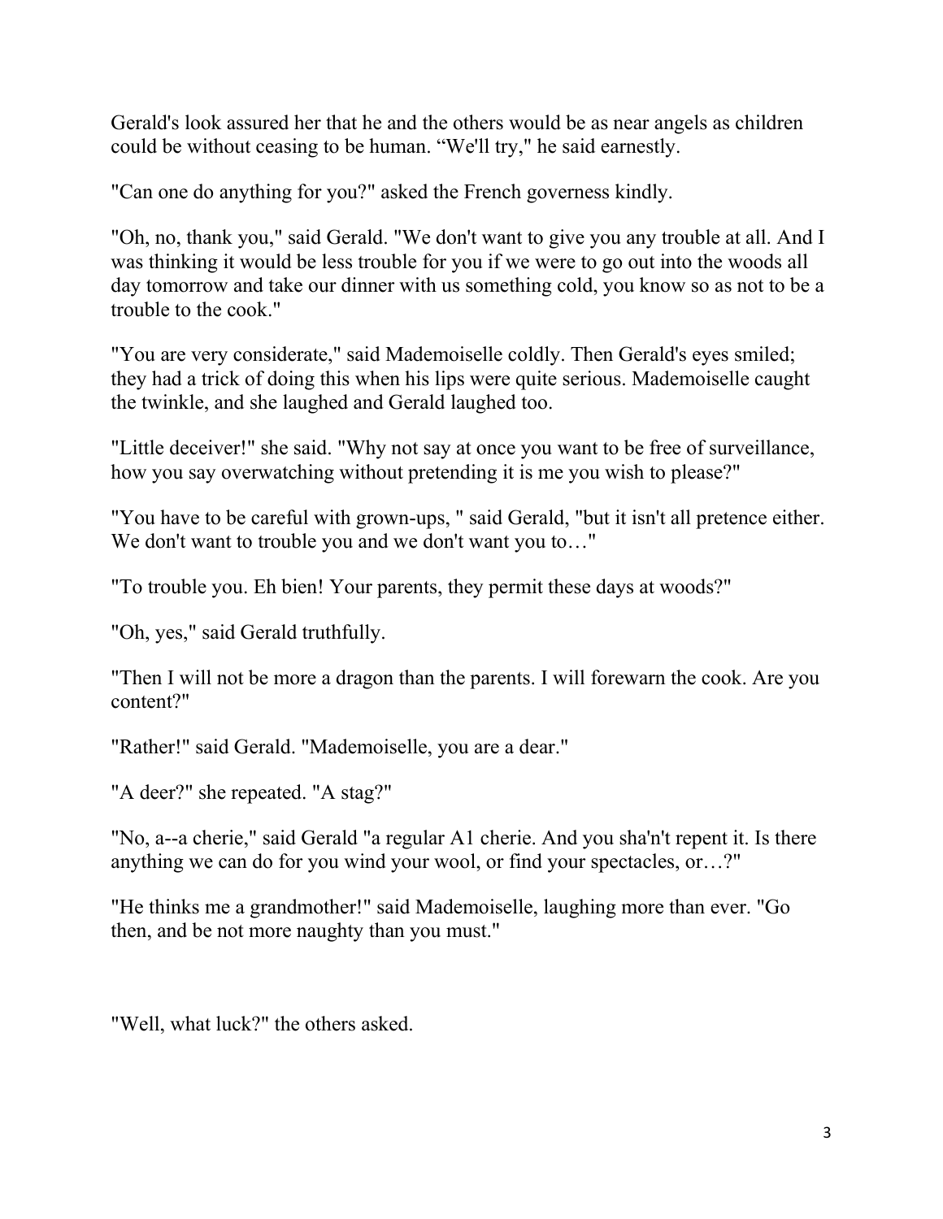Gerald's look assured her that he and the others would be as near angels as children could be without ceasing to be human. “We'll try," he said earnestly.

"Can one do anything for you?" asked the French governess kindly.

"Oh, no, thank you," said Gerald. "We don't want to give you any trouble at all. And I was thinking it would be less trouble for you if we were to go out into the woods all day tomorrow and take our dinner with us something cold, you know so as not to be a trouble to the cook."

"You are very considerate," said Mademoiselle coldly. Then Gerald's eyes smiled; they had a trick of doing this when his lips were quite serious. Mademoiselle caught the twinkle, and she laughed and Gerald laughed too.

"Little deceiver!" she said. "Why not say at once you want to be free of surveillance, how you say overwatching without pretending it is me you wish to please?"

"You have to be careful with grown-ups, " said Gerald, "but it isn't all pretence either. We don't want to trouble you and we don't want you to…"

"To trouble you. Eh bien! Your parents, they permit these days at woods?"

"Oh, yes," said Gerald truthfully.

"Then I will not be more a dragon than the parents. I will forewarn the cook. Are you content?"

"Rather!" said Gerald. "Mademoiselle, you are a dear."

"A deer?" she repeated. "A stag?"

"No, a--a cherie," said Gerald "a regular A1 cherie. And you sha'n't repent it. Is there anything we can do for you wind your wool, or find your spectacles, or…?"

"He thinks me a grandmother!" said Mademoiselle, laughing more than ever. "Go then, and be not more naughty than you must."

"Well, what luck?" the others asked.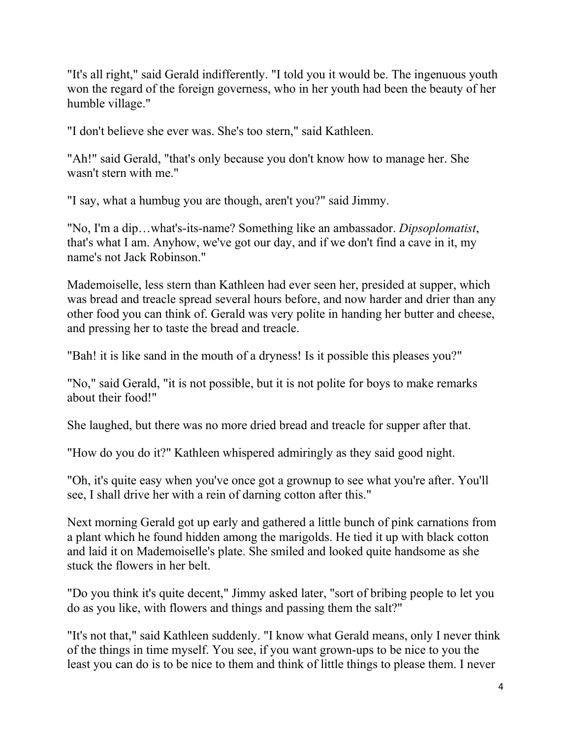"It's all right," said Gerald indifferently. "I told you it would be. The ingenuous youth won the regard of the foreign governess, who in her youth had been the beauty of her humble village."

"I don't believe she ever was. She's too stern," said Kathleen.

"Ah!" said Gerald, "that's only because you don't know how to manage her. She wasn't stern with me."

"I say, what a humbug you are though, aren't you?" said Jimmy.

"No, I'm a dip…what's-its-name? Something like an ambassador. *Dipsoplomatist*, that's what I am. Anyhow, we've got our day, and if we don't find a cave in it, my name's not Jack Robinson."

Mademoiselle, less stern than Kathleen had ever seen her, presided at supper, which was bread and treacle spread several hours before, and now harder and drier than any other food you can think of. Gerald was very polite in handing her butter and cheese, and pressing her to taste the bread and treacle.

"Bah! it is like sand in the mouth of a dryness! Is it possible this pleases you?"

"No," said Gerald, "it is not possible, but it is not polite for boys to make remarks about their food!"

She laughed, but there was no more dried bread and treacle for supper after that.

"How do you do it?" Kathleen whispered admiringly as they said good night.

"Oh, it's quite easy when you've once got a grownup to see what you're after. You'll see, I shall drive her with a rein of darning cotton after this."

Next morning Gerald got up early and gathered a little bunch of pink carnations from a plant which he found hidden among the marigolds. He tied it up with black cotton and laid it on Mademoiselle's plate. She smiled and looked quite handsome as she stuck the flowers in her belt.

"Do you think it's quite decent," Jimmy asked later, "sort of bribing people to let you do as you like, with flowers and things and passing them the salt?"

"It's not that," said Kathleen suddenly. "I know what Gerald means, only I never think of the things in time myself. You see, if you want grown-ups to be nice to you the least you can do is to be nice to them and think of little things to please them. I never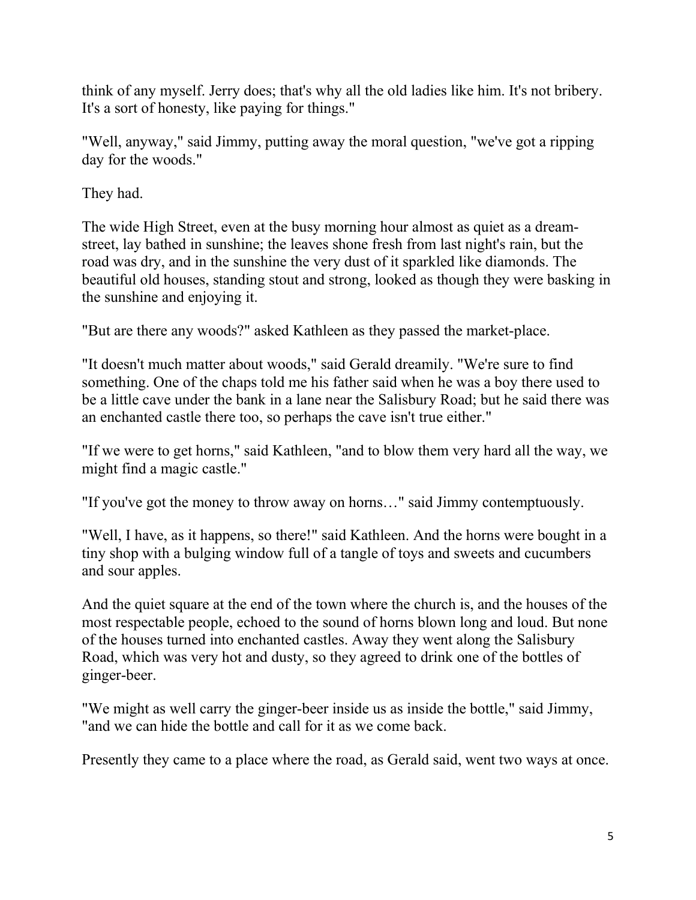think of any myself. Jerry does; that's why all the old ladies like him. It's not bribery. It's a sort of honesty, like paying for things."

"Well, anyway," said Jimmy, putting away the moral question, "we've got a ripping day for the woods."

They had.

The wide High Street, even at the busy morning hour almost as quiet as a dream-street, lay bathed in sunshine; the leaves shone fresh from last night's rain, but the road was dry, and in the sunshine the very dust of it sparkled like diamonds. The beautiful old houses, standing stout and strong, looked as though they were basking in the sunshine and enjoying it.

"But are there any woods?" asked Kathleen as they passed the market-place.

"It doesn't much matter about woods," said Gerald dreamily. "We're sure to find something. One of the chaps told me his father said when he was a boy there used to be a little cave under the bank in a lane near the Salisbury Road; but he said there was an enchanted castle there too, so perhaps the cave isn't true either."

"If we were to get horns," said Kathleen, "and to blow them very hard all the way, we might find a magic castle."

"If you've got the money to throw away on horns…" said Jimmy contemptuously.

"Well, I have, as it happens, so there!" said Kathleen. And the horns were bought in a tiny shop with a bulging window full of a tangle of toys and sweets and cucumbers and sour apples.

And the quiet square at the end of the town where the church is, and the houses of the most respectable people, echoed to the sound of horns blown long and loud. But none of the houses turned into enchanted castles. Away they went along the Salisbury Road, which was very hot and dusty, so they agreed to drink one of the bottles of ginger-beer.

"We might as well carry the ginger-beer inside us as inside the bottle," said Jimmy, "and we can hide the bottle and call for it as we come back.

Presently they came to a place where the road, as Gerald said, went two ways at once.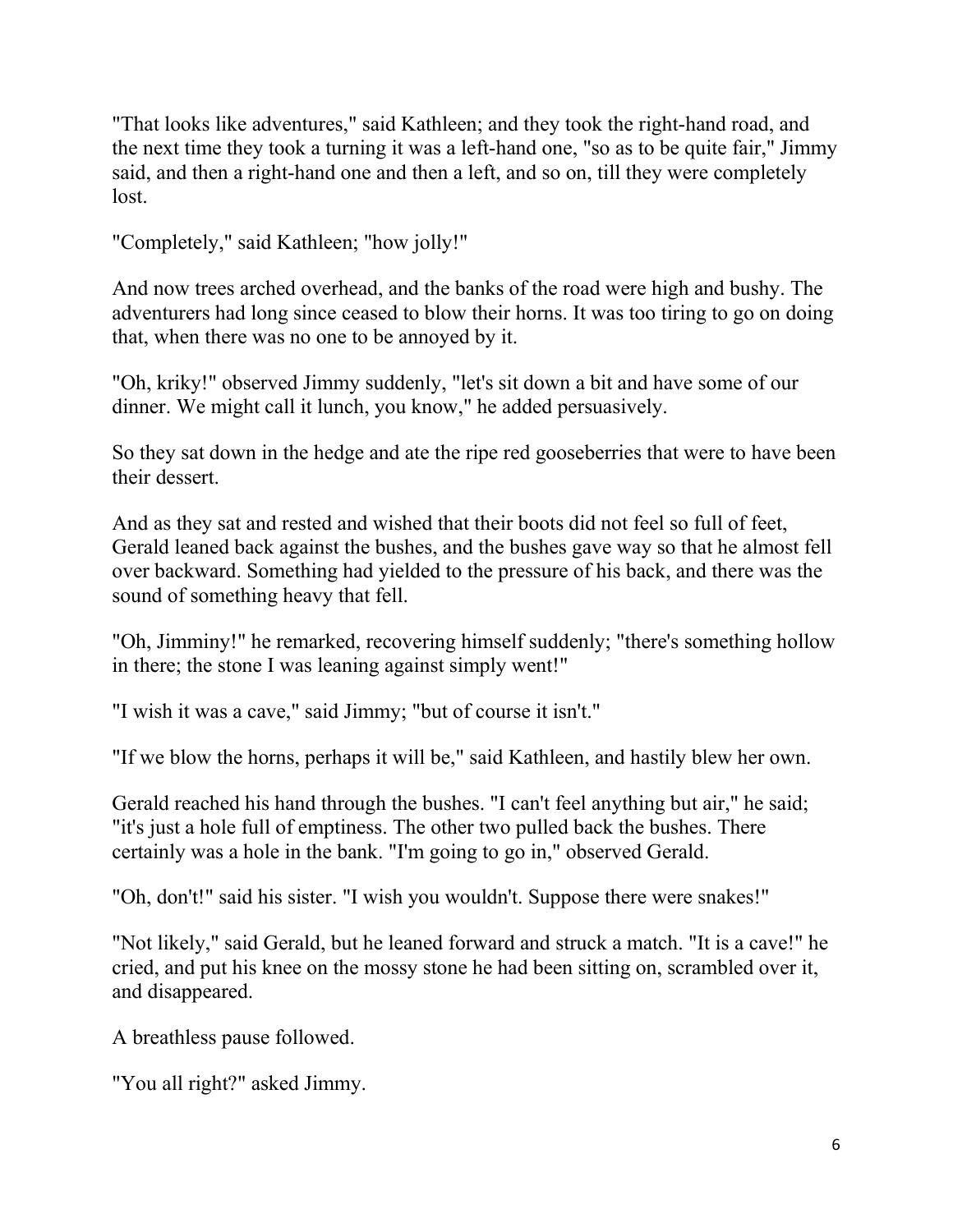"That looks like adventures," said Kathleen; and they took the right-hand road, and the next time they took a turning it was a left-hand one, "so as to be quite fair," Jimmy said, and then a right-hand one and then a left, and so on, till they were completely lost.

"Completely," said Kathleen; "how jolly!"

And now trees arched overhead, and the banks of the road were high and bushy. The adventurers had long since ceased to blow their horns. It was too tiring to go on doing that, when there was no one to be annoyed by it.

"Oh, kriky!" observed Jimmy suddenly, "let's sit down a bit and have some of our dinner. We might call it lunch, you know," he added persuasively.

So they sat down in the hedge and ate the ripe red gooseberries that were to have been their dessert.

And as they sat and rested and wished that their boots did not feel so full of feet, Gerald leaned back against the bushes, and the bushes gave way so that he almost fell over backward. Something had yielded to the pressure of his back, and there was the sound of something heavy that fell.

"Oh, Jimminy!" he remarked, recovering himself suddenly; "there's something hollow in there; the stone I was leaning against simply went!"

"I wish it was a cave," said Jimmy; "but of course it isn't."

"If we blow the horns, perhaps it will be," said Kathleen, and hastily blew her own.

Gerald reached his hand through the bushes. "I can't feel anything but air," he said; "it's just a hole full of emptiness. The other two pulled back the bushes. There certainly was a hole in the bank. "I'm going to go in," observed Gerald.

"Oh, don't!" said his sister. "I wish you wouldn't. Suppose there were snakes!"

"Not likely," said Gerald, but he leaned forward and struck a match. "It is a cave!" he cried, and put his knee on the mossy stone he had been sitting on, scrambled over it, and disappeared.

A breathless pause followed.

"You all right?" asked Jimmy.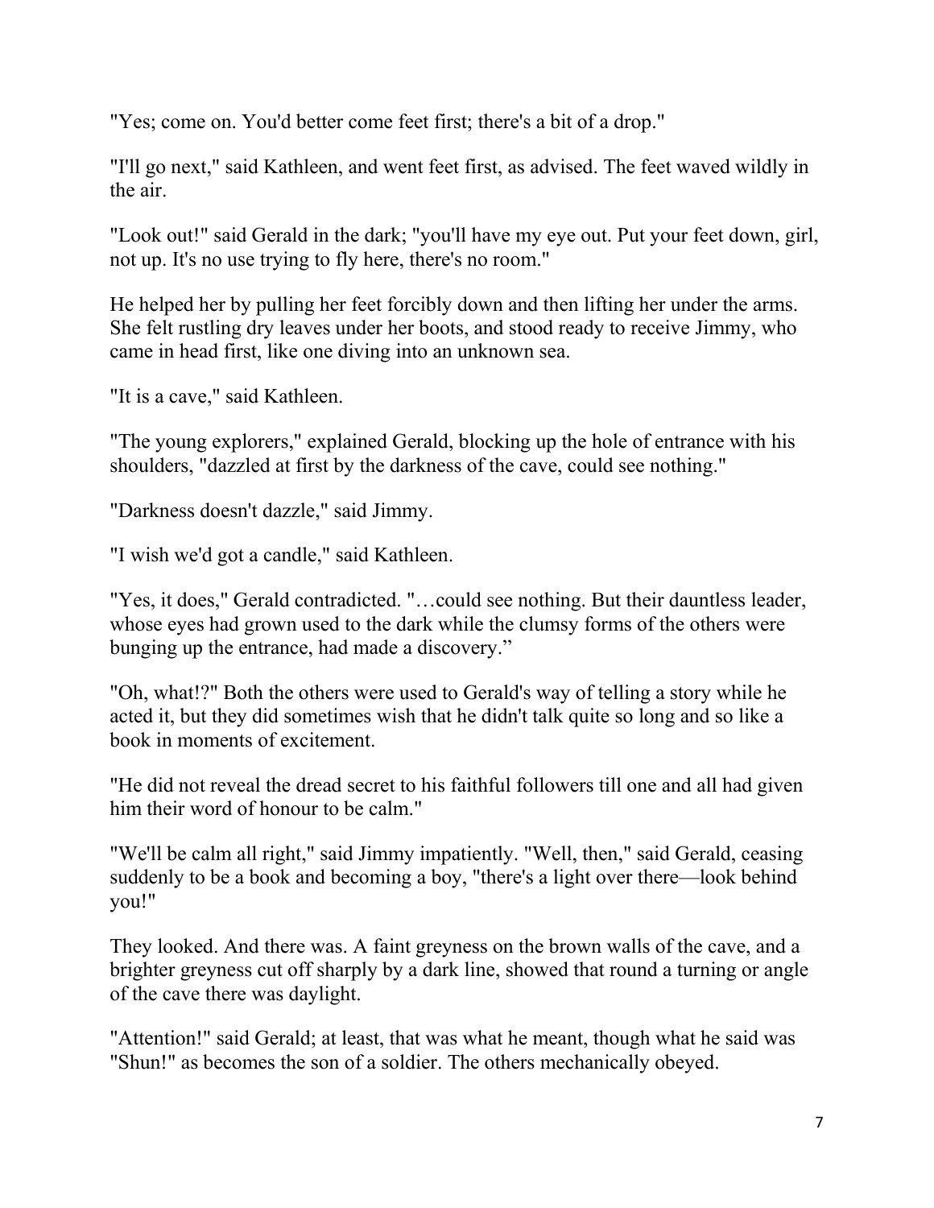"Yes; come on. You'd better come feet first; there's a bit of a drop."

"I'll go next," said Kathleen, and went feet first, as advised. The feet waved wildly in the air.

"Look out!" said Gerald in the dark; "you'll have my eye out. Put your feet down, girl, not up. It's no use trying to fly here, there's no room."

He helped her by pulling her feet forcibly down and then lifting her under the arms. She felt rustling dry leaves under her boots, and stood ready to receive Jimmy, who came in head first, like one diving into an unknown sea.

"It is a cave," said Kathleen.

"The young explorers," explained Gerald, blocking up the hole of entrance with his shoulders, "dazzled at first by the darkness of the cave, could see nothing."

"Darkness doesn't dazzle," said Jimmy.

"I wish we'd got a candle," said Kathleen.

"Yes, it does," Gerald contradicted. "…could see nothing. But their dauntless leader, whose eyes had grown used to the dark while the clumsy forms of the others were bunging up the entrance, had made a discovery."

"Oh, what!?" Both the others were used to Gerald's way of telling a story while he acted it, but they did sometimes wish that he didn't talk quite so long and so like a book in moments of excitement.

"He did not reveal the dread secret to his faithful followers till one and all had given him their word of honour to be calm."

"We'll be calm all right," said Jimmy impatiently. "Well, then," said Gerald, ceasing suddenly to be a book and becoming a boy, "there's a light over there—look behind you!"

They looked. And there was. A faint greyness on the brown walls of the cave, and a brighter greyness cut off sharply by a dark line, showed that round a turning or angle of the cave there was daylight.

"Attention!" said Gerald; at least, that was what he meant, though what he said was "Shun!" as becomes the son of a soldier. The others mechanically obeyed.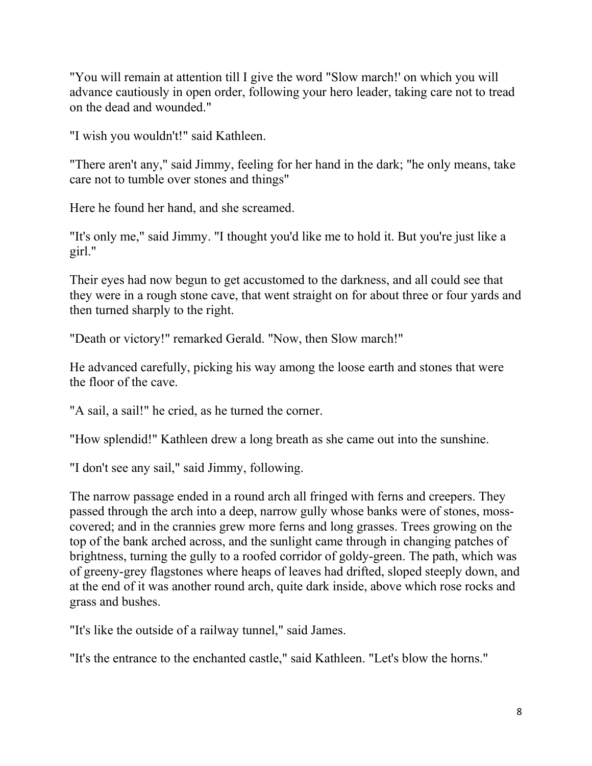"You will remain at attention till I give the word "Slow march!' on which you will advance cautiously in open order, following your hero leader, taking care not to tread on the dead and wounded."

"I wish you wouldn't!" said Kathleen.

"There aren't any," said Jimmy, feeling for her hand in the dark; "he only means, take care not to tumble over stones and things"

Here he found her hand, and she screamed.

"It's only me," said Jimmy. "I thought you'd like me to hold it. But you're just like a girl."

Their eyes had now begun to get accustomed to the darkness, and all could see that they were in a rough stone cave, that went straight on for about three or four yards and then turned sharply to the right.

"Death or victory!" remarked Gerald. "Now, then Slow march!"

He advanced carefully, picking his way among the loose earth and stones that were the floor of the cave.

"A sail, a sail!" he cried, as he turned the corner.

"How splendid!" Kathleen drew a long breath as she came out into the sunshine.

"I don't see any sail," said Jimmy, following.

The narrow passage ended in a round arch all fringed with ferns and creepers. They passed through the arch into a deep, narrow gully whose banks were of stones, moss-covered; and in the crannies grew more ferns and long grasses. Trees growing on the top of the bank arched across, and the sunlight came through in changing patches of brightness, turning the gully to a roofed corridor of goldy-green. The path, which was of greeny-grey flagstones where heaps of leaves had drifted, sloped steeply down, and at the end of it was another round arch, quite dark inside, above which rose rocks and grass and bushes.

"It's like the outside of a railway tunnel," said James.

"It's the entrance to the enchanted castle," said Kathleen. "Let's blow the horns."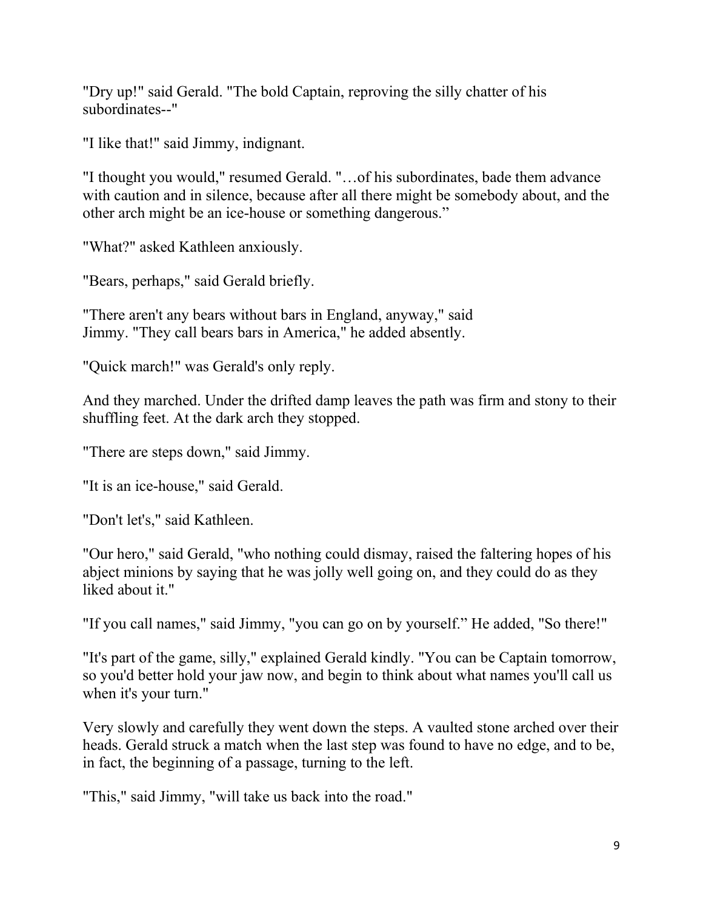"Dry up!" said Gerald. "The bold Captain, reproving the silly chatter of his subordinates--"

"I like that!" said Jimmy, indignant.

"I thought you would," resumed Gerald. "…of his subordinates, bade them advance with caution and in silence, because after all there might be somebody about, and the other arch might be an ice-house or something dangerous."

"What?" asked Kathleen anxiously.

"Bears, perhaps," said Gerald briefly.

"There aren't any bears without bars in England, anyway," said Jimmy. "They call bears bars in America," he added absently.

"Quick march!" was Gerald's only reply.

And they marched. Under the drifted damp leaves the path was firm and stony to their shuffling feet. At the dark arch they stopped.

"There are steps down," said Jimmy.

"It is an ice-house," said Gerald.

"Don't let's," said Kathleen.

"Our hero," said Gerald, "who nothing could dismay, raised the faltering hopes of his abject minions by saying that he was jolly well going on, and they could do as they liked about it."

"If you call names," said Jimmy, "you can go on by yourself." He added, "So there!"

"It's part of the game, silly," explained Gerald kindly. "You can be Captain tomorrow, so you'd better hold your jaw now, and begin to think about what names you'll call us when it's your turn."

Very slowly and carefully they went down the steps. A vaulted stone arched over their heads. Gerald struck a match when the last step was found to have no edge, and to be, in fact, the beginning of a passage, turning to the left.

"This," said Jimmy, "will take us back into the road."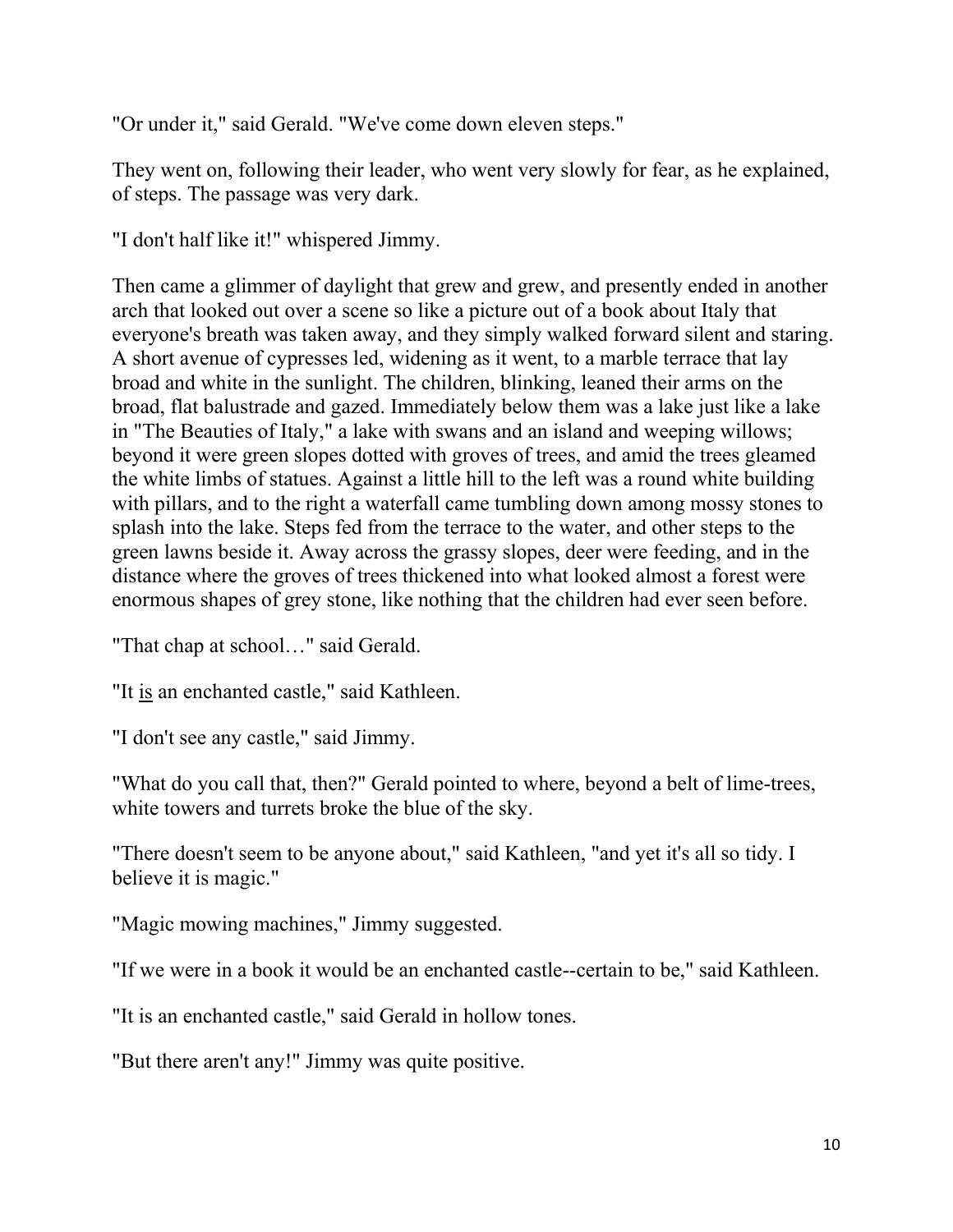"Or under it," said Gerald. "We've come down eleven steps."

They went on, following their leader, who went very slowly for fear, as he explained, of steps. The passage was very dark.

"I don't half like it!" whispered Jimmy.

Then came a glimmer of daylight that grew and grew, and presently ended in another arch that looked out over a scene so like a picture out of a book about Italy that everyone's breath was taken away, and they simply walked forward silent and staring. A short avenue of cypresses led, widening as it went, to a marble terrace that lay broad and white in the sunlight. The children, blinking, leaned their arms on the broad, flat balustrade and gazed. Immediately below them was a lake just like a lake in "The Beauties of Italy," a lake with swans and an island and weeping willows; beyond it were green slopes dotted with groves of trees, and amid the trees gleamed the white limbs of statues. Against a little hill to the left was a round white building with pillars, and to the right a waterfall came tumbling down among mossy stones to splash into the lake. Steps fed from the terrace to the water, and other steps to the green lawns beside it. Away across the grassy slopes, deer were feeding, and in the distance where the groves of trees thickened into what looked almost a forest were enormous shapes of grey stone, like nothing that the children had ever seen before.

"That chap at school…" said Gerald.

"It <u>is</u> an enchanted castle," said Kathleen.

"I don't see any castle," said Jimmy.

"What do you call that, then?" Gerald pointed to where, beyond a belt of lime-trees, white towers and turrets broke the blue of the sky.

"There doesn't seem to be anyone about," said Kathleen, "and yet it's all so tidy. I believe it is magic."

"Magic mowing machines," Jimmy suggested.

"If we were in a book it would be an enchanted castle--certain to be," said Kathleen.

"It is an enchanted castle," said Gerald in hollow tones.

"But there aren't any!" Jimmy was quite positive.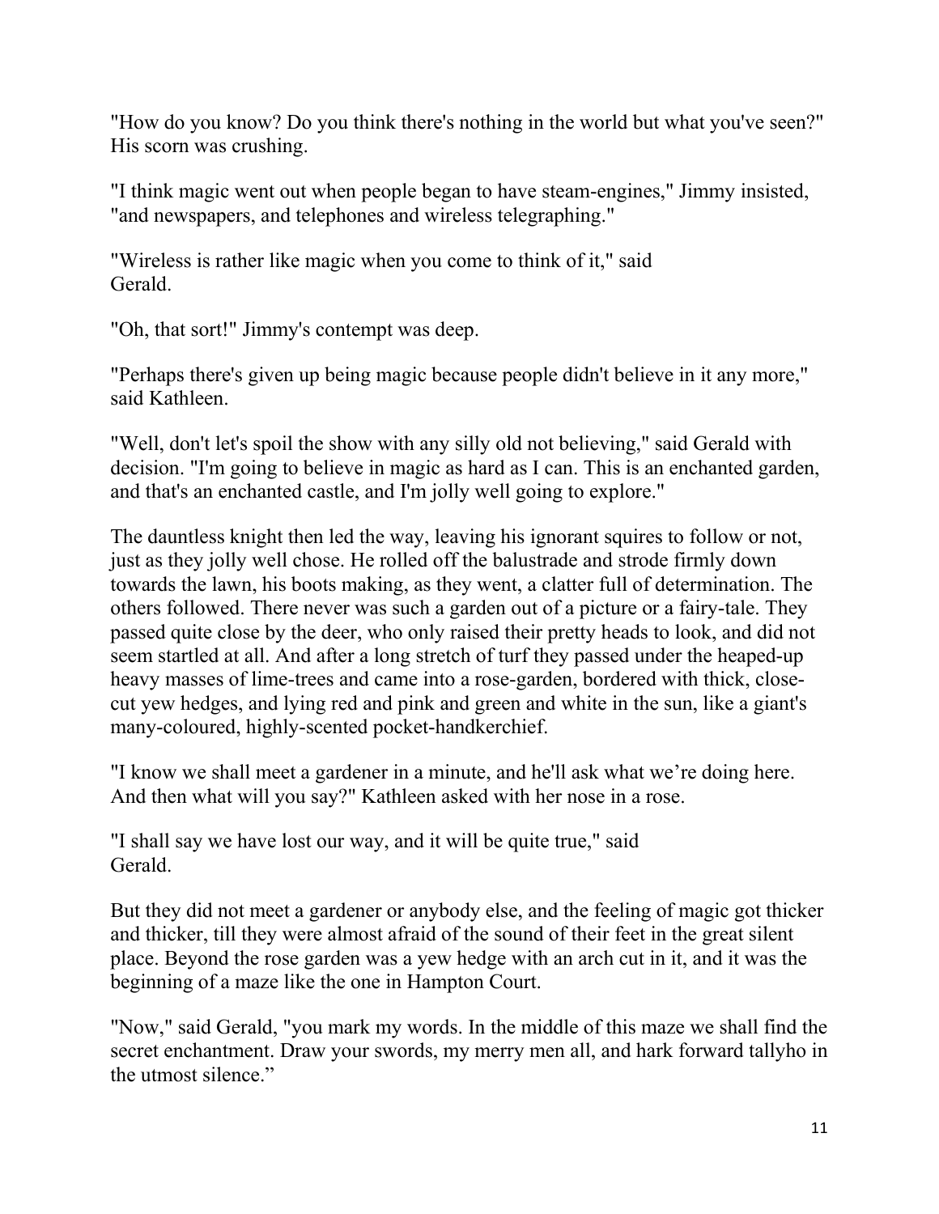"How do you know? Do you think there's nothing in the world but what you've seen?" His scorn was crushing.

"I think magic went out when people began to have steam-engines," Jimmy insisted, "and newspapers, and telephones and wireless telegraphing."

"Wireless is rather like magic when you come to think of it," said Gerald.

"Oh, that sort!" Jimmy's contempt was deep.

"Perhaps there's given up being magic because people didn't believe in it any more," said Kathleen.

"Well, don't let's spoil the show with any silly old not believing," said Gerald with decision. "I'm going to believe in magic as hard as I can. This is an enchanted garden, and that's an enchanted castle, and I'm jolly well going to explore."

The dauntless knight then led the way, leaving his ignorant squires to follow or not, just as they jolly well chose. He rolled off the balustrade and strode firmly down towards the lawn, his boots making, as they went, a clatter full of determination. The others followed. There never was such a garden out of a picture or a fairy-tale. They passed quite close by the deer, who only raised their pretty heads to look, and did not seem startled at all. And after a long stretch of turf they passed under the heaped-up heavy masses of lime-trees and came into a rose-garden, bordered with thick, close-cut yew hedges, and lying red and pink and green and white in the sun, like a giant's many-coloured, highly-scented pocket-handkerchief.

"I know we shall meet a gardener in a minute, and he'll ask what we're doing here. And then what will you say?" Kathleen asked with her nose in a rose.

"I shall say we have lost our way, and it will be quite true," said Gerald.

But they did not meet a gardener or anybody else, and the feeling of magic got thicker and thicker, till they were almost afraid of the sound of their feet in the great silent place. Beyond the rose garden was a yew hedge with an arch cut in it, and it was the beginning of a maze like the one in Hampton Court.

"Now," said Gerald, "you mark my words. In the middle of this maze we shall find the secret enchantment. Draw your swords, my merry men all, and hark forward tallyho in the utmost silence."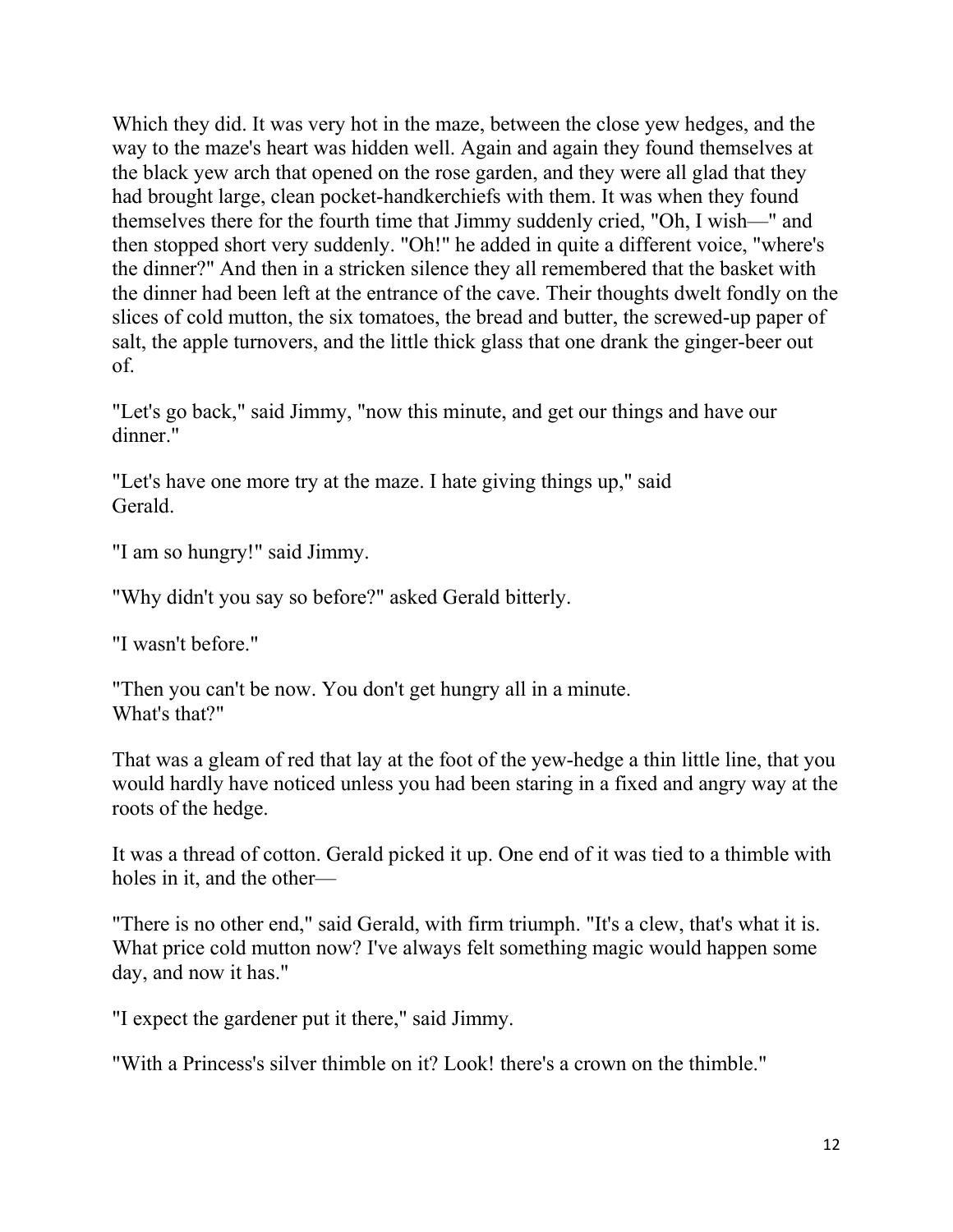Which they did. It was very hot in the maze, between the close yew hedges, and the way to the maze's heart was hidden well. Again and again they found themselves at the black yew arch that opened on the rose garden, and they were all glad that they had brought large, clean pocket-handkerchiefs with them. It was when they found themselves there for the fourth time that Jimmy suddenly cried, "Oh, I wish—" and then stopped short very suddenly. "Oh!" he added in quite a different voice, "where's the dinner?" And then in a stricken silence they all remembered that the basket with the dinner had been left at the entrance of the cave. Their thoughts dwelt fondly on the slices of cold mutton, the six tomatoes, the bread and butter, the screwed-up paper of salt, the apple turnovers, and the little thick glass that one drank the ginger-beer out of.

"Let's go back," said Jimmy, "now this minute, and get our things and have our dinner."

"Let's have one more try at the maze. I hate giving things up," said Gerald.

"I am so hungry!" said Jimmy.

"Why didn't you say so before?" asked Gerald bitterly.

"I wasn't before."

"Then you can't be now. You don't get hungry all in a minute. What's that?"

That was a gleam of red that lay at the foot of the yew-hedge a thin little line, that you would hardly have noticed unless you had been staring in a fixed and angry way at the roots of the hedge.

It was a thread of cotton. Gerald picked it up. One end of it was tied to a thimble with holes in it, and the other—

"There is no other end," said Gerald, with firm triumph. "It's a clew, that's what it is. What price cold mutton now? I've always felt something magic would happen some day, and now it has."

"I expect the gardener put it there," said Jimmy.

"With a Princess's silver thimble on it? Look! there's a crown on the thimble."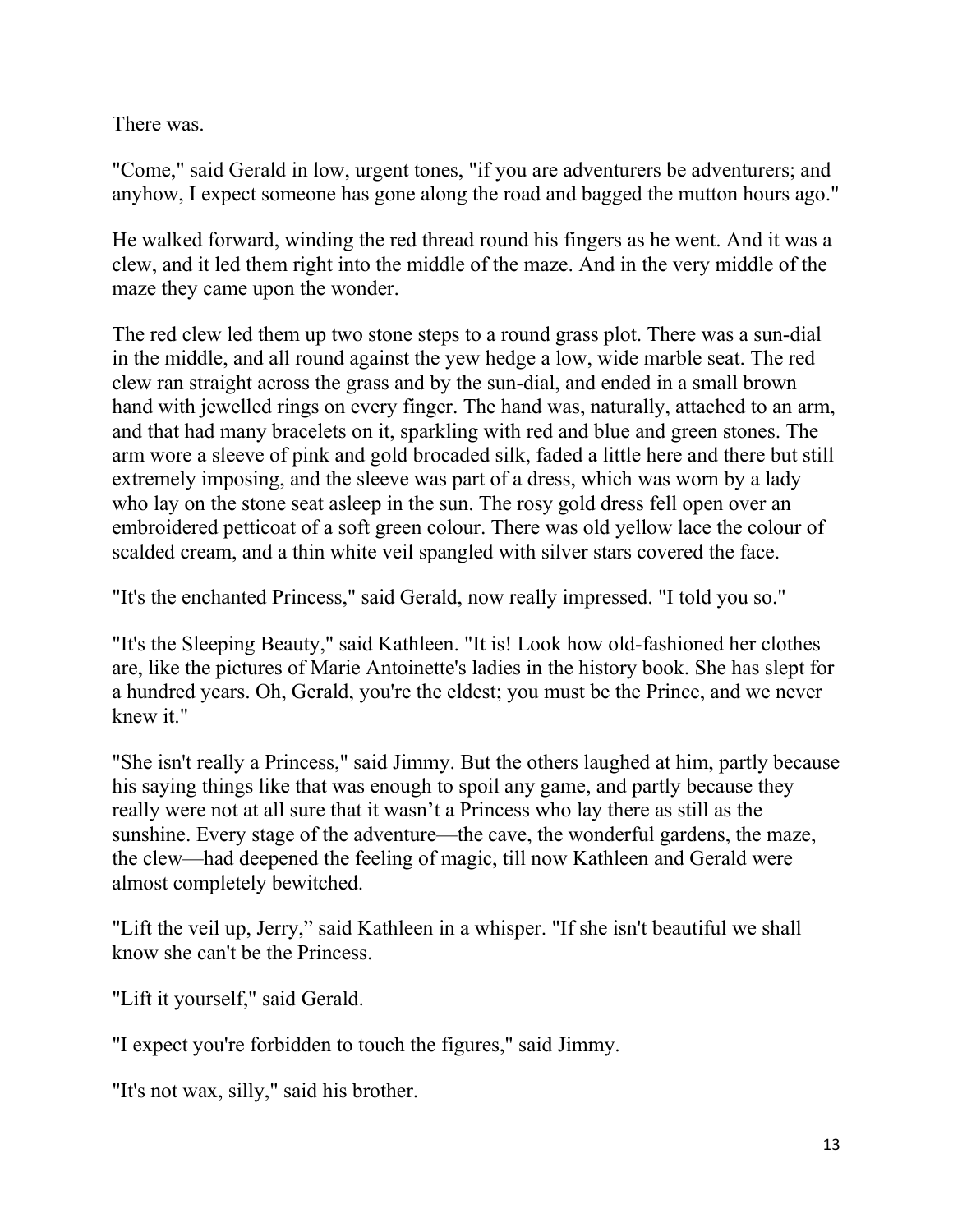There was.

"Come," said Gerald in low, urgent tones, "if you are adventurers be adventurers; and anyhow, I expect someone has gone along the road and bagged the mutton hours ago."

He walked forward, winding the red thread round his fingers as he went. And it was a clew, and it led them right into the middle of the maze. And in the very middle of the maze they came upon the wonder.

The red clew led them up two stone steps to a round grass plot. There was a sun-dial in the middle, and all round against the yew hedge a low, wide marble seat. The red clew ran straight across the grass and by the sun-dial, and ended in a small brown hand with jewelled rings on every finger. The hand was, naturally, attached to an arm, and that had many bracelets on it, sparkling with red and blue and green stones. The arm wore a sleeve of pink and gold brocaded silk, faded a little here and there but still extremely imposing, and the sleeve was part of a dress, which was worn by a lady who lay on the stone seat asleep in the sun. The rosy gold dress fell open over an embroidered petticoat of a soft green colour. There was old yellow lace the colour of scalded cream, and a thin white veil spangled with silver stars covered the face.

"It's the enchanted Princess," said Gerald, now really impressed. "I told you so."

"It's the Sleeping Beauty," said Kathleen. "It is! Look how old-fashioned her clothes are, like the pictures of Marie Antoinette's ladies in the history book. She has slept for a hundred years. Oh, Gerald, you're the eldest; you must be the Prince, and we never knew it."

"She isn't really a Princess," said Jimmy. But the others laughed at him, partly because his saying things like that was enough to spoil any game, and partly because they really were not at all sure that it wasn't a Princess who lay there as still as the sunshine. Every stage of the adventure—the cave, the wonderful gardens, the maze, the clew—had deepened the feeling of magic, till now Kathleen and Gerald were almost completely bewitched.

"Lift the veil up, Jerry," said Kathleen in a whisper. "If she isn't beautiful we shall know she can't be the Princess.

"Lift it yourself," said Gerald.

"I expect you're forbidden to touch the figures," said Jimmy.

"It's not wax, silly," said his brother.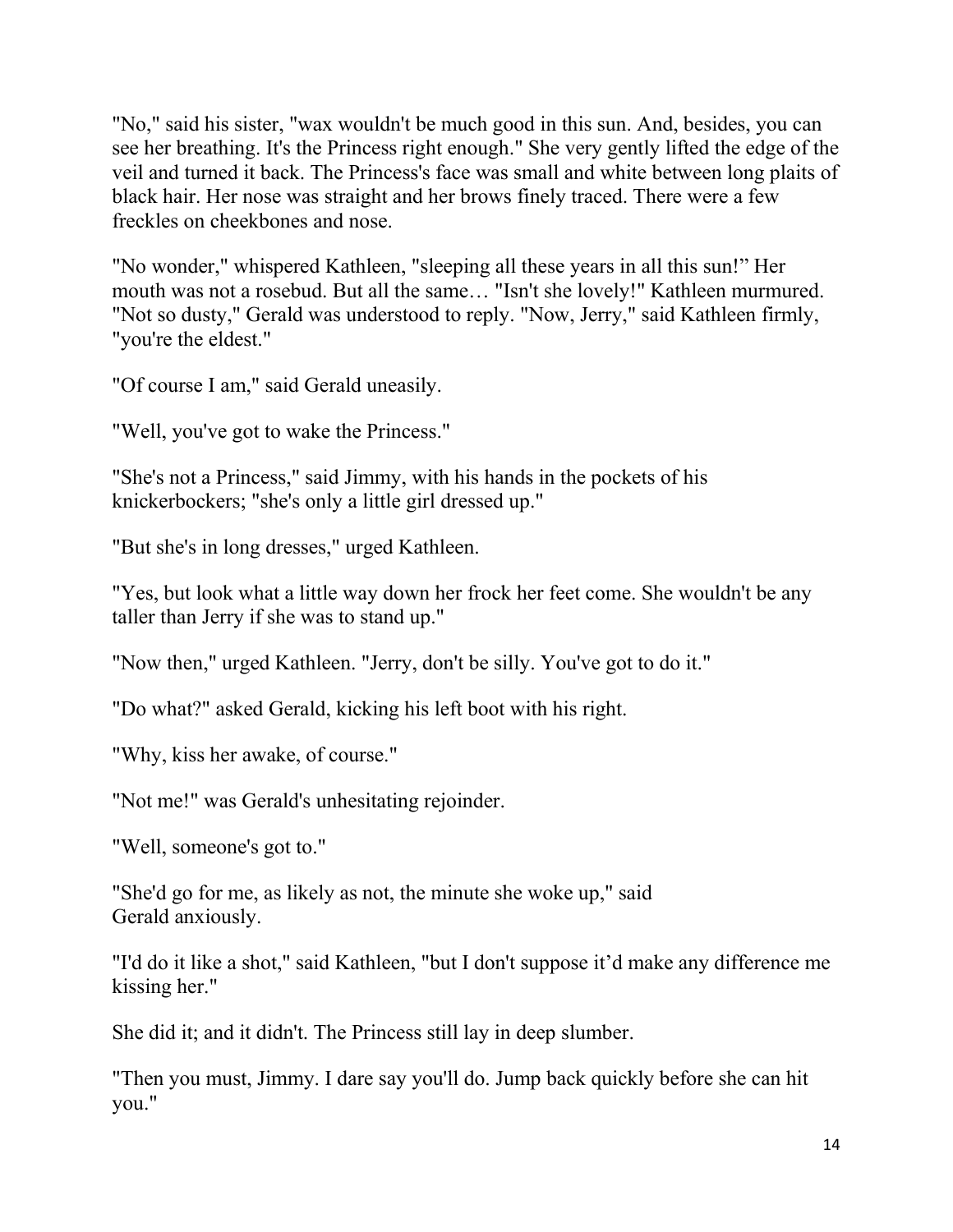"No," said his sister, "wax wouldn't be much good in this sun. And, besides, you can see her breathing. It's the Princess right enough." She very gently lifted the edge of the veil and turned it back. The Princess's face was small and white between long plaits of black hair. Her nose was straight and her brows finely traced. There were a few freckles on cheekbones and nose.

"No wonder," whispered Kathleen, "sleeping all these years in all this sun!" Her mouth was not a rosebud. But all the same… "Isn't she lovely!" Kathleen murmured. "Not so dusty," Gerald was understood to reply. "Now, Jerry," said Kathleen firmly, "you're the eldest."

"Of course I am," said Gerald uneasily.

"Well, you've got to wake the Princess."

"She's not a Princess," said Jimmy, with his hands in the pockets of his knickerbockers; "she's only a little girl dressed up."

"But she's in long dresses," urged Kathleen.

"Yes, but look what a little way down her frock her feet come. She wouldn't be any taller than Jerry if she was to stand up."

"Now then," urged Kathleen. "Jerry, don't be silly. You've got to do it."

"Do what?" asked Gerald, kicking his left boot with his right.

"Why, kiss her awake, of course."

"Not me!" was Gerald's unhesitating rejoinder.

"Well, someone's got to."

"She'd go for me, as likely as not, the minute she woke up," said Gerald anxiously.

"I'd do it like a shot," said Kathleen, "but I don't suppose it'd make any difference me kissing her."

She did it; and it didn't. The Princess still lay in deep slumber.

"Then you must, Jimmy. I dare say you'll do. Jump back quickly before she can hit you."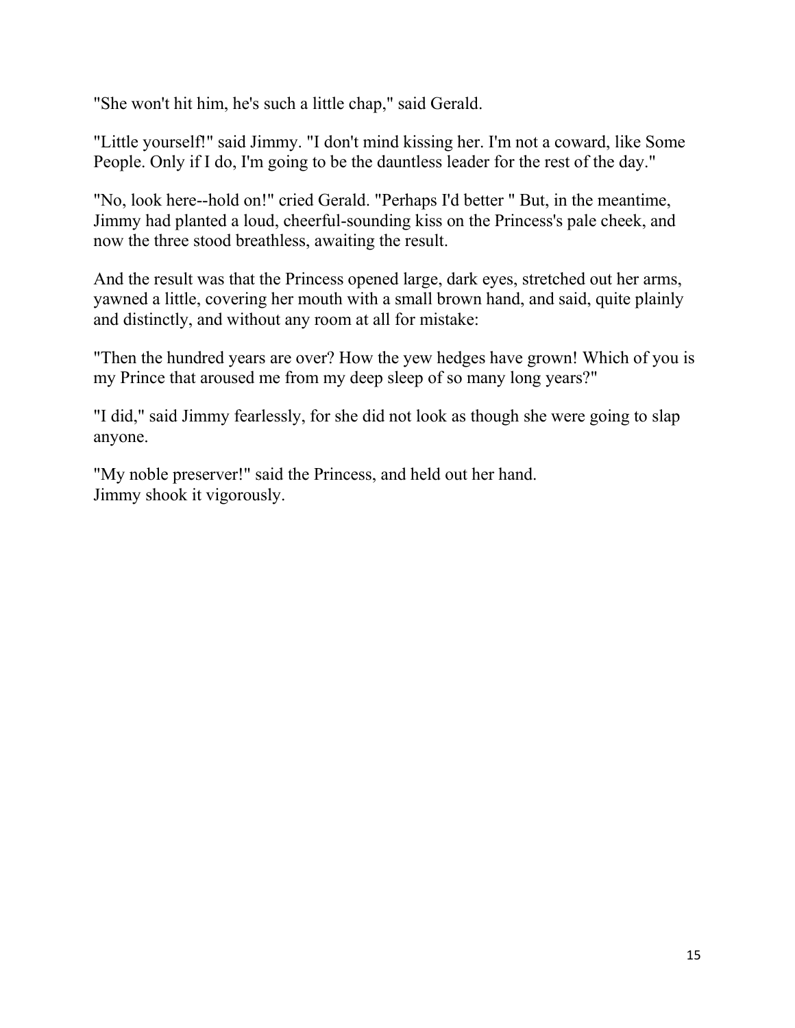"She won't hit him, he's such a little chap," said Gerald.

"Little yourself!" said Jimmy. "I don't mind kissing her. I'm not a coward, like Some People. Only if I do, I'm going to be the dauntless leader for the rest of the day."

"No, look here--hold on!" cried Gerald. "Perhaps I'd better " But, in the meantime, Jimmy had planted a loud, cheerful-sounding kiss on the Princess's pale cheek, and now the three stood breathless, awaiting the result.

And the result was that the Princess opened large, dark eyes, stretched out her arms, yawned a little, covering her mouth with a small brown hand, and said, quite plainly and distinctly, and without any room at all for mistake:

"Then the hundred years are over? How the yew hedges have grown! Which of you is my Prince that aroused me from my deep sleep of so many long years?"

"I did," said Jimmy fearlessly, for she did not look as though she were going to slap anyone.

"My noble preserver!" said the Princess, and held out her hand.
Jimmy shook it vigorously.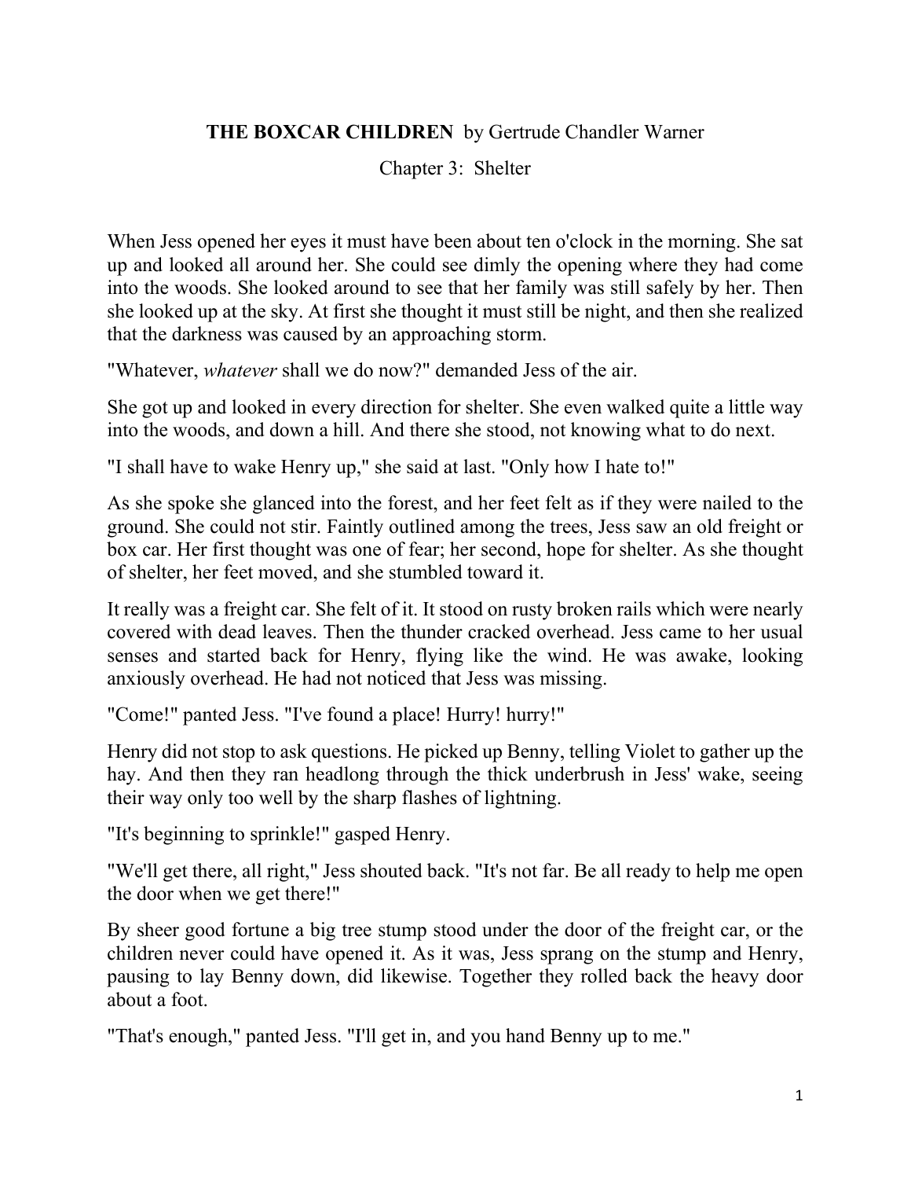**THE BOXCAR CHILDREN** by Gertrude Chandler Warner

Chapter 3: Shelter

When Jess opened her eyes it must have been about ten o'clock in the morning. She sat up and looked all around her. She could see dimly the opening where they had come into the woods. She looked around to see that her family was still safely by her. Then she looked up at the sky. At first she thought it must still be night, and then she realized that the darkness was caused by an approaching storm.

"Whatever, *whatever* shall we do now?" demanded Jess of the air.

She got up and looked in every direction for shelter. She even walked quite a little way into the woods, and down a hill. And there she stood, not knowing what to do next.

"I shall have to wake Henry up," she said at last. "Only how I hate to!"

As she spoke she glanced into the forest, and her feet felt as if they were nailed to the ground. She could not stir. Faintly outlined among the trees, Jess saw an old freight or box car. Her first thought was one of fear; her second, hope for shelter. As she thought of shelter, her feet moved, and she stumbled toward it.

It really was a freight car. She felt of it. It stood on rusty broken rails which were nearly covered with dead leaves. Then the thunder cracked overhead. Jess came to her usual senses and started back for Henry, flying like the wind. He was awake, looking anxiously overhead. He had not noticed that Jess was missing.

"Come!" panted Jess. "I've found a place! Hurry! hurry!"

Henry did not stop to ask questions. He picked up Benny, telling Violet to gather up the hay. And then they ran headlong through the thick underbrush in Jess' wake, seeing their way only too well by the sharp flashes of lightning.

"It's beginning to sprinkle!" gasped Henry.

"We'll get there, all right," Jess shouted back. "It's not far. Be all ready to help me open the door when we get there!"

By sheer good fortune a big tree stump stood under the door of the freight car, or the children never could have opened it. As it was, Jess sprang on the stump and Henry, pausing to lay Benny down, did likewise. Together they rolled back the heavy door about a foot.

"That's enough," panted Jess. "I'll get in, and you hand Benny up to me."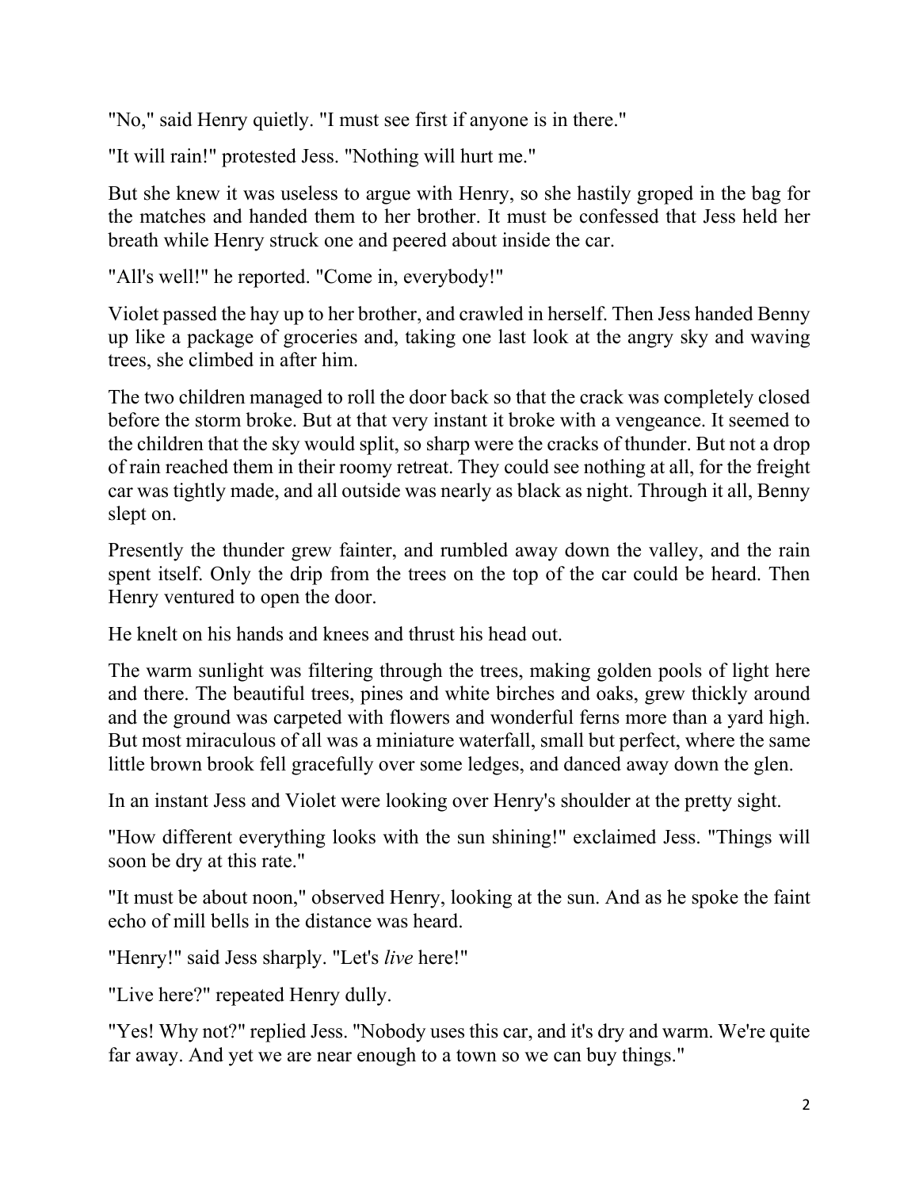"No," said Henry quietly. "I must see first if anyone is in there."

"It will rain!" protested Jess. "Nothing will hurt me."

But she knew it was useless to argue with Henry, so she hastily groped in the bag for the matches and handed them to her brother. It must be confessed that Jess held her breath while Henry struck one and peered about inside the car.

"All's well!" he reported. "Come in, everybody!"

Violet passed the hay up to her brother, and crawled in herself. Then Jess handed Benny up like a package of groceries and, taking one last look at the angry sky and waving trees, she climbed in after him.

The two children managed to roll the door back so that the crack was completely closed before the storm broke. But at that very instant it broke with a vengeance. It seemed to the children that the sky would split, so sharp were the cracks of thunder. But not a drop of rain reached them in their roomy retreat. They could see nothing at all, for the freight car was tightly made, and all outside was nearly as black as night. Through it all, Benny slept on.

Presently the thunder grew fainter, and rumbled away down the valley, and the rain spent itself. Only the drip from the trees on the top of the car could be heard. Then Henry ventured to open the door.

He knelt on his hands and knees and thrust his head out.

The warm sunlight was filtering through the trees, making golden pools of light here and there. The beautiful trees, pines and white birches and oaks, grew thickly around and the ground was carpeted with flowers and wonderful ferns more than a yard high. But most miraculous of all was a miniature waterfall, small but perfect, where the same little brown brook fell gracefully over some ledges, and danced away down the glen.

In an instant Jess and Violet were looking over Henry's shoulder at the pretty sight.

"How different everything looks with the sun shining!" exclaimed Jess. "Things will soon be dry at this rate."

"It must be about noon," observed Henry, looking at the sun. And as he spoke the faint echo of mill bells in the distance was heard.

"Henry!" said Jess sharply. "Let's *live* here!"

"Live here?" repeated Henry dully.

"Yes! Why not?" replied Jess. "Nobody uses this car, and it's dry and warm. We're quite far away. And yet we are near enough to a town so we can buy things."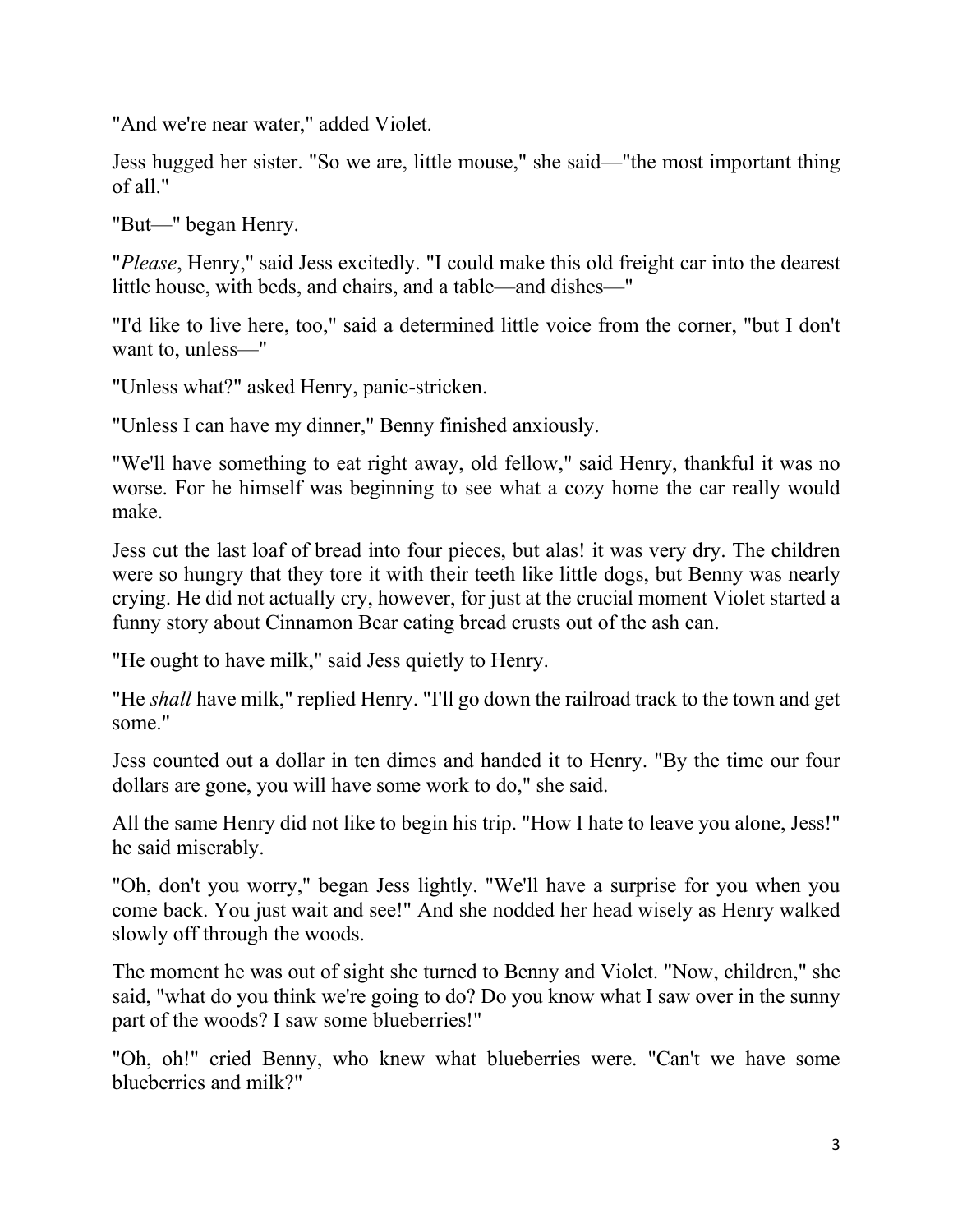"And we're near water," added Violet.

Jess hugged her sister. "So we are, little mouse," she said—"the most important thing of all."

"But—" began Henry.

"*Please*, Henry," said Jess excitedly. "I could make this old freight car into the dearest little house, with beds, and chairs, and a table—and dishes—"

"I'd like to live here, too," said a determined little voice from the corner, "but I don't want to, unless—"

"Unless what?" asked Henry, panic-stricken.

"Unless I can have my dinner," Benny finished anxiously.

"We'll have something to eat right away, old fellow," said Henry, thankful it was no worse. For he himself was beginning to see what a cozy home the car really would make.

Jess cut the last loaf of bread into four pieces, but alas! it was very dry. The children were so hungry that they tore it with their teeth like little dogs, but Benny was nearly crying. He did not actually cry, however, for just at the crucial moment Violet started a funny story about Cinnamon Bear eating bread crusts out of the ash can.

"He ought to have milk," said Jess quietly to Henry.

"He *shall* have milk," replied Henry. "I'll go down the railroad track to the town and get some."

Jess counted out a dollar in ten dimes and handed it to Henry. "By the time our four dollars are gone, you will have some work to do," she said.

All the same Henry did not like to begin his trip. "How I hate to leave you alone, Jess!" he said miserably.

"Oh, don't you worry," began Jess lightly. "We'll have a surprise for you when you come back. You just wait and see!" And she nodded her head wisely as Henry walked slowly off through the woods.

The moment he was out of sight she turned to Benny and Violet. "Now, children," she said, "what do you think we're going to do? Do you know what I saw over in the sunny part of the woods? I saw some blueberries!"

"Oh, oh!" cried Benny, who knew what blueberries were. "Can't we have some blueberries and milk?"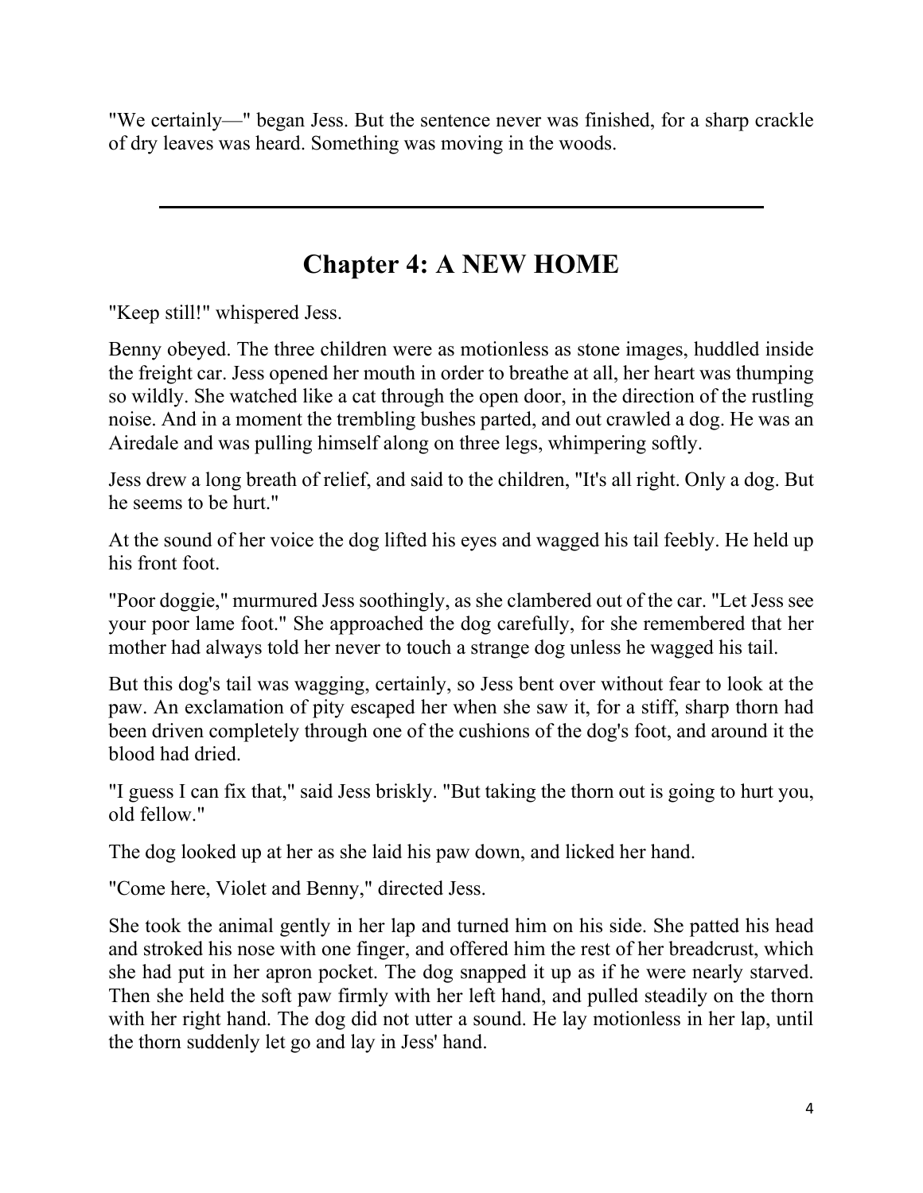"We certainly—" began Jess. But the sentence never was finished, for a sharp crackle of dry leaves was heard. Something was moving in the woods.

---

## Chapter 4: A NEW HOME

"Keep still!" whispered Jess.

Benny obeyed. The three children were as motionless as stone images, huddled inside the freight car. Jess opened her mouth in order to breathe at all, her heart was thumping so wildly. She watched like a cat through the open door, in the direction of the rustling noise. And in a moment the trembling bushes parted, and out crawled a dog. He was an Airedale and was pulling himself along on three legs, whimpering softly.

Jess drew a long breath of relief, and said to the children, "It's all right. Only a dog. But he seems to be hurt."

At the sound of her voice the dog lifted his eyes and wagged his tail feebly. He held up his front foot.

"Poor doggie," murmured Jess soothingly, as she clambered out of the car. "Let Jess see your poor lame foot." She approached the dog carefully, for she remembered that her mother had always told her never to touch a strange dog unless he wagged his tail.

But this dog's tail was wagging, certainly, so Jess bent over without fear to look at the paw. An exclamation of pity escaped her when she saw it, for a stiff, sharp thorn had been driven completely through one of the cushions of the dog's foot, and around it the blood had dried.

"I guess I can fix that," said Jess briskly. "But taking the thorn out is going to hurt you, old fellow."

The dog looked up at her as she laid his paw down, and licked her hand.

"Come here, Violet and Benny," directed Jess.

She took the animal gently in her lap and turned him on his side. She patted his head and stroked his nose with one finger, and offered him the rest of her breadcrust, which she had put in her apron pocket. The dog snapped it up as if he were nearly starved. Then she held the soft paw firmly with her left hand, and pulled steadily on the thorn with her right hand. The dog did not utter a sound. He lay motionless in her lap, until the thorn suddenly let go and lay in Jess' hand.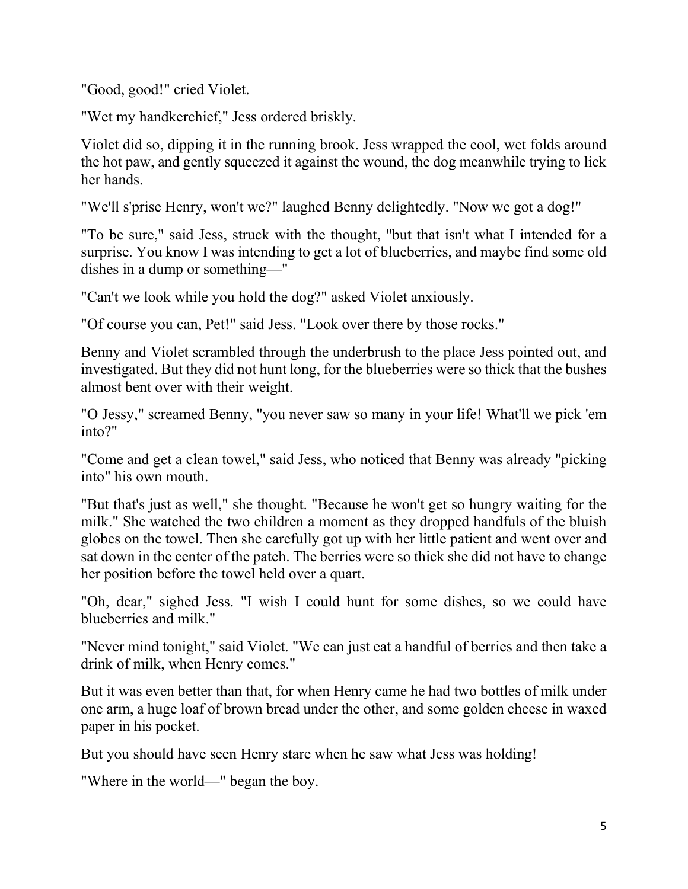"Good, good!" cried Violet.

"Wet my handkerchief," Jess ordered briskly.

Violet did so, dipping it in the running brook. Jess wrapped the cool, wet folds around the hot paw, and gently squeezed it against the wound, the dog meanwhile trying to lick her hands.

"We'll s'prise Henry, won't we?" laughed Benny delightedly. "Now we got a dog!"

"To be sure," said Jess, struck with the thought, "but that isn't what I intended for a surprise. You know I was intending to get a lot of blueberries, and maybe find some old dishes in a dump or something—"

"Can't we look while you hold the dog?" asked Violet anxiously.

"Of course you can, Pet!" said Jess. "Look over there by those rocks."

Benny and Violet scrambled through the underbrush to the place Jess pointed out, and investigated. But they did not hunt long, for the blueberries were so thick that the bushes almost bent over with their weight.

"O Jessy," screamed Benny, "you never saw so many in your life! What'll we pick 'em into?"

"Come and get a clean towel," said Jess, who noticed that Benny was already "picking into" his own mouth.

"But that's just as well," she thought. "Because he won't get so hungry waiting for the milk." She watched the two children a moment as they dropped handfuls of the bluish globes on the towel. Then she carefully got up with her little patient and went over and sat down in the center of the patch. The berries were so thick she did not have to change her position before the towel held over a quart.

"Oh, dear," sighed Jess. "I wish I could hunt for some dishes, so we could have blueberries and milk."

"Never mind tonight," said Violet. "We can just eat a handful of berries and then take a drink of milk, when Henry comes."

But it was even better than that, for when Henry came he had two bottles of milk under one arm, a huge loaf of brown bread under the other, and some golden cheese in waxed paper in his pocket.

But you should have seen Henry stare when he saw what Jess was holding!

"Where in the world—" began the boy.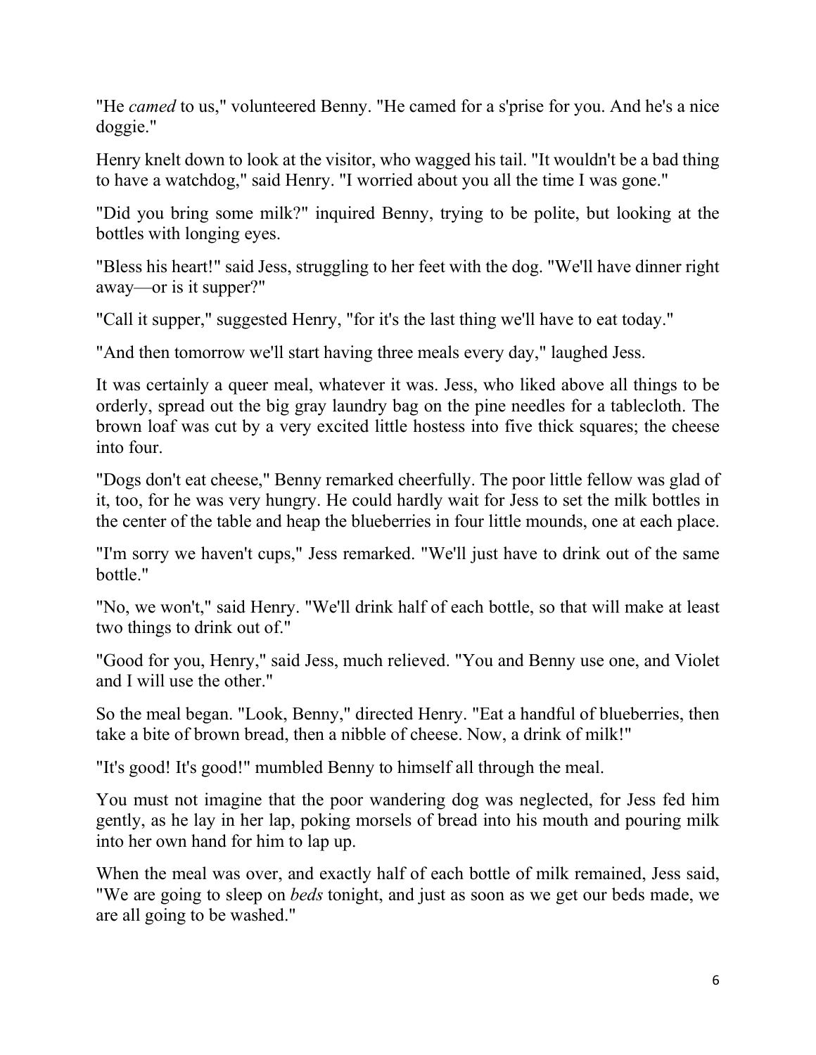"He *camed* to us," volunteered Benny. "He camed for a s'prise for you. And he's a nice doggie."

Henry knelt down to look at the visitor, who wagged his tail. "It wouldn't be a bad thing to have a watchdog," said Henry. "I worried about you all the time I was gone."

"Did you bring some milk?" inquired Benny, trying to be polite, but looking at the bottles with longing eyes.

"Bless his heart!" said Jess, struggling to her feet with the dog. "We'll have dinner right away—or is it supper?"

"Call it supper," suggested Henry, "for it's the last thing we'll have to eat today."

"And then tomorrow we'll start having three meals every day," laughed Jess.

It was certainly a queer meal, whatever it was. Jess, who liked above all things to be orderly, spread out the big gray laundry bag on the pine needles for a tablecloth. The brown loaf was cut by a very excited little hostess into five thick squares; the cheese into four.

"Dogs don't eat cheese," Benny remarked cheerfully. The poor little fellow was glad of it, too, for he was very hungry. He could hardly wait for Jess to set the milk bottles in the center of the table and heap the blueberries in four little mounds, one at each place.

"I'm sorry we haven't cups," Jess remarked. "We'll just have to drink out of the same bottle."

"No, we won't," said Henry. "We'll drink half of each bottle, so that will make at least two things to drink out of."

"Good for you, Henry," said Jess, much relieved. "You and Benny use one, and Violet and I will use the other."

So the meal began. "Look, Benny," directed Henry. "Eat a handful of blueberries, then take a bite of brown bread, then a nibble of cheese. Now, a drink of milk!"

"It's good! It's good!" mumbled Benny to himself all through the meal.

You must not imagine that the poor wandering dog was neglected, for Jess fed him gently, as he lay in her lap, poking morsels of bread into his mouth and pouring milk into her own hand for him to lap up.

When the meal was over, and exactly half of each bottle of milk remained, Jess said, "We are going to sleep on *beds* tonight, and just as soon as we get our beds made, we are all going to be washed."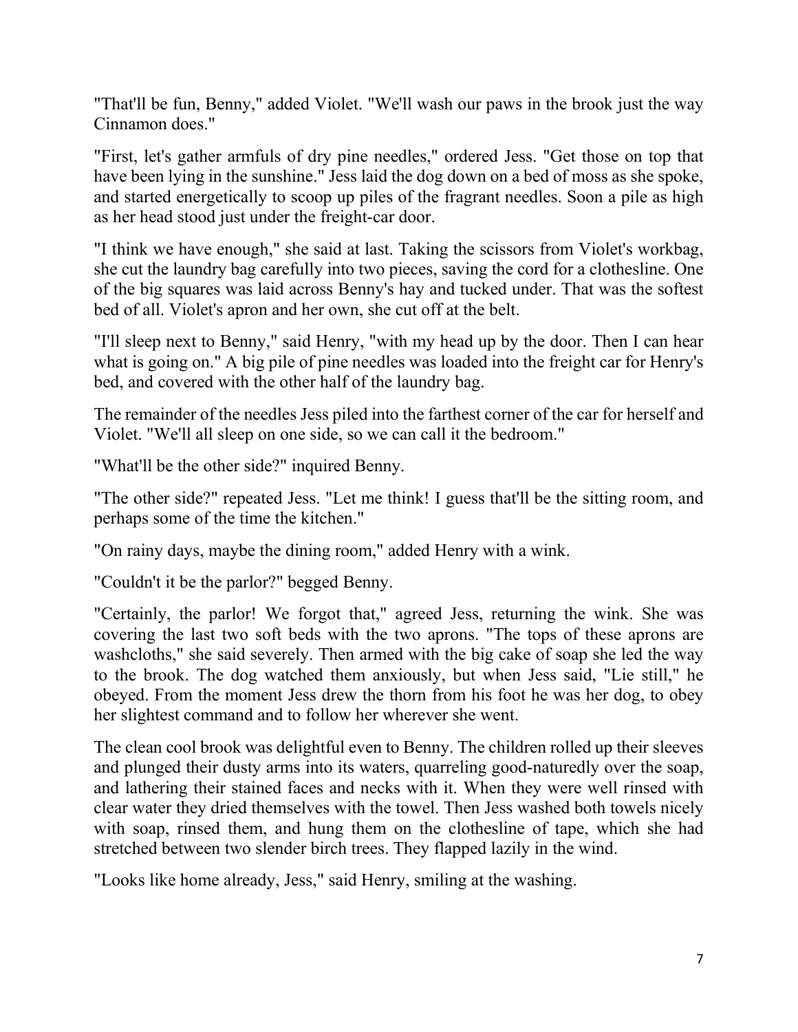"That'll be fun, Benny," added Violet. "We'll wash our paws in the brook just the way Cinnamon does."

"First, let's gather armfuls of dry pine needles," ordered Jess. "Get those on top that have been lying in the sunshine." Jess laid the dog down on a bed of moss as she spoke, and started energetically to scoop up piles of the fragrant needles. Soon a pile as high as her head stood just under the freight-car door.

"I think we have enough," she said at last. Taking the scissors from Violet's workbag, she cut the laundry bag carefully into two pieces, saving the cord for a clothesline. One of the big squares was laid across Benny's hay and tucked under. That was the softest bed of all. Violet's apron and her own, she cut off at the belt.

"I'll sleep next to Benny," said Henry, "with my head up by the door. Then I can hear what is going on." A big pile of pine needles was loaded into the freight car for Henry's bed, and covered with the other half of the laundry bag.

The remainder of the needles Jess piled into the farthest corner of the car for herself and Violet. "We'll all sleep on one side, so we can call it the bedroom."

"What'll be the other side?" inquired Benny.

"The other side?" repeated Jess. "Let me think! I guess that'll be the sitting room, and perhaps some of the time the kitchen."

"On rainy days, maybe the dining room," added Henry with a wink.

"Couldn't it be the parlor?" begged Benny.

"Certainly, the parlor! We forgot that," agreed Jess, returning the wink. She was covering the last two soft beds with the two aprons. "The tops of these aprons are washcloths," she said severely. Then armed with the big cake of soap she led the way to the brook. The dog watched them anxiously, but when Jess said, "Lie still," he obeyed. From the moment Jess drew the thorn from his foot he was her dog, to obey her slightest command and to follow her wherever she went.

The clean cool brook was delightful even to Benny. The children rolled up their sleeves and plunged their dusty arms into its waters, quarreling good-naturedly over the soap, and lathering their stained faces and necks with it. When they were well rinsed with clear water they dried themselves with the towel. Then Jess washed both towels nicely with soap, rinsed them, and hung them on the clothesline of tape, which she had stretched between two slender birch trees. They flapped lazily in the wind.

"Looks like home already, Jess," said Henry, smiling at the washing.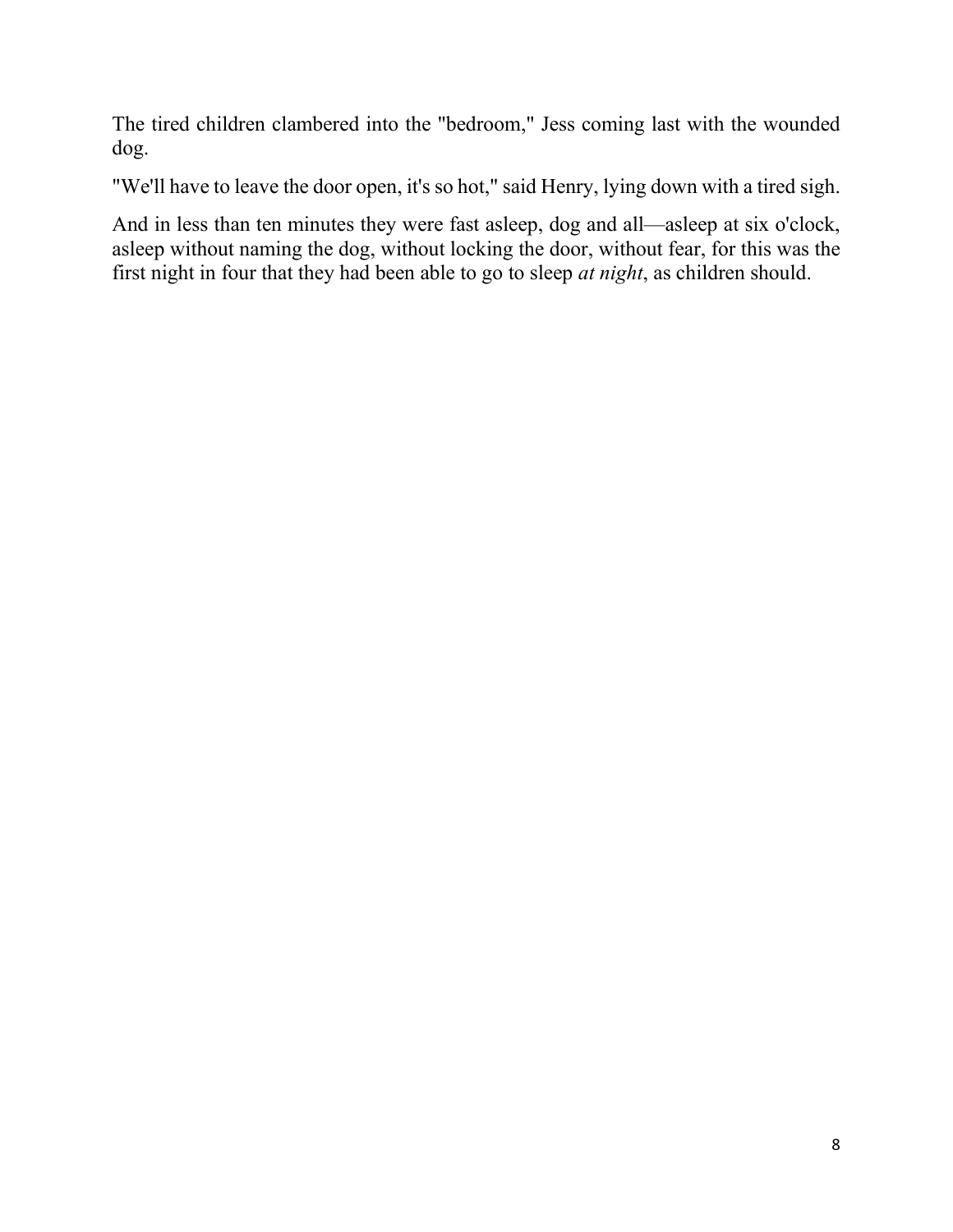The tired children clambered into the "bedroom," Jess coming last with the wounded dog.

"We'll have to leave the door open, it's so hot," said Henry, lying down with a tired sigh.

And in less than ten minutes they were fast asleep, dog and all—asleep at six o'clock, asleep without naming the dog, without locking the door, without fear, for this was the first night in four that they had been able to go to sleep *at night*, as children should.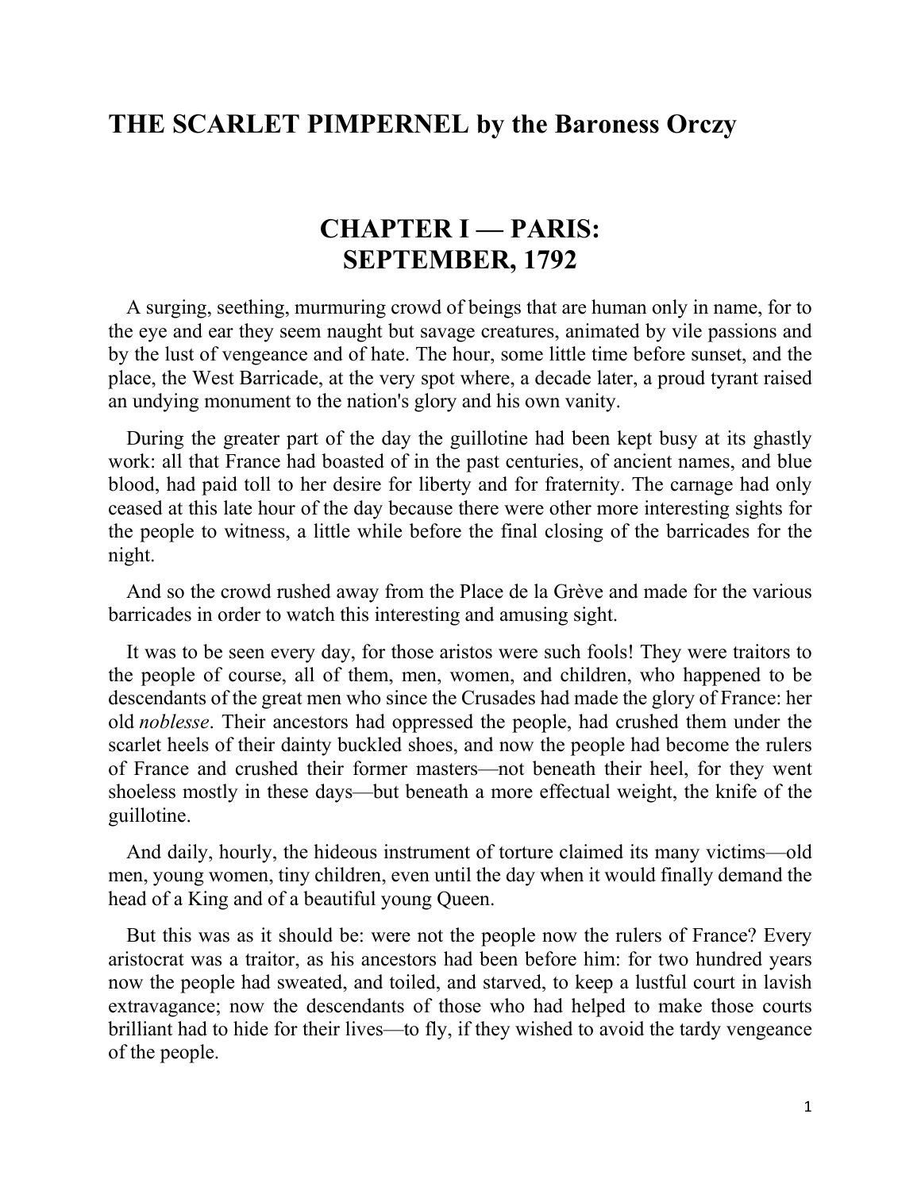# THE SCARLET PIMPERNEL by the Baroness Orczy

## CHAPTER I — PARIS: SEPTEMBER, 1792

A surging, seething, murmuring crowd of beings that are human only in name, for to the eye and ear they seem naught but savage creatures, animated by vile passions and by the lust of vengeance and of hate. The hour, some little time before sunset, and the place, the West Barricade, at the very spot where, a decade later, a proud tyrant raised an undying monument to the nation's glory and his own vanity.

During the greater part of the day the guillotine had been kept busy at its ghastly work: all that France had boasted of in the past centuries, of ancient names, and blue blood, had paid toll to her desire for liberty and for fraternity. The carnage had only ceased at this late hour of the day because there were other more interesting sights for the people to witness, a little while before the final closing of the barricades for the night.

And so the crowd rushed away from the Place de la Grève and made for the various barricades in order to watch this interesting and amusing sight.

It was to be seen every day, for those aristos were such fools! They were traitors to the people of course, all of them, men, women, and children, who happened to be descendants of the great men who since the Crusades had made the glory of France: her old *noblesse*. Their ancestors had oppressed the people, had crushed them under the scarlet heels of their dainty buckled shoes, and now the people had become the rulers of France and crushed their former masters—not beneath their heel, for they went shoeless mostly in these days—but beneath a more effectual weight, the knife of the guillotine.

And daily, hourly, the hideous instrument of torture claimed its many victims—old men, young women, tiny children, even until the day when it would finally demand the head of a King and of a beautiful young Queen.

But this was as it should be: were not the people now the rulers of France? Every aristocrat was a traitor, as his ancestors had been before him: for two hundred years now the people had sweated, and toiled, and starved, to keep a lustful court in lavish extravagance; now the descendants of those who had helped to make those courts brilliant had to hide for their lives—to fly, if they wished to avoid the tardy vengeance of the people.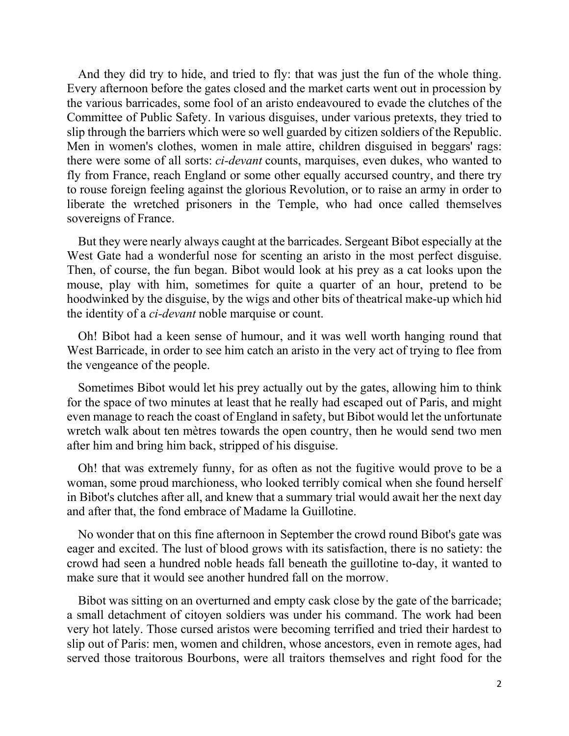And they did try to hide, and tried to fly: that was just the fun of the whole thing. Every afternoon before the gates closed and the market carts went out in procession by the various barricades, some fool of an aristo endeavoured to evade the clutches of the Committee of Public Safety. In various disguises, under various pretexts, they tried to slip through the barriers which were so well guarded by citizen soldiers of the Republic. Men in women's clothes, women in male attire, children disguised in beggars' rags: there were some of all sorts: *ci-devant* counts, marquises, even dukes, who wanted to fly from France, reach England or some other equally accursed country, and there try to rouse foreign feeling against the glorious Revolution, or to raise an army in order to liberate the wretched prisoners in the Temple, who had once called themselves sovereigns of France.

But they were nearly always caught at the barricades. Sergeant Bibot especially at the West Gate had a wonderful nose for scenting an aristo in the most perfect disguise. Then, of course, the fun began. Bibot would look at his prey as a cat looks upon the mouse, play with him, sometimes for quite a quarter of an hour, pretend to be hoodwinked by the disguise, by the wigs and other bits of theatrical make-up which hid the identity of a *ci-devant* noble marquise or count.

Oh! Bibot had a keen sense of humour, and it was well worth hanging round that West Barricade, in order to see him catch an aristo in the very act of trying to flee from the vengeance of the people.

Sometimes Bibot would let his prey actually out by the gates, allowing him to think for the space of two minutes at least that he really had escaped out of Paris, and might even manage to reach the coast of England in safety, but Bibot would let the unfortunate wretch walk about ten mètres towards the open country, then he would send two men after him and bring him back, stripped of his disguise.

Oh! that was extremely funny, for as often as not the fugitive would prove to be a woman, some proud marchioness, who looked terribly comical when she found herself in Bibot's clutches after all, and knew that a summary trial would await her the next day and after that, the fond embrace of Madame la Guillotine.

No wonder that on this fine afternoon in September the crowd round Bibot's gate was eager and excited. The lust of blood grows with its satisfaction, there is no satiety: the crowd had seen a hundred noble heads fall beneath the guillotine to-day, it wanted to make sure that it would see another hundred fall on the morrow.

Bibot was sitting on an overturned and empty cask close by the gate of the barricade; a small detachment of citoyen soldiers was under his command. The work had been very hot lately. Those cursed aristos were becoming terrified and tried their hardest to slip out of Paris: men, women and children, whose ancestors, even in remote ages, had served those traitorous Bourbons, were all traitors themselves and right food for the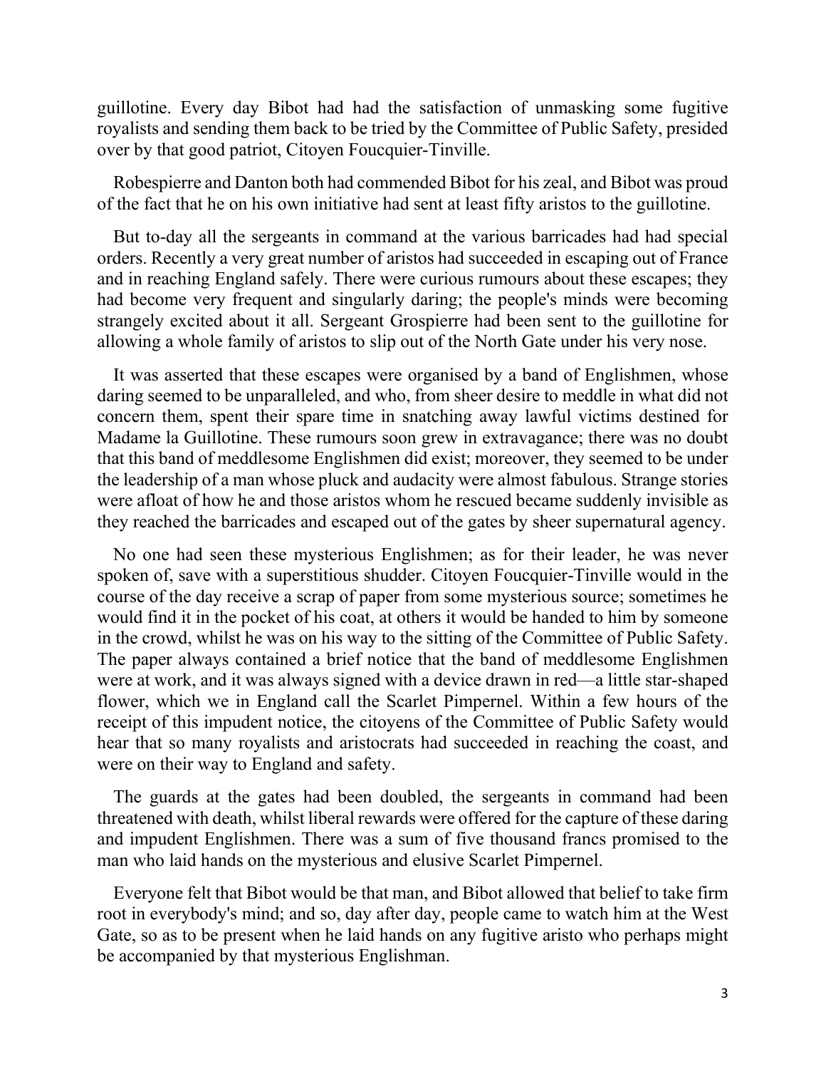guillotine. Every day Bibot had had the satisfaction of unmasking some fugitive royalists and sending them back to be tried by the Committee of Public Safety, presided over by that good patriot, Citoyen Foucquier-Tinville.

Robespierre and Danton both had commended Bibot for his zeal, and Bibot was proud of the fact that he on his own initiative had sent at least fifty aristos to the guillotine.

But to-day all the sergeants in command at the various barricades had had special orders. Recently a very great number of aristos had succeeded in escaping out of France and in reaching England safely. There were curious rumours about these escapes; they had become very frequent and singularly daring; the people's minds were becoming strangely excited about it all. Sergeant Grospierre had been sent to the guillotine for allowing a whole family of aristos to slip out of the North Gate under his very nose.

It was asserted that these escapes were organised by a band of Englishmen, whose daring seemed to be unparalleled, and who, from sheer desire to meddle in what did not concern them, spent their spare time in snatching away lawful victims destined for Madame la Guillotine. These rumours soon grew in extravagance; there was no doubt that this band of meddlesome Englishmen did exist; moreover, they seemed to be under the leadership of a man whose pluck and audacity were almost fabulous. Strange stories were afloat of how he and those aristos whom he rescued became suddenly invisible as they reached the barricades and escaped out of the gates by sheer supernatural agency.

No one had seen these mysterious Englishmen; as for their leader, he was never spoken of, save with a superstitious shudder. Citoyen Foucquier-Tinville would in the course of the day receive a scrap of paper from some mysterious source; sometimes he would find it in the pocket of his coat, at others it would be handed to him by someone in the crowd, whilst he was on his way to the sitting of the Committee of Public Safety. The paper always contained a brief notice that the band of meddlesome Englishmen were at work, and it was always signed with a device drawn in red—a little star-shaped flower, which we in England call the Scarlet Pimpernel. Within a few hours of the receipt of this impudent notice, the citoyens of the Committee of Public Safety would hear that so many royalists and aristocrats had succeeded in reaching the coast, and were on their way to England and safety.

The guards at the gates had been doubled, the sergeants in command had been threatened with death, whilst liberal rewards were offered for the capture of these daring and impudent Englishmen. There was a sum of five thousand francs promised to the man who laid hands on the mysterious and elusive Scarlet Pimpernel.

Everyone felt that Bibot would be that man, and Bibot allowed that belief to take firm root in everybody's mind; and so, day after day, people came to watch him at the West Gate, so as to be present when he laid hands on any fugitive aristo who perhaps might be accompanied by that mysterious Englishman.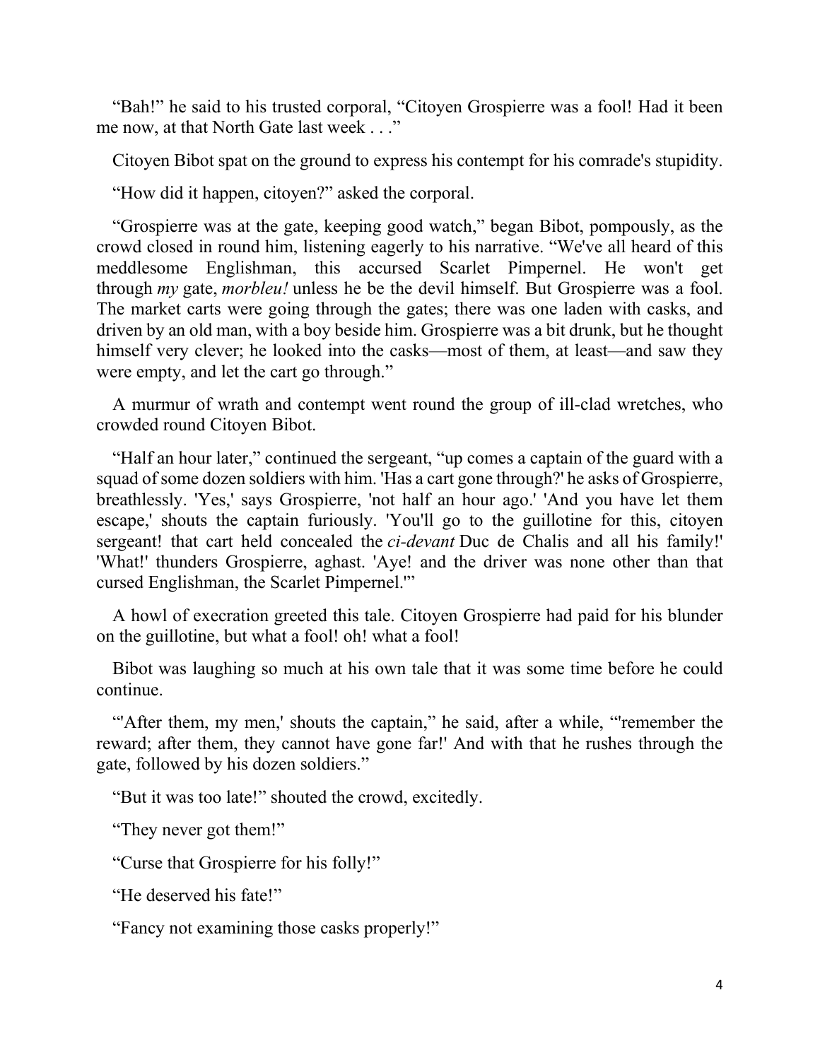"Bah!" he said to his trusted corporal, "Citoyen Grospierre was a fool! Had it been me now, at that North Gate last week . . ."

Citoyen Bibot spat on the ground to express his contempt for his comrade's stupidity.

"How did it happen, citoyen?" asked the corporal.

"Grospierre was at the gate, keeping good watch," began Bibot, pompously, as the crowd closed in round him, listening eagerly to his narrative. "We've all heard of this meddlesome Englishman, this accursed Scarlet Pimpernel. He won't get through *my* gate, *morbleu!* unless he be the devil himself. But Grospierre was a fool. The market carts were going through the gates; there was one laden with casks, and driven by an old man, with a boy beside him. Grospierre was a bit drunk, but he thought himself very clever; he looked into the casks—most of them, at least—and saw they were empty, and let the cart go through."

A murmur of wrath and contempt went round the group of ill-clad wretches, who crowded round Citoyen Bibot.

"Half an hour later," continued the sergeant, "up comes a captain of the guard with a squad of some dozen soldiers with him. 'Has a cart gone through?' he asks of Grospierre, breathlessly. 'Yes,' says Grospierre, 'not half an hour ago.' 'And you have let them escape,' shouts the captain furiously. 'You'll go to the guillotine for this, citoyen sergeant! that cart held concealed the *ci-devant* Duc de Chalis and all his family!' 'What!' thunders Grospierre, aghast. 'Aye! and the driver was none other than that cursed Englishman, the Scarlet Pimpernel.'"

A howl of execration greeted this tale. Citoyen Grospierre had paid for his blunder on the guillotine, but what a fool! oh! what a fool!

Bibot was laughing so much at his own tale that it was some time before he could continue.

"'After them, my men,' shouts the captain," he said, after a while, "'remember the reward; after them, they cannot have gone far!' And with that he rushes through the gate, followed by his dozen soldiers."

"But it was too late!" shouted the crowd, excitedly.

"They never got them!"

"Curse that Grospierre for his folly!"

"He deserved his fate!"

"Fancy not examining those casks properly!"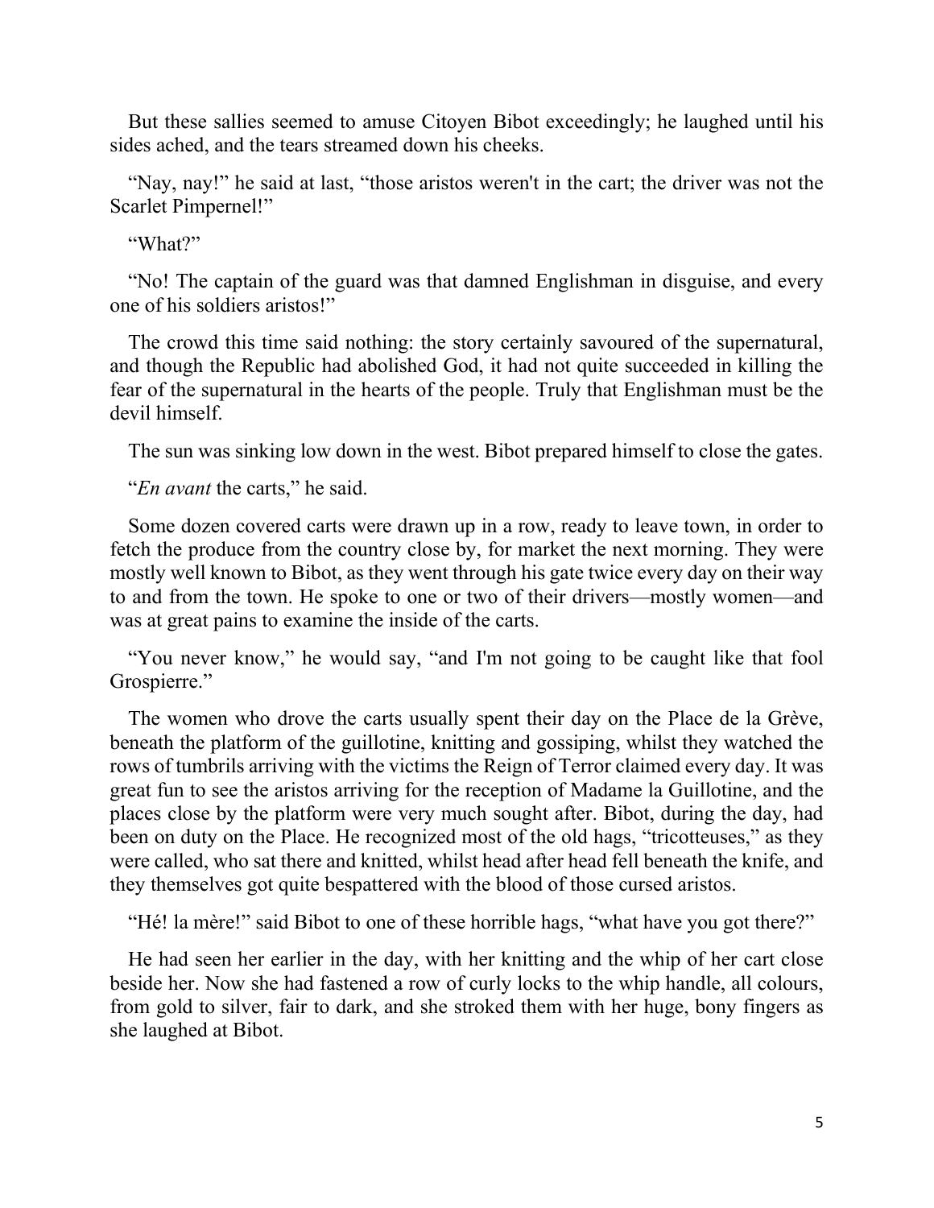But these sallies seemed to amuse Citoyen Bibot exceedingly; he laughed until his sides ached, and the tears streamed down his cheeks.

"Nay, nay!" he said at last, "those aristos weren't in the cart; the driver was not the Scarlet Pimpernel!"

"What?"

"No! The captain of the guard was that damned Englishman in disguise, and every one of his soldiers aristos!"

The crowd this time said nothing: the story certainly savoured of the supernatural, and though the Republic had abolished God, it had not quite succeeded in killing the fear of the supernatural in the hearts of the people. Truly that Englishman must be the devil himself.

The sun was sinking low down in the west. Bibot prepared himself to close the gates.

"*En avant* the carts," he said.

Some dozen covered carts were drawn up in a row, ready to leave town, in order to fetch the produce from the country close by, for market the next morning. They were mostly well known to Bibot, as they went through his gate twice every day on their way to and from the town. He spoke to one or two of their drivers—mostly women—and was at great pains to examine the inside of the carts.

"You never know," he would say, "and I'm not going to be caught like that fool Grospierre."

The women who drove the carts usually spent their day on the Place de la Grève, beneath the platform of the guillotine, knitting and gossiping, whilst they watched the rows of tumbrils arriving with the victims the Reign of Terror claimed every day. It was great fun to see the aristos arriving for the reception of Madame la Guillotine, and the places close by the platform were very much sought after. Bibot, during the day, had been on duty on the Place. He recognized most of the old hags, "tricotteuses," as they were called, who sat there and knitted, whilst head after head fell beneath the knife, and they themselves got quite bespattered with the blood of those cursed aristos.

"Hé! la mère!" said Bibot to one of these horrible hags, "what have you got there?"

He had seen her earlier in the day, with her knitting and the whip of her cart close beside her. Now she had fastened a row of curly locks to the whip handle, all colours, from gold to silver, fair to dark, and she stroked them with her huge, bony fingers as she laughed at Bibot.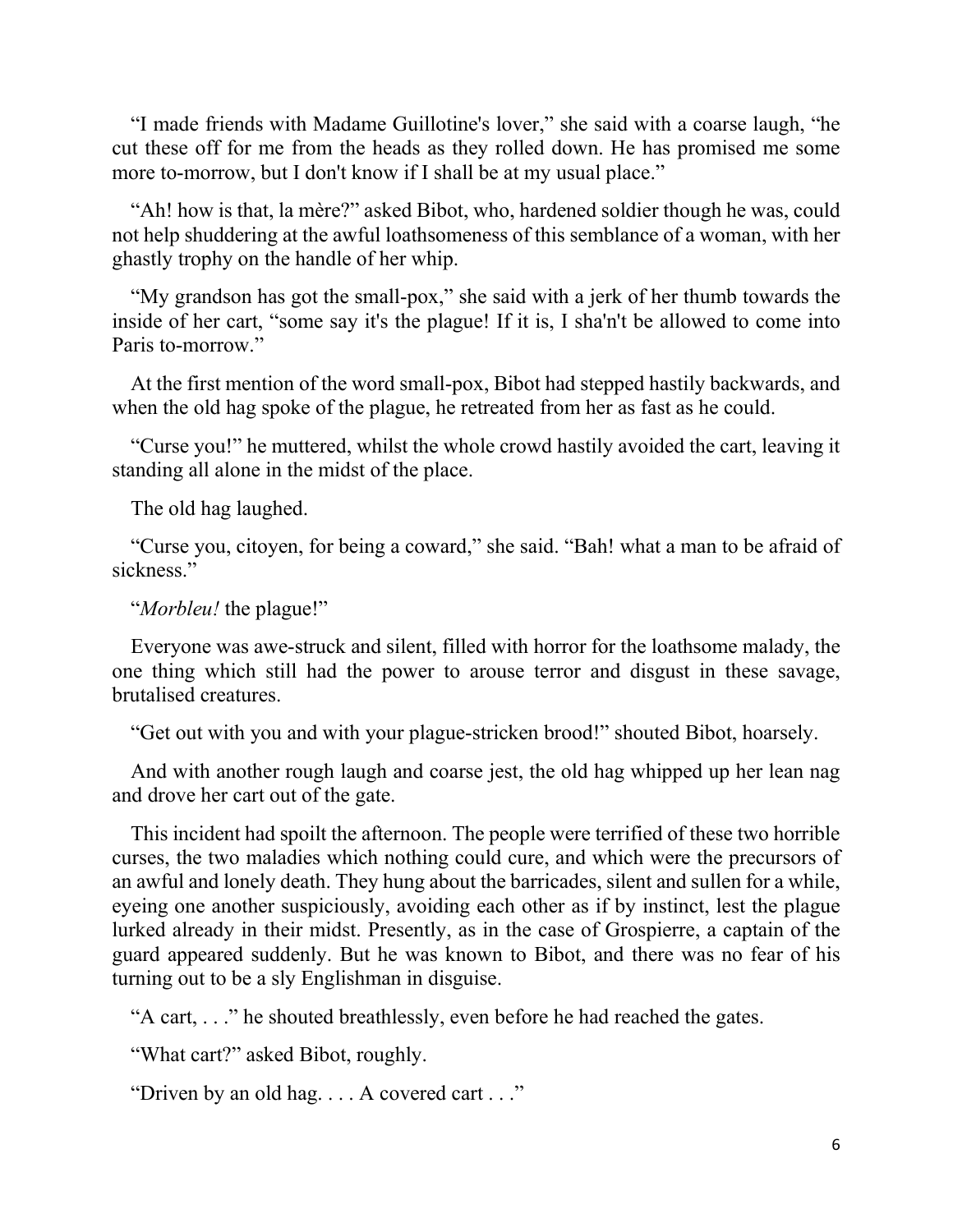"I made friends with Madame Guillotine's lover," she said with a coarse laugh, "he cut these off for me from the heads as they rolled down. He has promised me some more to-morrow, but I don't know if I shall be at my usual place."

"Ah! how is that, la mère?" asked Bibot, who, hardened soldier though he was, could not help shuddering at the awful loathsomeness of this semblance of a woman, with her ghastly trophy on the handle of her whip.

"My grandson has got the small-pox," she said with a jerk of her thumb towards the inside of her cart, "some say it's the plague! If it is, I sha'n't be allowed to come into Paris to-morrow."

At the first mention of the word small-pox, Bibot had stepped hastily backwards, and when the old hag spoke of the plague, he retreated from her as fast as he could.

"Curse you!" he muttered, whilst the whole crowd hastily avoided the cart, leaving it standing all alone in the midst of the place.

The old hag laughed.

"Curse you, citoyen, for being a coward," she said. "Bah! what a man to be afraid of sickness."

"*Morbleu!* the plague!"

Everyone was awe-struck and silent, filled with horror for the loathsome malady, the one thing which still had the power to arouse terror and disgust in these savage, brutalised creatures.

"Get out with you and with your plague-stricken brood!" shouted Bibot, hoarsely.

And with another rough laugh and coarse jest, the old hag whipped up her lean nag and drove her cart out of the gate.

This incident had spoilt the afternoon. The people were terrified of these two horrible curses, the two maladies which nothing could cure, and which were the precursors of an awful and lonely death. They hung about the barricades, silent and sullen for a while, eyeing one another suspiciously, avoiding each other as if by instinct, lest the plague lurked already in their midst. Presently, as in the case of Grospierre, a captain of the guard appeared suddenly. But he was known to Bibot, and there was no fear of his turning out to be a sly Englishman in disguise.

"A cart, . . ." he shouted breathlessly, even before he had reached the gates.

"What cart?" asked Bibot, roughly.

"Driven by an old hag. . . . A covered cart . . ."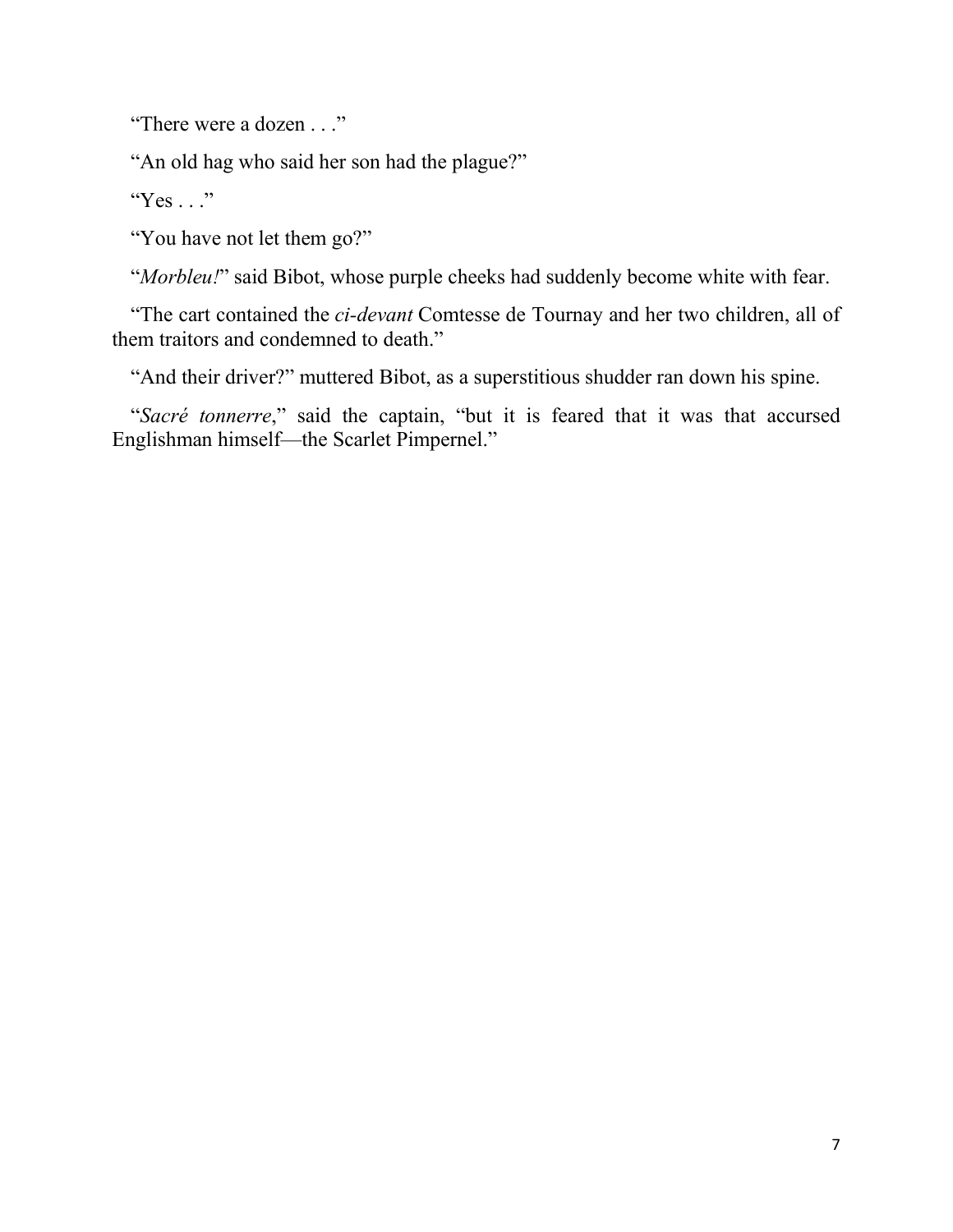"There were a dozen . . ."

"An old hag who said her son had the plague?"

"Yes . . ."

"You have not let them go?"

"*Morbleu!*" said Bibot, whose purple cheeks had suddenly become white with fear.

"The cart contained the *ci-devant* Comtesse de Tournay and her two children, all of them traitors and condemned to death."

"And their driver?" muttered Bibot, as a superstitious shudder ran down his spine.

"*Sacré tonnerre*," said the captain, "but it is feared that it was that accursed Englishman himself—the Scarlet Pimpernel."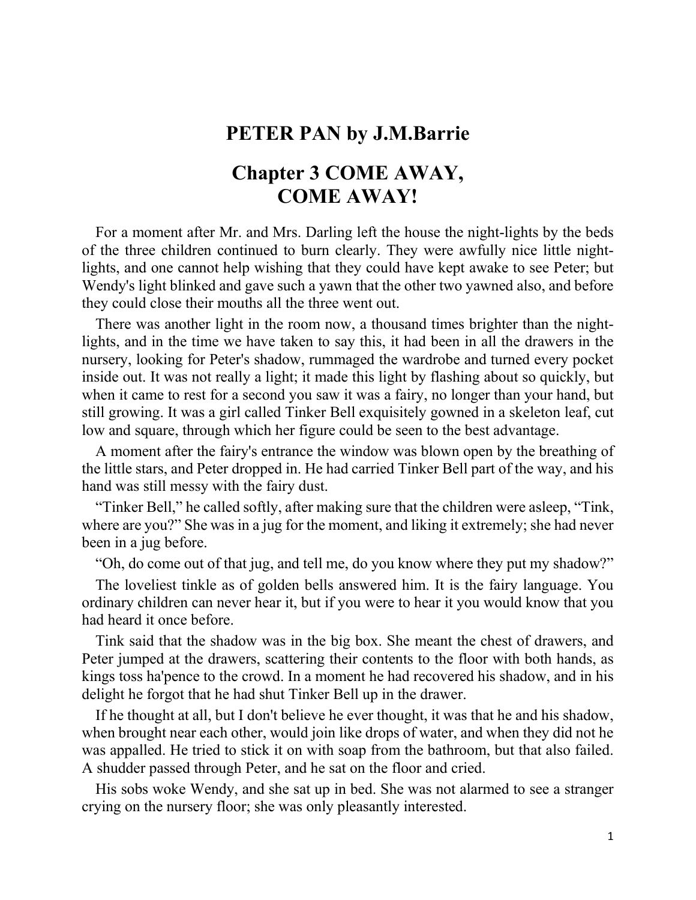# PETER PAN by J.M.Barrie

## Chapter 3 COME AWAY, COME AWAY!

For a moment after Mr. and Mrs. Darling left the house the night-lights by the beds of the three children continued to burn clearly. They were awfully nice little night-lights, and one cannot help wishing that they could have kept awake to see Peter; but Wendy's light blinked and gave such a yawn that the other two yawned also, and before they could close their mouths all the three went out.

There was another light in the room now, a thousand times brighter than the night-lights, and in the time we have taken to say this, it had been in all the drawers in the nursery, looking for Peter's shadow, rummaged the wardrobe and turned every pocket inside out. It was not really a light; it made this light by flashing about so quickly, but when it came to rest for a second you saw it was a fairy, no longer than your hand, but still growing. It was a girl called Tinker Bell exquisitely gowned in a skeleton leaf, cut low and square, through which her figure could be seen to the best advantage.

A moment after the fairy's entrance the window was blown open by the breathing of the little stars, and Peter dropped in. He had carried Tinker Bell part of the way, and his hand was still messy with the fairy dust.

"Tinker Bell," he called softly, after making sure that the children were asleep, "Tink, where are you?" She was in a jug for the moment, and liking it extremely; she had never been in a jug before.

"Oh, do come out of that jug, and tell me, do you know where they put my shadow?"

The loveliest tinkle as of golden bells answered him. It is the fairy language. You ordinary children can never hear it, but if you were to hear it you would know that you had heard it once before.

Tink said that the shadow was in the big box. She meant the chest of drawers, and Peter jumped at the drawers, scattering their contents to the floor with both hands, as kings toss ha'pence to the crowd. In a moment he had recovered his shadow, and in his delight he forgot that he had shut Tinker Bell up in the drawer.

If he thought at all, but I don't believe he ever thought, it was that he and his shadow, when brought near each other, would join like drops of water, and when they did not he was appalled. He tried to stick it on with soap from the bathroom, but that also failed. A shudder passed through Peter, and he sat on the floor and cried.

His sobs woke Wendy, and she sat up in bed. She was not alarmed to see a stranger crying on the nursery floor; she was only pleasantly interested.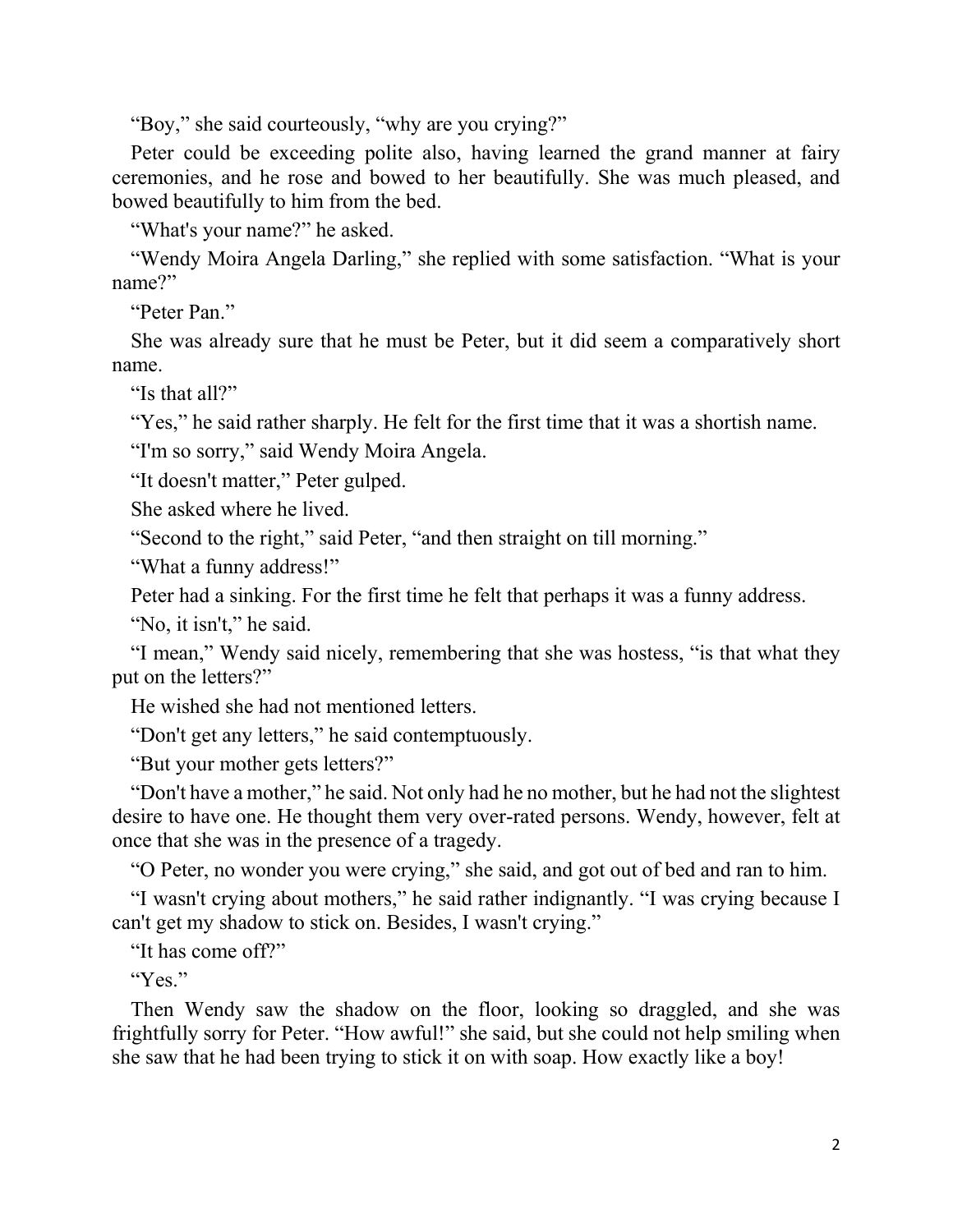“Boy,” she said courteously, “why are you crying?”

Peter could be exceeding polite also, having learned the grand manner at fairy ceremonies, and he rose and bowed to her beautifully. She was much pleased, and bowed beautifully to him from the bed.

“What's your name?” he asked.

“Wendy Moira Angela Darling,” she replied with some satisfaction. “What is your name?”

“Peter Pan.”

She was already sure that he must be Peter, but it did seem a comparatively short name.

“Is that all?”

“Yes,” he said rather sharply. He felt for the first time that it was a shortish name.

“I'm so sorry,” said Wendy Moira Angela.

“It doesn't matter,” Peter gulped.

She asked where he lived.

“Second to the right,” said Peter, “and then straight on till morning.”

“What a funny address!”

Peter had a sinking. For the first time he felt that perhaps it was a funny address.

“No, it isn't,” he said.

“I mean,” Wendy said nicely, remembering that she was hostess, “is that what they put on the letters?”

He wished she had not mentioned letters.

“Don't get any letters,” he said contemptuously.

“But your mother gets letters?”

“Don't have a mother,” he said. Not only had he no mother, but he had not the slightest desire to have one. He thought them very over-rated persons. Wendy, however, felt at once that she was in the presence of a tragedy.

“O Peter, no wonder you were crying,” she said, and got out of bed and ran to him.

“I wasn't crying about mothers,” he said rather indignantly. “I was crying because I can't get my shadow to stick on. Besides, I wasn't crying.”

“It has come off?”

“Yes.”

Then Wendy saw the shadow on the floor, looking so draggled, and she was frightfully sorry for Peter. “How awful!” she said, but she could not help smiling when she saw that he had been trying to stick it on with soap. How exactly like a boy!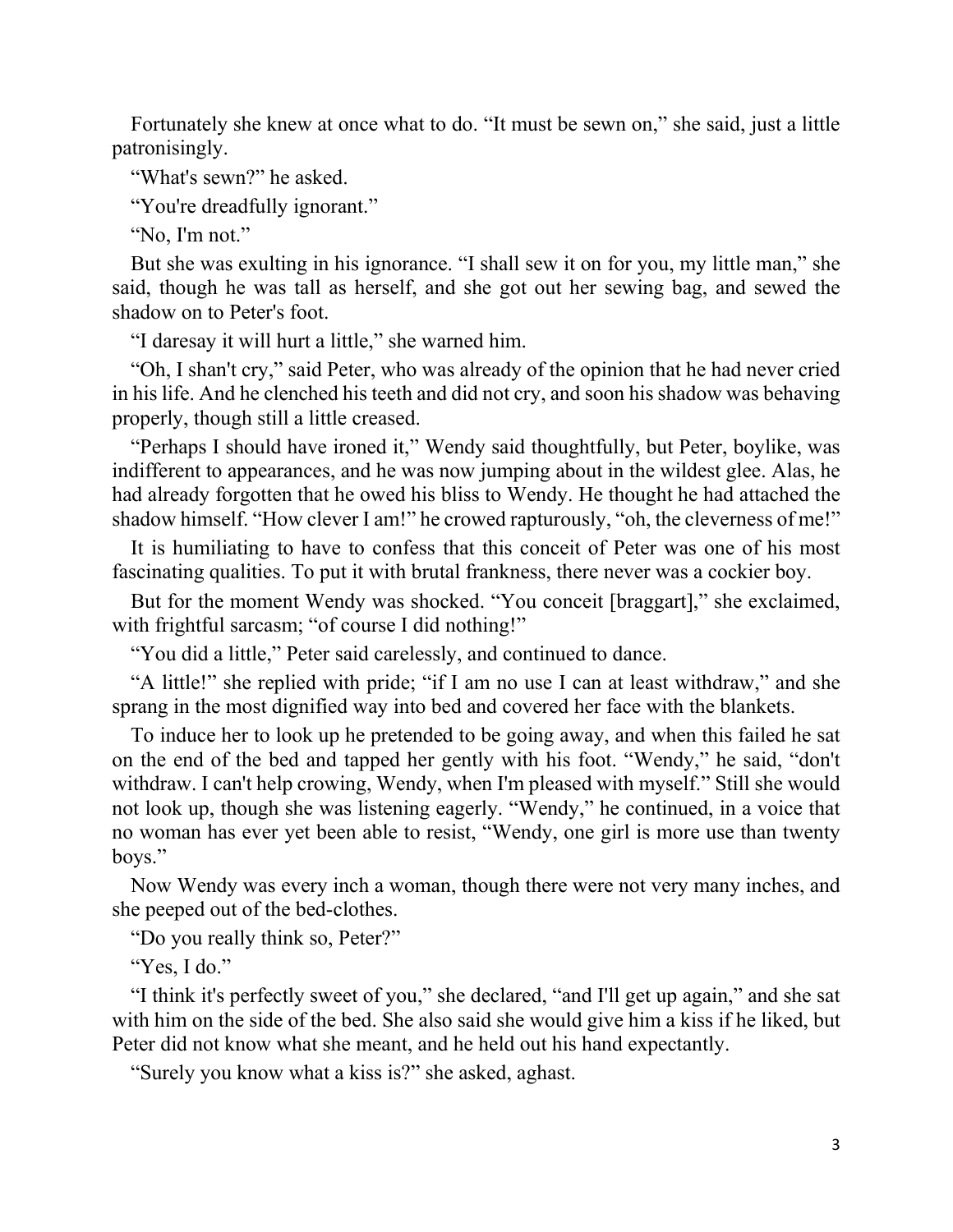Fortunately she knew at once what to do. “It must be sewn on,” she said, just a little patronisingly.

“What's sewn?” he asked.

“You're dreadfully ignorant.”

“No, I'm not.”

But she was exulting in his ignorance. “I shall sew it on for you, my little man,” she said, though he was tall as herself, and she got out her sewing bag, and sewed the shadow on to Peter's foot.

“I daresay it will hurt a little,” she warned him.

“Oh, I shan't cry,” said Peter, who was already of the opinion that he had never cried in his life. And he clenched his teeth and did not cry, and soon his shadow was behaving properly, though still a little creased.

“Perhaps I should have ironed it,” Wendy said thoughtfully, but Peter, boylike, was indifferent to appearances, and he was now jumping about in the wildest glee. Alas, he had already forgotten that he owed his bliss to Wendy. He thought he had attached the shadow himself. “How clever I am!” he crowed rapturously, “oh, the cleverness of me!”

It is humiliating to have to confess that this conceit of Peter was one of his most fascinating qualities. To put it with brutal frankness, there never was a cockier boy.

But for the moment Wendy was shocked. “You conceit [braggart],” she exclaimed, with frightful sarcasm; “of course I did nothing!”

“You did a little,” Peter said carelessly, and continued to dance.

“A little!” she replied with pride; “if I am no use I can at least withdraw,” and she sprang in the most dignified way into bed and covered her face with the blankets.

To induce her to look up he pretended to be going away, and when this failed he sat on the end of the bed and tapped her gently with his foot. “Wendy,” he said, “don't withdraw. I can't help crowing, Wendy, when I'm pleased with myself.” Still she would not look up, though she was listening eagerly. “Wendy,” he continued, in a voice that no woman has ever yet been able to resist, “Wendy, one girl is more use than twenty boys.”

Now Wendy was every inch a woman, though there were not very many inches, and she peeped out of the bed-clothes.

“Do you really think so, Peter?”

“Yes, I do.”

“I think it's perfectly sweet of you,” she declared, “and I'll get up again,” and she sat with him on the side of the bed. She also said she would give him a kiss if he liked, but Peter did not know what she meant, and he held out his hand expectantly.

“Surely you know what a kiss is?” she asked, aghast.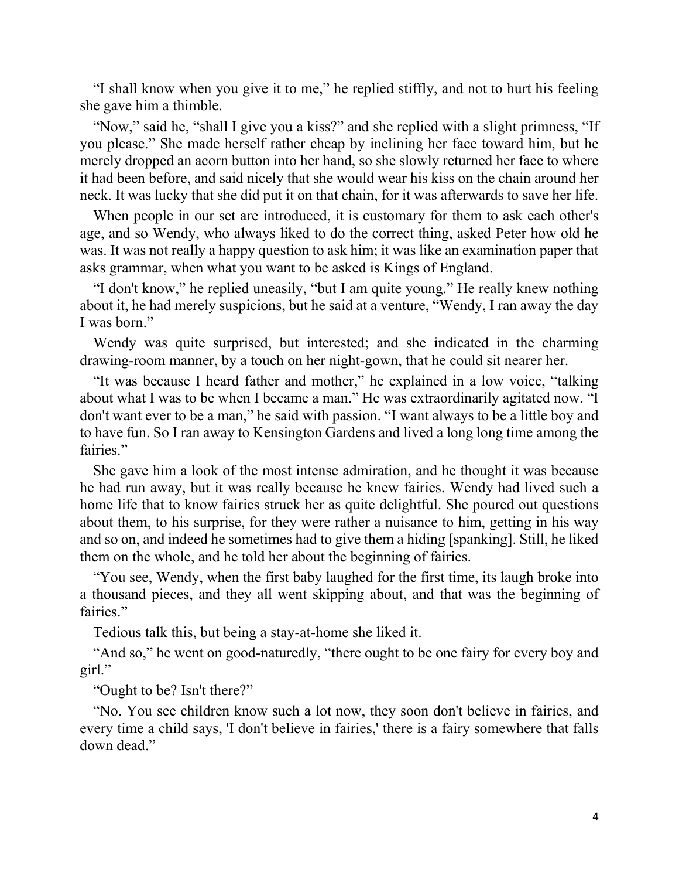"I shall know when you give it to me," he replied stiffly, and not to hurt his feeling she gave him a thimble.

"Now," said he, "shall I give you a kiss?" and she replied with a slight primness, "If you please." She made herself rather cheap by inclining her face toward him, but he merely dropped an acorn button into her hand, so she slowly returned her face to where it had been before, and said nicely that she would wear his kiss on the chain around her neck. It was lucky that she did put it on that chain, for it was afterwards to save her life.

When people in our set are introduced, it is customary for them to ask each other's age, and so Wendy, who always liked to do the correct thing, asked Peter how old he was. It was not really a happy question to ask him; it was like an examination paper that asks grammar, when what you want to be asked is Kings of England.

"I don't know," he replied uneasily, "but I am quite young." He really knew nothing about it, he had merely suspicions, but he said at a venture, "Wendy, I ran away the day I was born."

Wendy was quite surprised, but interested; and she indicated in the charming drawing-room manner, by a touch on her night-gown, that he could sit nearer her.

"It was because I heard father and mother," he explained in a low voice, "talking about what I was to be when I became a man." He was extraordinarily agitated now. "I don't want ever to be a man," he said with passion. "I want always to be a little boy and to have fun. So I ran away to Kensington Gardens and lived a long long time among the fairies."

She gave him a look of the most intense admiration, and he thought it was because he had run away, but it was really because he knew fairies. Wendy had lived such a home life that to know fairies struck her as quite delightful. She poured out questions about them, to his surprise, for they were rather a nuisance to him, getting in his way and so on, and indeed he sometimes had to give them a hiding [spanking]. Still, he liked them on the whole, and he told her about the beginning of fairies.

"You see, Wendy, when the first baby laughed for the first time, its laugh broke into a thousand pieces, and they all went skipping about, and that was the beginning of fairies."

Tedious talk this, but being a stay-at-home she liked it.

"And so," he went on good-naturedly, "there ought to be one fairy for every boy and girl."

"Ought to be? Isn't there?"

"No. You see children know such a lot now, they soon don't believe in fairies, and every time a child says, 'I don't believe in fairies,' there is a fairy somewhere that falls down dead."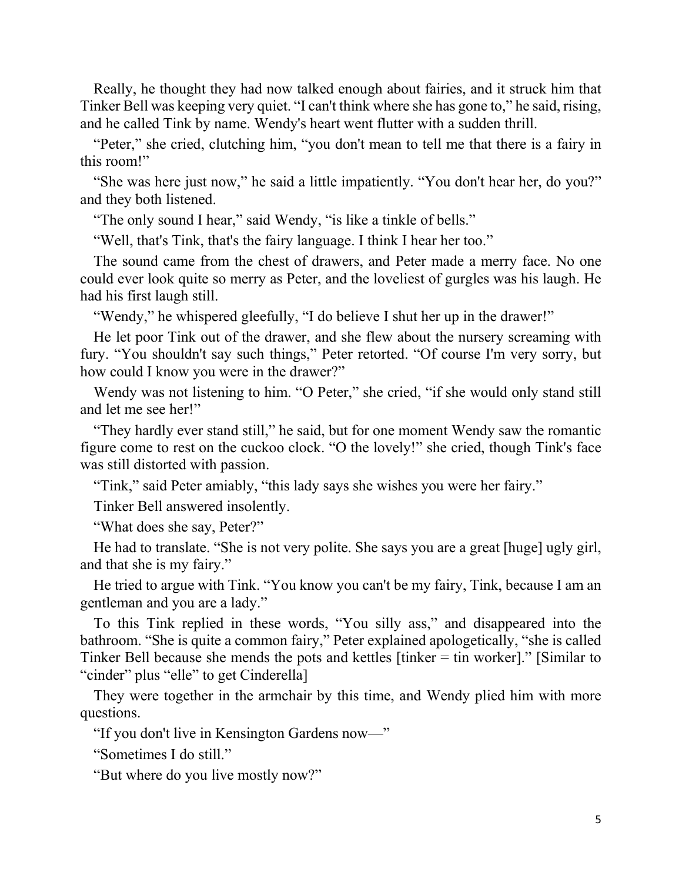Really, he thought they had now talked enough about fairies, and it struck him that Tinker Bell was keeping very quiet. “I can't think where she has gone to,” he said, rising, and he called Tink by name. Wendy's heart went flutter with a sudden thrill.

“Peter,” she cried, clutching him, “you don't mean to tell me that there is a fairy in this room!”

“She was here just now,” he said a little impatiently. “You don't hear her, do you?” and they both listened.

“The only sound I hear,” said Wendy, “is like a tinkle of bells.”

“Well, that's Tink, that's the fairy language. I think I hear her too.”

The sound came from the chest of drawers, and Peter made a merry face. No one could ever look quite so merry as Peter, and the loveliest of gurgles was his laugh. He had his first laugh still.

“Wendy,” he whispered gleefully, “I do believe I shut her up in the drawer!”

He let poor Tink out of the drawer, and she flew about the nursery screaming with fury. “You shouldn't say such things,” Peter retorted. “Of course I'm very sorry, but how could I know you were in the drawer?”

Wendy was not listening to him. “O Peter,” she cried, “if she would only stand still and let me see her!”

“They hardly ever stand still,” he said, but for one moment Wendy saw the romantic figure come to rest on the cuckoo clock. “O the lovely!” she cried, though Tink's face was still distorted with passion.

“Tink,” said Peter amiably, “this lady says she wishes you were her fairy.”

Tinker Bell answered insolently.

“What does she say, Peter?”

He had to translate. “She is not very polite. She says you are a great [huge] ugly girl, and that she is my fairy.”

He tried to argue with Tink. “You know you can't be my fairy, Tink, because I am an gentleman and you are a lady.”

To this Tink replied in these words, “You silly ass,” and disappeared into the bathroom. “She is quite a common fairy,” Peter explained apologetically, “she is called Tinker Bell because she mends the pots and kettles [tinker = tin worker].” [Similar to “cinder” plus “elle” to get Cinderella]

They were together in the armchair by this time, and Wendy plied him with more questions.

“If you don't live in Kensington Gardens now—”

“Sometimes I do still.”

“But where do you live mostly now?”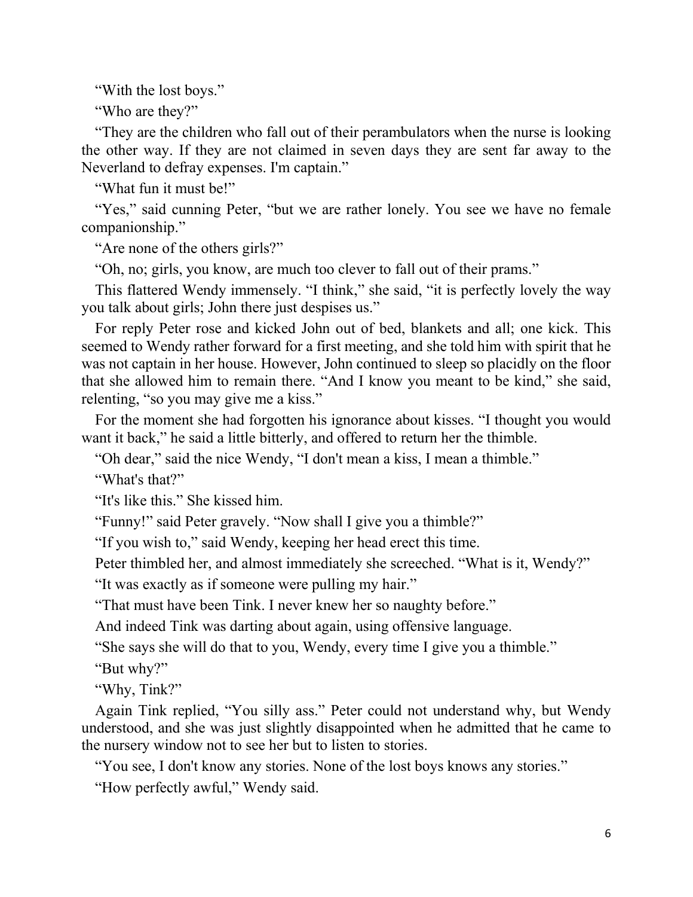"With the lost boys."

"Who are they?"

"They are the children who fall out of their perambulators when the nurse is looking the other way. If they are not claimed in seven days they are sent far away to the Neverland to defray expenses. I'm captain."

"What fun it must be!"

"Yes," said cunning Peter, "but we are rather lonely. You see we have no female companionship."

"Are none of the others girls?"

"Oh, no; girls, you know, are much too clever to fall out of their prams."

This flattered Wendy immensely. "I think," she said, "it is perfectly lovely the way you talk about girls; John there just despises us."

For reply Peter rose and kicked John out of bed, blankets and all; one kick. This seemed to Wendy rather forward for a first meeting, and she told him with spirit that he was not captain in her house. However, John continued to sleep so placidly on the floor that she allowed him to remain there. "And I know you meant to be kind," she said, relenting, "so you may give me a kiss."

For the moment she had forgotten his ignorance about kisses. "I thought you would want it back," he said a little bitterly, and offered to return her the thimble.

"Oh dear," said the nice Wendy, "I don't mean a kiss, I mean a thimble."

"What's that?"

"It's like this." She kissed him.

"Funny!" said Peter gravely. "Now shall I give you a thimble?"

"If you wish to," said Wendy, keeping her head erect this time.

Peter thimbled her, and almost immediately she screeched. "What is it, Wendy?"

"It was exactly as if someone were pulling my hair."

"That must have been Tink. I never knew her so naughty before."

And indeed Tink was darting about again, using offensive language.

"She says she will do that to you, Wendy, every time I give you a thimble."

"But why?"

"Why, Tink?"

Again Tink replied, "You silly ass." Peter could not understand why, but Wendy understood, and she was just slightly disappointed when he admitted that he came to the nursery window not to see her but to listen to stories.

"You see, I don't know any stories. None of the lost boys knows any stories."

"How perfectly awful," Wendy said.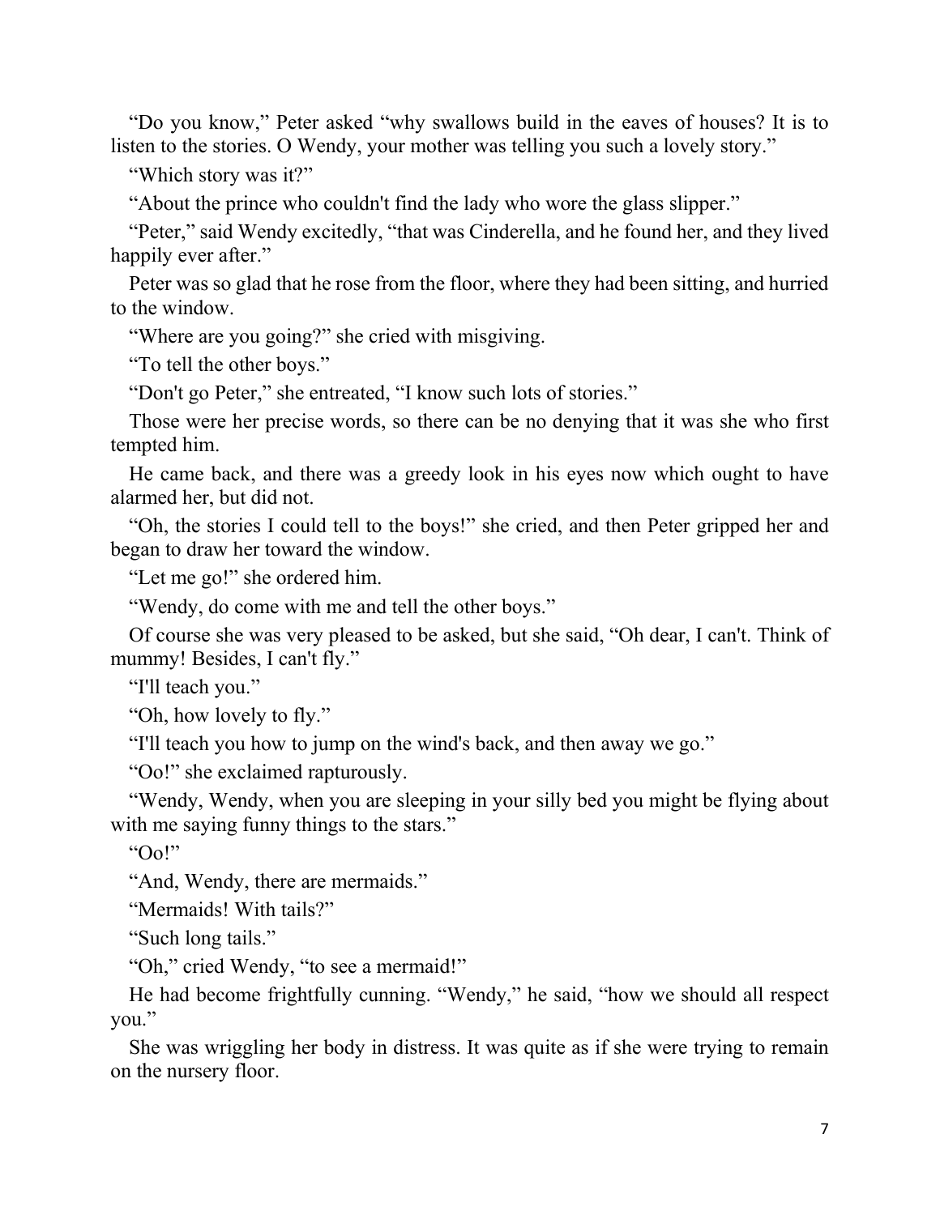"Do you know," Peter asked "why swallows build in the eaves of houses? It is to listen to the stories. O Wendy, your mother was telling you such a lovely story."

"Which story was it?"

"About the prince who couldn't find the lady who wore the glass slipper."

"Peter," said Wendy excitedly, "that was Cinderella, and he found her, and they lived happily ever after."

Peter was so glad that he rose from the floor, where they had been sitting, and hurried to the window.

"Where are you going?" she cried with misgiving.

"To tell the other boys."

"Don't go Peter," she entreated, "I know such lots of stories."

Those were her precise words, so there can be no denying that it was she who first tempted him.

He came back, and there was a greedy look in his eyes now which ought to have alarmed her, but did not.

"Oh, the stories I could tell to the boys!" she cried, and then Peter gripped her and began to draw her toward the window.

"Let me go!" she ordered him.

"Wendy, do come with me and tell the other boys."

Of course she was very pleased to be asked, but she said, "Oh dear, I can't. Think of mummy! Besides, I can't fly."

"I'll teach you."

"Oh, how lovely to fly."

"I'll teach you how to jump on the wind's back, and then away we go."

"Oo!" she exclaimed rapturously.

"Wendy, Wendy, when you are sleeping in your silly bed you might be flying about with me saying funny things to the stars."

"Oo!"

"And, Wendy, there are mermaids."

"Mermaids! With tails?"

"Such long tails."

"Oh," cried Wendy, "to see a mermaid!"

He had become frightfully cunning. "Wendy," he said, "how we should all respect you."

She was wriggling her body in distress. It was quite as if she were trying to remain on the nursery floor.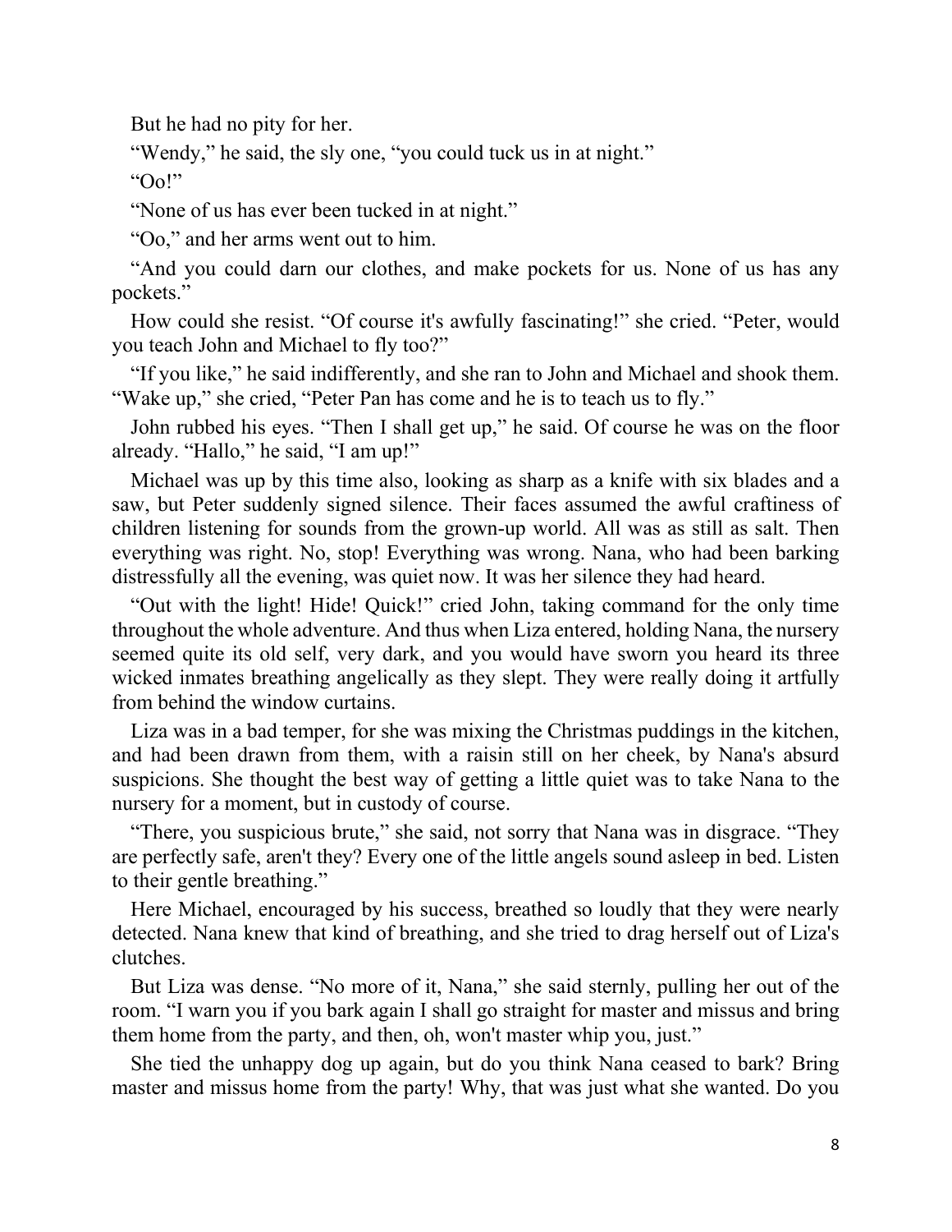But he had no pity for her.

"Wendy," he said, the sly one, "you could tuck us in at night."

"Oo!"

"None of us has ever been tucked in at night."

"Oo," and her arms went out to him.

"And you could darn our clothes, and make pockets for us. None of us has any pockets."

How could she resist. "Of course it's awfully fascinating!" she cried. "Peter, would you teach John and Michael to fly too?"

"If you like," he said indifferently, and she ran to John and Michael and shook them. "Wake up," she cried, "Peter Pan has come and he is to teach us to fly."

John rubbed his eyes. "Then I shall get up," he said. Of course he was on the floor already. "Hallo," he said, "I am up!"

Michael was up by this time also, looking as sharp as a knife with six blades and a saw, but Peter suddenly signed silence. Their faces assumed the awful craftiness of children listening for sounds from the grown-up world. All was as still as salt. Then everything was right. No, stop! Everything was wrong. Nana, who had been barking distressfully all the evening, was quiet now. It was her silence they had heard.

"Out with the light! Hide! Quick!" cried John, taking command for the only time throughout the whole adventure. And thus when Liza entered, holding Nana, the nursery seemed quite its old self, very dark, and you would have sworn you heard its three wicked inmates breathing angelically as they slept. They were really doing it artfully from behind the window curtains.

Liza was in a bad temper, for she was mixing the Christmas puddings in the kitchen, and had been drawn from them, with a raisin still on her cheek, by Nana's absurd suspicions. She thought the best way of getting a little quiet was to take Nana to the nursery for a moment, but in custody of course.

"There, you suspicious brute," she said, not sorry that Nana was in disgrace. "They are perfectly safe, aren't they? Every one of the little angels sound asleep in bed. Listen to their gentle breathing."

Here Michael, encouraged by his success, breathed so loudly that they were nearly detected. Nana knew that kind of breathing, and she tried to drag herself out of Liza's clutches.

But Liza was dense. "No more of it, Nana," she said sternly, pulling her out of the room. "I warn you if you bark again I shall go straight for master and missus and bring them home from the party, and then, oh, won't master whip you, just."

She tied the unhappy dog up again, but do you think Nana ceased to bark? Bring master and missus home from the party! Why, that was just what she wanted. Do you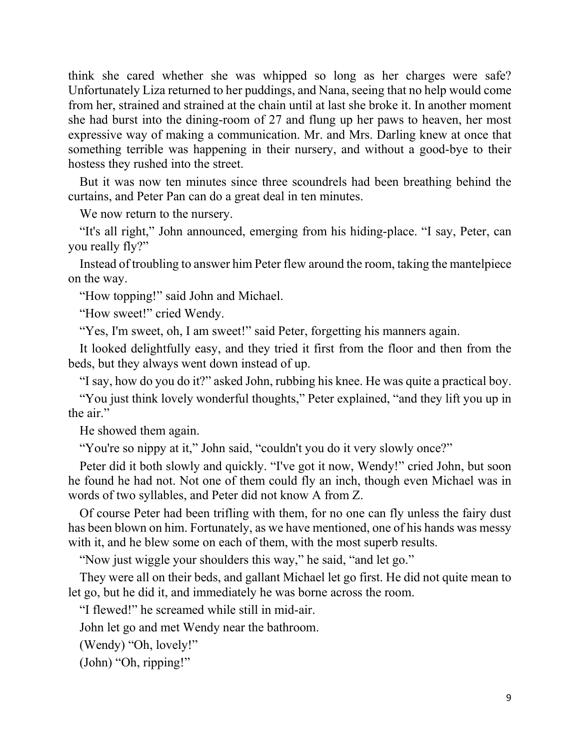think she cared whether she was whipped so long as her charges were safe? Unfortunately Liza returned to her puddings, and Nana, seeing that no help would come from her, strained and strained at the chain until at last she broke it. In another moment she had burst into the dining-room of 27 and flung up her paws to heaven, her most expressive way of making a communication. Mr. and Mrs. Darling knew at once that something terrible was happening in their nursery, and without a good-bye to their hostess they rushed into the street.

But it was now ten minutes since three scoundrels had been breathing behind the curtains, and Peter Pan can do a great deal in ten minutes.

We now return to the nursery.

"It's all right," John announced, emerging from his hiding-place. "I say, Peter, can you really fly?"

Instead of troubling to answer him Peter flew around the room, taking the mantelpiece on the way.

"How topping!" said John and Michael.

"How sweet!" cried Wendy.

"Yes, I'm sweet, oh, I am sweet!" said Peter, forgetting his manners again.

It looked delightfully easy, and they tried it first from the floor and then from the beds, but they always went down instead of up.

"I say, how do you do it?" asked John, rubbing his knee. He was quite a practical boy.

"You just think lovely wonderful thoughts," Peter explained, "and they lift you up in the air."

He showed them again.

"You're so nippy at it," John said, "couldn't you do it very slowly once?"

Peter did it both slowly and quickly. "I've got it now, Wendy!" cried John, but soon he found he had not. Not one of them could fly an inch, though even Michael was in words of two syllables, and Peter did not know A from Z.

Of course Peter had been trifling with them, for no one can fly unless the fairy dust has been blown on him. Fortunately, as we have mentioned, one of his hands was messy with it, and he blew some on each of them, with the most superb results.

"Now just wiggle your shoulders this way," he said, "and let go."

They were all on their beds, and gallant Michael let go first. He did not quite mean to let go, but he did it, and immediately he was borne across the room.

"I flewed!" he screamed while still in mid-air.

John let go and met Wendy near the bathroom.

(Wendy) "Oh, lovely!"

(John) "Oh, ripping!"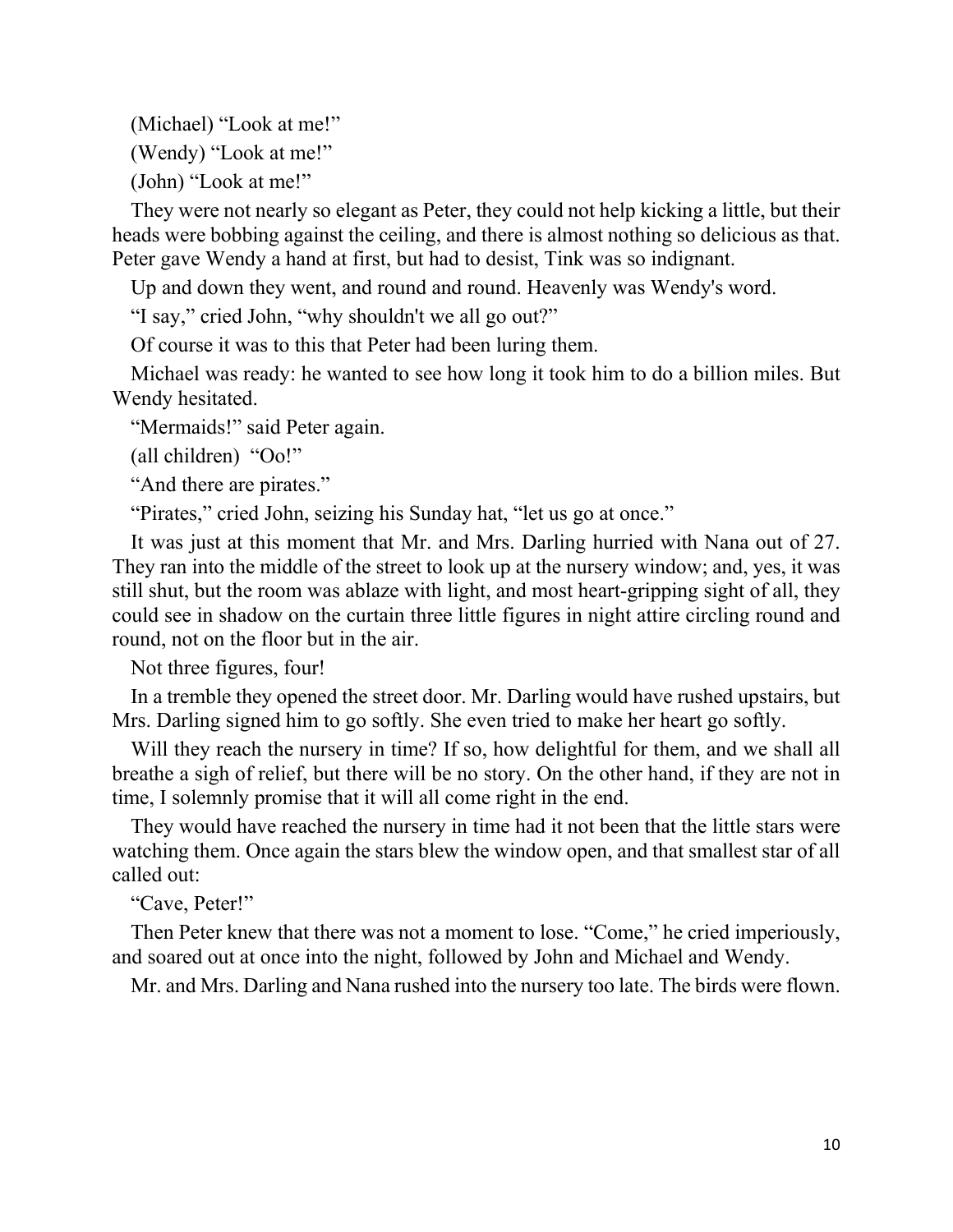(Michael) “Look at me!”

(Wendy) “Look at me!”

(John) “Look at me!”

They were not nearly so elegant as Peter, they could not help kicking a little, but their heads were bobbing against the ceiling, and there is almost nothing so delicious as that. Peter gave Wendy a hand at first, but had to desist, Tink was so indignant.

Up and down they went, and round and round. Heavenly was Wendy's word.

“I say,” cried John, “why shouldn't we all go out?”

Of course it was to this that Peter had been luring them.

Michael was ready: he wanted to see how long it took him to do a billion miles. But Wendy hesitated.

“Mermaids!” said Peter again.

(all children) “Oo!”

“And there are pirates.”

“Pirates,” cried John, seizing his Sunday hat, “let us go at once.”

It was just at this moment that Mr. and Mrs. Darling hurried with Nana out of 27. They ran into the middle of the street to look up at the nursery window; and, yes, it was still shut, but the room was ablaze with light, and most heart-gripping sight of all, they could see in shadow on the curtain three little figures in night attire circling round and round, not on the floor but in the air.

Not three figures, four!

In a tremble they opened the street door. Mr. Darling would have rushed upstairs, but Mrs. Darling signed him to go softly. She even tried to make her heart go softly.

Will they reach the nursery in time? If so, how delightful for them, and we shall all breathe a sigh of relief, but there will be no story. On the other hand, if they are not in time, I solemnly promise that it will all come right in the end.

They would have reached the nursery in time had it not been that the little stars were watching them. Once again the stars blew the window open, and that smallest star of all called out:

“Cave, Peter!”

Then Peter knew that there was not a moment to lose. “Come,” he cried imperiously, and soared out at once into the night, followed by John and Michael and Wendy.

Mr. and Mrs. Darling and Nana rushed into the nursery too late. The birds were flown.